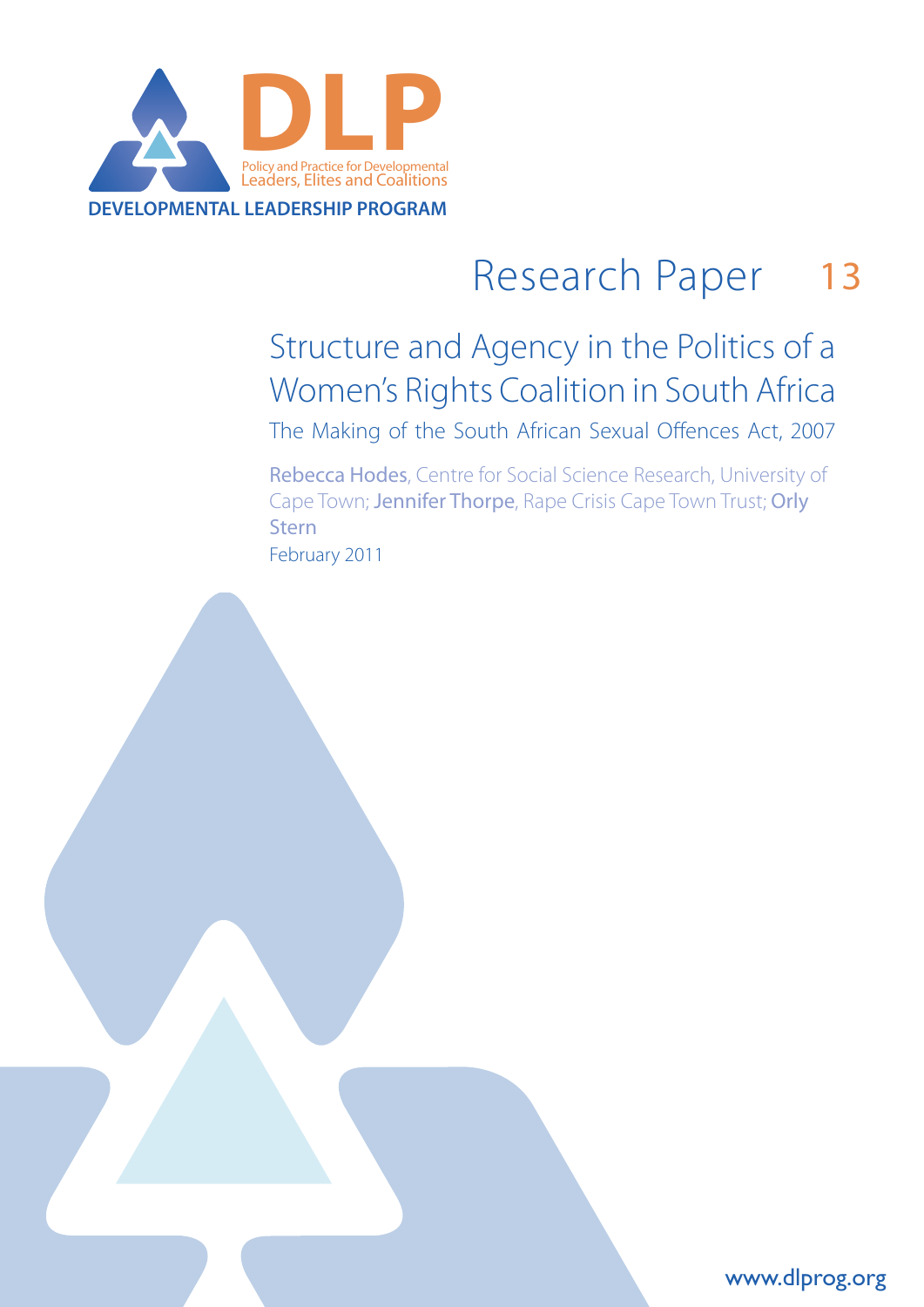DLP

Policy and Practice for Developmental Leaders, Elites and Coalitions

DEVELOPMENTAL LEADERSHIP PROGRAM

Research Paper 13

# Structure and Agency in the Politics of a Women's Rights Coalition in South Africa

## The Making of the South African Sexual Offences Act, 2007

**Rebecca Hodes**, Centre for Social Science Research, University of Cape Town; **Jennifer Thorpe**, Rape Crisis Cape Town Trust; **Orly Stern**

February 2011

www.dlprog.org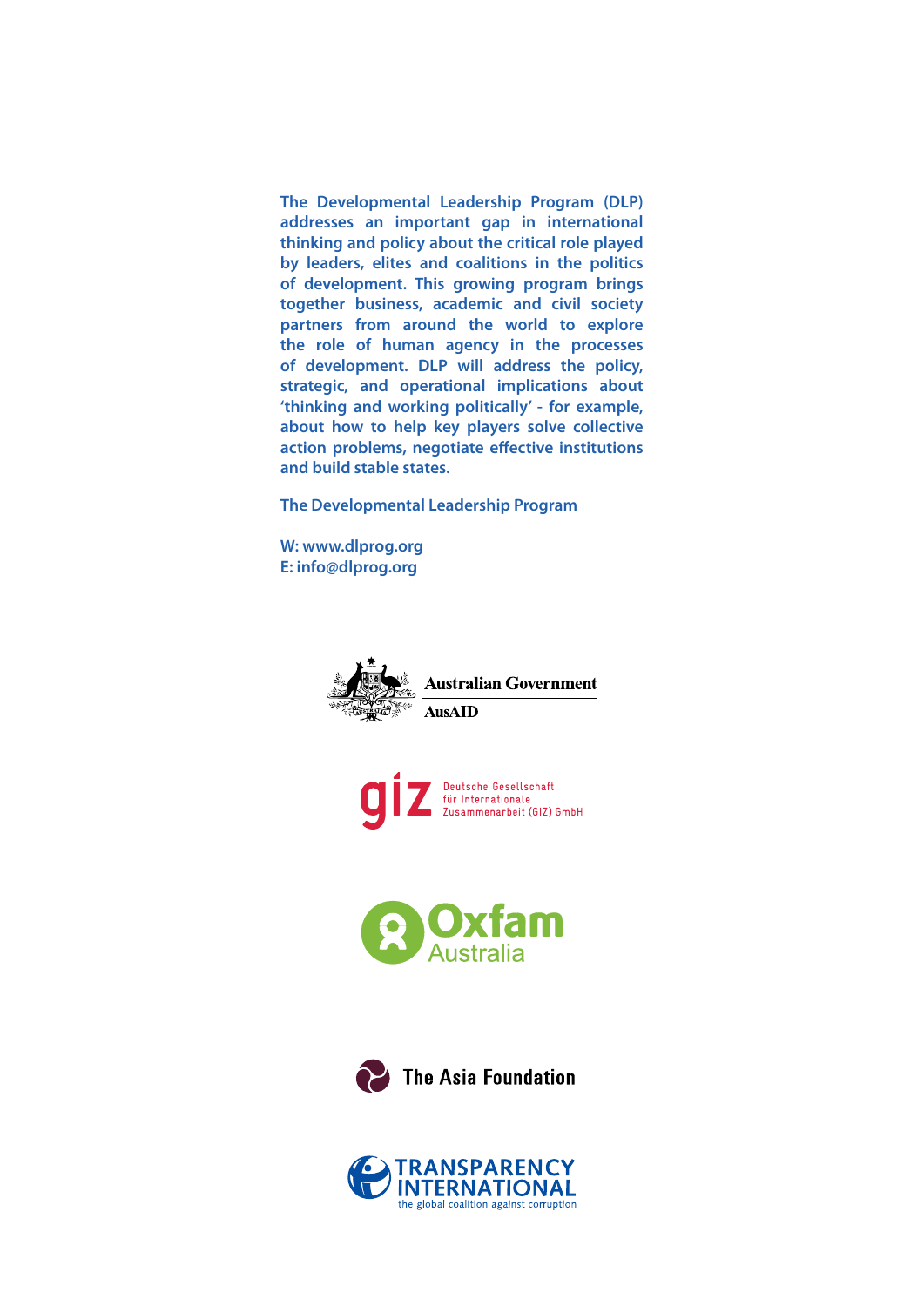The Developmental Leadership Program (DLP) addresses an important gap in international thinking and policy about the critical role played by leaders, elites and coalitions in the politics of development. This growing program brings together business, academic and civil society partners from around the world to explore the role of human agency in the processes of development. DLP will address the policy, strategic, and operational implications about 'thinking and working politically' - for example, about how to help key players solve collective action problems, negotiate effective institutions and build stable states.

The Developmental Leadership Program

W: www.dlprog.org
E: info@dlprog.org

Australian Government
AusAID

giz Deutsche Gesellschaft für Internationale Zusammenarbeit (GIZ) GmbH

Oxfam Australia

The Asia Foundation

TRANSPARENCY INTERNATIONAL
the global coalition against corruption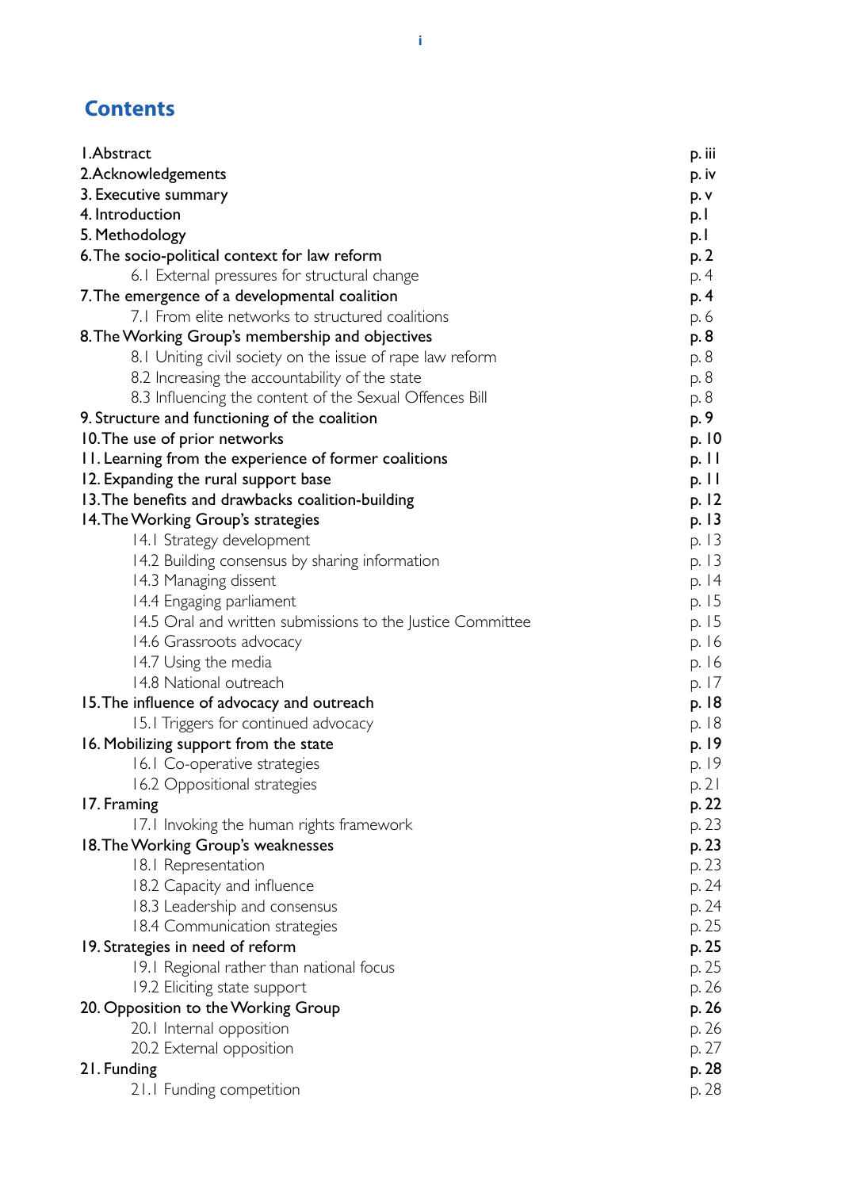## Contents

| | |
|---|---|
| **1.Abstract** | **p. iii** |
| **2.Acknowledgements** | **p. iv** |
| **3. Executive summary** | **p. v** |
| **4. Introduction** | **p. 1** |
| **5. Methodology** | **p. 1** |
| **6.The socio-political context for law reform** | **p. 2** |
| 6.1 External pressures for structural change | p. 4 |
| **7.The emergence of a developmental coalition** | **p. 4** |
| 7.1 From elite networks to structured coalitions | p. 6 |
| **8.The Working Group's membership and objectives** | **p. 8** |
| 8.1 Uniting civil society on the issue of rape law reform | p. 8 |
| 8.2 Increasing the accountability of the state | p. 8 |
| 8.3 Influencing the content of the Sexual Offences Bill | p. 8 |
| **9. Structure and functioning of the coalition** | **p. 9** |
| **10.The use of prior networks** | **p. 10** |
| **11. Learning from the experience of former coalitions** | **p. 11** |
| **12. Expanding the rural support base** | **p. 11** |
| **13.The benefits and drawbacks coalition-building** | **p. 12** |
| **14.The Working Group's strategies** | **p. 13** |
| 14.1 Strategy development | p. 13 |
| 14.2 Building consensus by sharing information | p. 13 |
| 14.3 Managing dissent | p. 14 |
| 14.4 Engaging parliament | p. 15 |
| 14.5 Oral and written submissions to the Justice Committee | p. 15 |
| 14.6 Grassroots advocacy | p. 16 |
| 14.7 Using the media | p. 16 |
| 14.8 National outreach | p. 17 |
| **15.The influence of advocacy and outreach** | **p. 18** |
| 15.1 Triggers for continued advocacy | p. 18 |
| **16. Mobilizing support from the state** | **p. 19** |
| 16.1 Co-operative strategies | p. 19 |
| 16.2 Oppositional strategies | p. 21 |
| **17. Framing** | **p. 22** |
| 17.1 Invoking the human rights framework | p. 23 |
| **18.The Working Group's weaknesses** | **p. 23** |
| 18.1 Representation | p. 23 |
| 18.2 Capacity and influence | p. 24 |
| 18.3 Leadership and consensus | p. 24 |
| 18.4 Communication strategies | p. 25 |
| **19. Strategies in need of reform** | **p. 25** |
| 19.1 Regional rather than national focus | p. 25 |
| 19.2 Eliciting state support | p. 26 |
| **20. Opposition to the Working Group** | **p. 26** |
| 20.1 Internal opposition | p. 26 |
| 20.2 External opposition | p. 27 |
| **21. Funding** | **p. 28** |
| 21.1 Funding competition | p. 28 |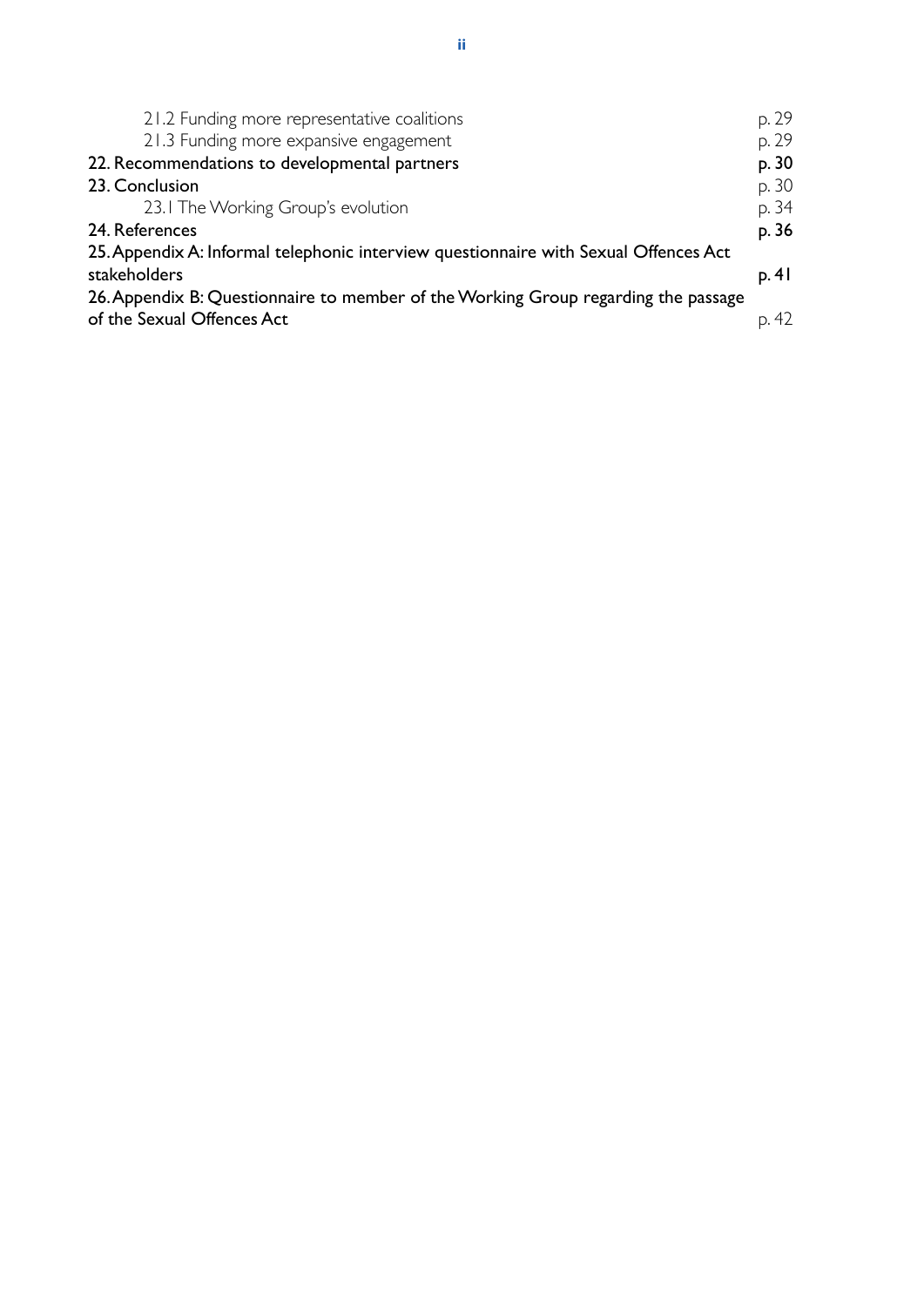21.2 Funding more representative coalitions p. 29
21.3 Funding more expansive engagement p. 29
**22. Recommendations to developmental partners p. 30**
23. Conclusion p. 30
23.1 The Working Group's evolution p. 34
**24. References p. 36**
**25. Appendix A: Informal telephonic interview questionnaire with Sexual Offences Act stakeholders p. 41**
26. Appendix B: Questionnaire to member of the Working Group regarding the passage of the Sexual Offences Act p. 42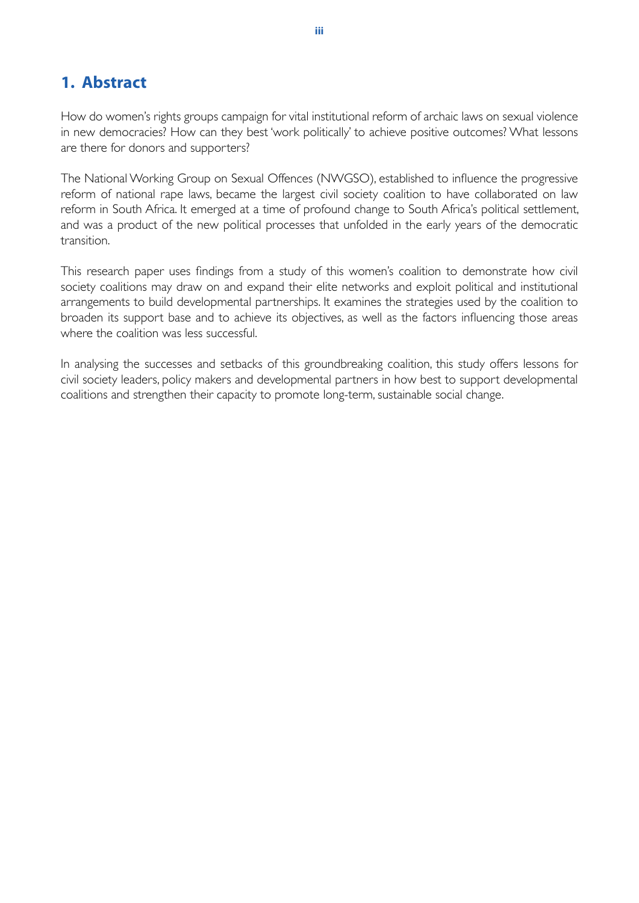# 1. Abstract

How do women's rights groups campaign for vital institutional reform of archaic laws on sexual violence in new democracies? How can they best 'work politically' to achieve positive outcomes? What lessons are there for donors and supporters?

The National Working Group on Sexual Offences (NWGSO), established to influence the progressive reform of national rape laws, became the largest civil society coalition to have collaborated on law reform in South Africa. It emerged at a time of profound change to South Africa's political settlement, and was a product of the new political processes that unfolded in the early years of the democratic transition.

This research paper uses findings from a study of this women's coalition to demonstrate how civil society coalitions may draw on and expand their elite networks and exploit political and institutional arrangements to build developmental partnerships. It examines the strategies used by the coalition to broaden its support base and to achieve its objectives, as well as the factors influencing those areas where the coalition was less successful.

In analysing the successes and setbacks of this groundbreaking coalition, this study offers lessons for civil society leaders, policy makers and developmental partners in how best to support developmental coalitions and strengthen their capacity to promote long-term, sustainable social change.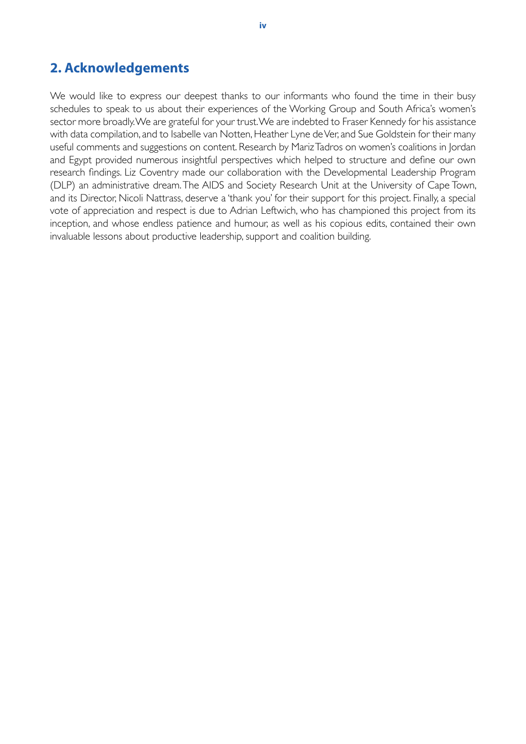## 2. Acknowledgements

We would like to express our deepest thanks to our informants who found the time in their busy schedules to speak to us about their experiences of the Working Group and South Africa's women's sector more broadly. We are grateful for your trust. We are indebted to Fraser Kennedy for his assistance with data compilation, and to Isabelle van Notten, Heather Lyne de Ver, and Sue Goldstein for their many useful comments and suggestions on content. Research by Mariz Tadros on women's coalitions in Jordan and Egypt provided numerous insightful perspectives which helped to structure and define our own research findings. Liz Coventry made our collaboration with the Developmental Leadership Program (DLP) an administrative dream. The AIDS and Society Research Unit at the University of Cape Town, and its Director, Nicoli Nattrass, deserve a 'thank you' for their support for this project. Finally, a special vote of appreciation and respect is due to Adrian Leftwich, who has championed this project from its inception, and whose endless patience and humour, as well as his copious edits, contained their own invaluable lessons about productive leadership, support and coalition building.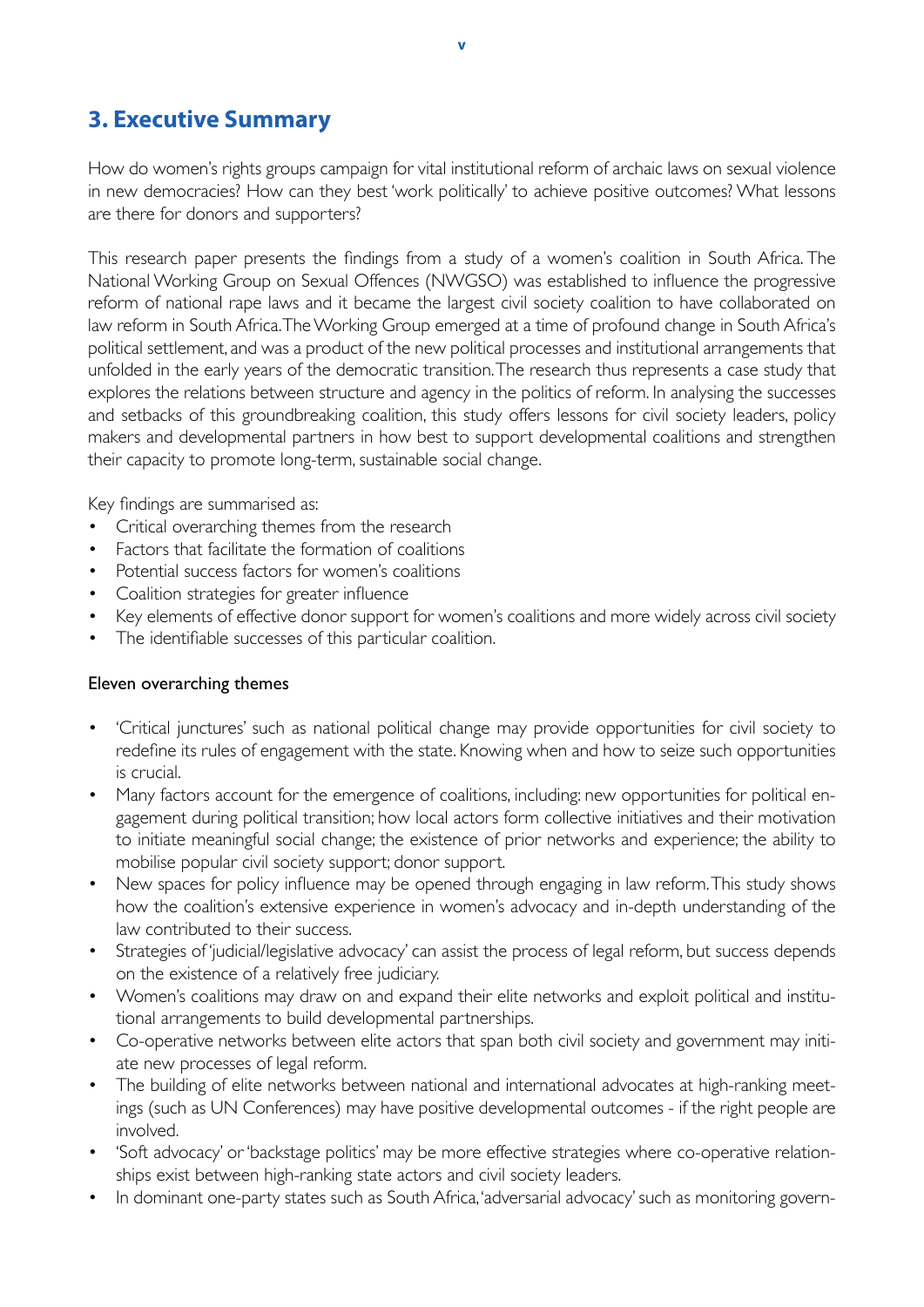## 3. Executive Summary

How do women's rights groups campaign for vital institutional reform of archaic laws on sexual violence in new democracies? How can they best 'work politically' to achieve positive outcomes? What lessons are there for donors and supporters?

This research paper presents the findings from a study of a women's coalition in South Africa. The National Working Group on Sexual Offences (NWGSO) was established to influence the progressive reform of national rape laws and it became the largest civil society coalition to have collaborated on law reform in South Africa. The Working Group emerged at a time of profound change in South Africa's political settlement, and was a product of the new political processes and institutional arrangements that unfolded in the early years of the democratic transition. The research thus represents a case study that explores the relations between structure and agency in the politics of reform. In analysing the successes and setbacks of this groundbreaking coalition, this study offers lessons for civil society leaders, policy makers and developmental partners in how best to support developmental coalitions and strengthen their capacity to promote long-term, sustainable social change.

Key findings are summarised as:

- Critical overarching themes from the research
- Factors that facilitate the formation of coalitions
- Potential success factors for women's coalitions
- Coalition strategies for greater influence
- Key elements of effective donor support for women's coalitions and more widely across civil society
- The identifiable successes of this particular coalition.

### Eleven overarching themes

- 'Critical junctures' such as national political change may provide opportunities for civil society to redefine its rules of engagement with the state. Knowing when and how to seize such opportunities is crucial.
- Many factors account for the emergence of coalitions, including: new opportunities for political engagement during political transition; how local actors form collective initiatives and their motivation to initiate meaningful social change; the existence of prior networks and experience; the ability to mobilise popular civil society support; donor support.
- New spaces for policy influence may be opened through engaging in law reform. This study shows how the coalition's extensive experience in women's advocacy and in-depth understanding of the law contributed to their success.
- Strategies of 'judicial/legislative advocacy' can assist the process of legal reform, but success depends on the existence of a relatively free judiciary.
- Women's coalitions may draw on and expand their elite networks and exploit political and institutional arrangements to build developmental partnerships.
- Co-operative networks between elite actors that span both civil society and government may initiate new processes of legal reform.
- The building of elite networks between national and international advocates at high-ranking meetings (such as UN Conferences) may have positive developmental outcomes - if the right people are involved.
- 'Soft advocacy' or 'backstage politics' may be more effective strategies where co-operative relationships exist between high-ranking state actors and civil society leaders.
- In dominant one-party states such as South Africa, 'adversarial advocacy' such as monitoring govern-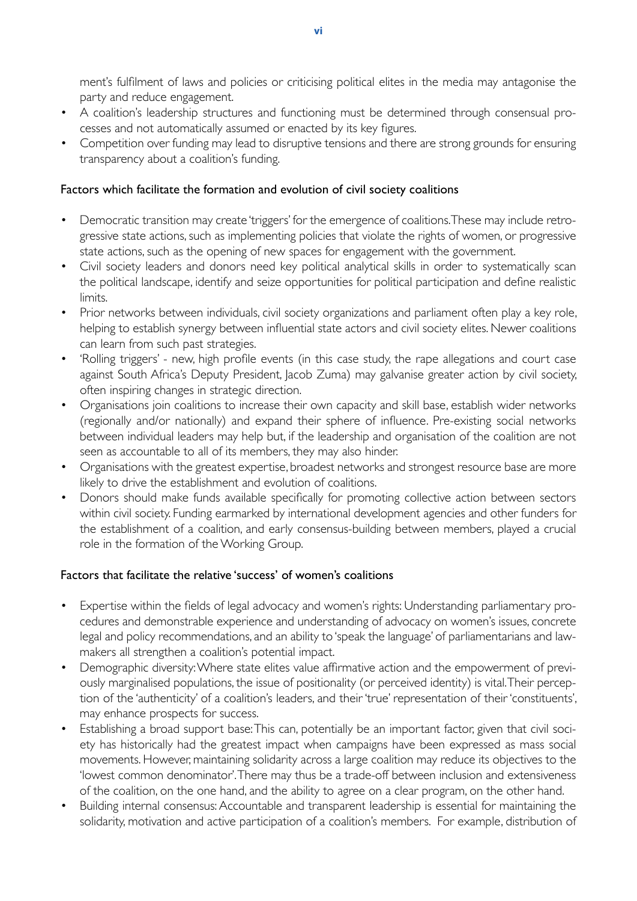ment's fulfilment of laws and policies or criticising political elites in the media may antagonise the party and reduce engagement.

- A coalition's leadership structures and functioning must be determined through consensual processes and not automatically assumed or enacted by its key figures.
- Competition over funding may lead to disruptive tensions and there are strong grounds for ensuring transparency about a coalition's funding.

### Factors which facilitate the formation and evolution of civil society coalitions

- Democratic transition may create 'triggers' for the emergence of coalitions. These may include retrogressive state actions, such as implementing policies that violate the rights of women, or progressive state actions, such as the opening of new spaces for engagement with the government.
- Civil society leaders and donors need key political analytical skills in order to systematically scan the political landscape, identify and seize opportunities for political participation and define realistic limits.
- Prior networks between individuals, civil society organizations and parliament often play a key role, helping to establish synergy between influential state actors and civil society elites. Newer coalitions can learn from such past strategies.
- 'Rolling triggers' - new, high profile events (in this case study, the rape allegations and court case against South Africa's Deputy President, Jacob Zuma) may galvanise greater action by civil society, often inspiring changes in strategic direction.
- Organisations join coalitions to increase their own capacity and skill base, establish wider networks (regionally and/or nationally) and expand their sphere of influence. Pre-existing social networks between individual leaders may help but, if the leadership and organisation of the coalition are not seen as accountable to all of its members, they may also hinder.
- Organisations with the greatest expertise, broadest networks and strongest resource base are more likely to drive the establishment and evolution of coalitions.
- Donors should make funds available specifically for promoting collective action between sectors within civil society. Funding earmarked by international development agencies and other funders for the establishment of a coalition, and early consensus-building between members, played a crucial role in the formation of the Working Group.

### Factors that facilitate the relative 'success' of women's coalitions

- Expertise within the fields of legal advocacy and women's rights: Understanding parliamentary procedures and demonstrable experience and understanding of advocacy on women's issues, concrete legal and policy recommendations, and an ability to 'speak the language' of parliamentarians and lawmakers all strengthen a coalition's potential impact.
- Demographic diversity: Where state elites value affirmative action and the empowerment of previously marginalised populations, the issue of positionality (or perceived identity) is vital. Their perception of the 'authenticity' of a coalition's leaders, and their 'true' representation of their 'constituents', may enhance prospects for success.
- Establishing a broad support base: This can, potentially be an important factor, given that civil society has historically had the greatest impact when campaigns have been expressed as mass social movements. However, maintaining solidarity across a large coalition may reduce its objectives to the 'lowest common denominator'. There may thus be a trade-off between inclusion and extensiveness of the coalition, on the one hand, and the ability to agree on a clear program, on the other hand.
- Building internal consensus: Accountable and transparent leadership is essential for maintaining the solidarity, motivation and active participation of a coalition's members. For example, distribution of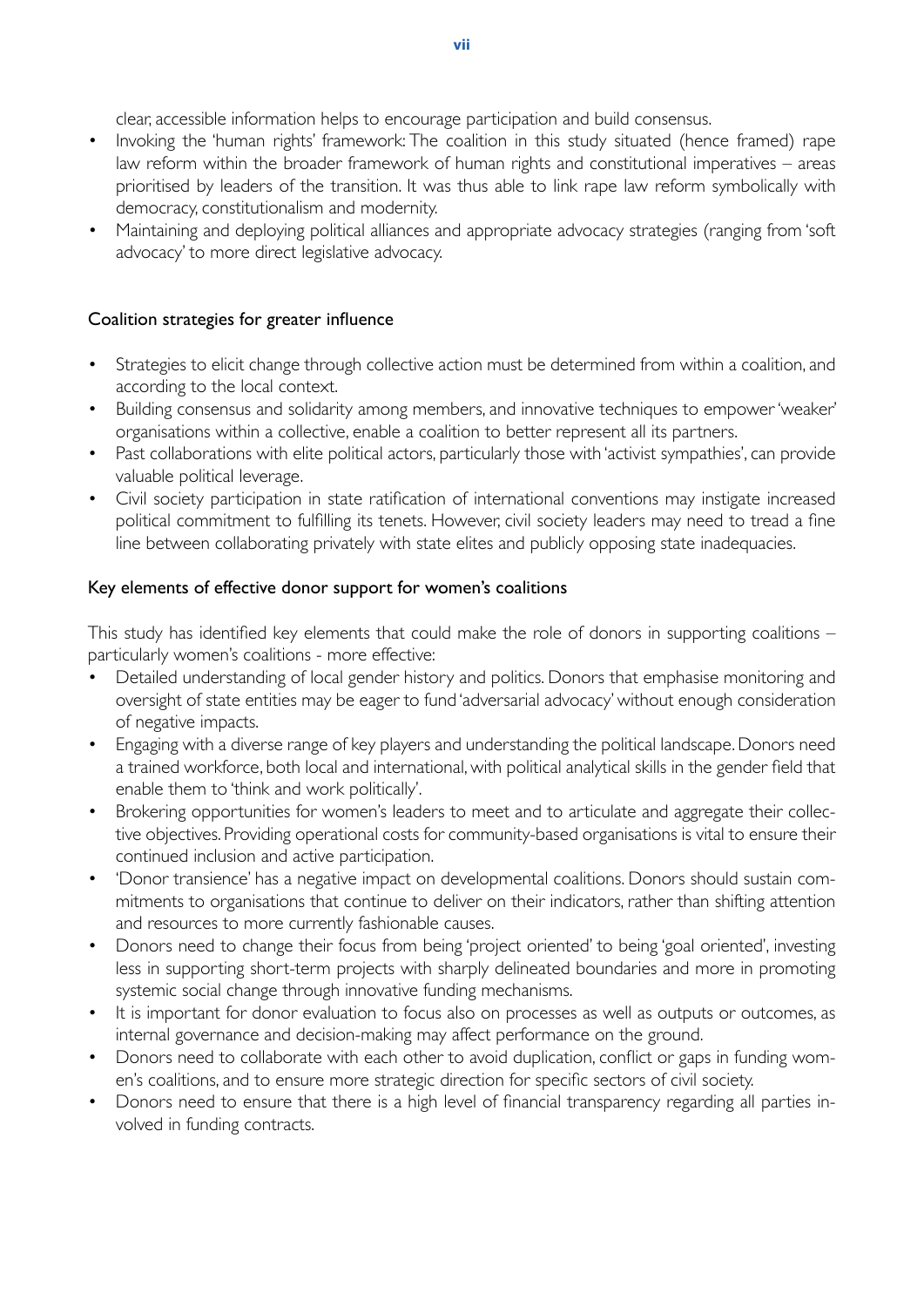clear, accessible information helps to encourage participation and build consensus.

- Invoking the 'human rights' framework: The coalition in this study situated (hence framed) rape law reform within the broader framework of human rights and constitutional imperatives – areas prioritised by leaders of the transition. It was thus able to link rape law reform symbolically with democracy, constitutionalism and modernity.
- Maintaining and deploying political alliances and appropriate advocacy strategies (ranging from 'soft advocacy' to more direct legislative advocacy.

### Coalition strategies for greater influence

- Strategies to elicit change through collective action must be determined from within a coalition, and according to the local context.
- Building consensus and solidarity among members, and innovative techniques to empower 'weaker' organisations within a collective, enable a coalition to better represent all its partners.
- Past collaborations with elite political actors, particularly those with 'activist sympathies', can provide valuable political leverage.
- Civil society participation in state ratification of international conventions may instigate increased political commitment to fulfilling its tenets. However, civil society leaders may need to tread a fine line between collaborating privately with state elites and publicly opposing state inadequacies.

### Key elements of effective donor support for women's coalitions

This study has identified key elements that could make the role of donors in supporting coalitions – particularly women's coalitions - more effective:

- Detailed understanding of local gender history and politics. Donors that emphasise monitoring and oversight of state entities may be eager to fund 'adversarial advocacy' without enough consideration of negative impacts.
- Engaging with a diverse range of key players and understanding the political landscape. Donors need a trained workforce, both local and international, with political analytical skills in the gender field that enable them to 'think and work politically'.
- Brokering opportunities for women's leaders to meet and to articulate and aggregate their collective objectives. Providing operational costs for community-based organisations is vital to ensure their continued inclusion and active participation.
- 'Donor transience' has a negative impact on developmental coalitions. Donors should sustain commitments to organisations that continue to deliver on their indicators, rather than shifting attention and resources to more currently fashionable causes.
- Donors need to change their focus from being 'project oriented' to being 'goal oriented', investing less in supporting short-term projects with sharply delineated boundaries and more in promoting systemic social change through innovative funding mechanisms.
- It is important for donor evaluation to focus also on processes as well as outputs or outcomes, as internal governance and decision-making may affect performance on the ground.
- Donors need to collaborate with each other to avoid duplication, conflict or gaps in funding women's coalitions, and to ensure more strategic direction for specific sectors of civil society.
- Donors need to ensure that there is a high level of financial transparency regarding all parties involved in funding contracts.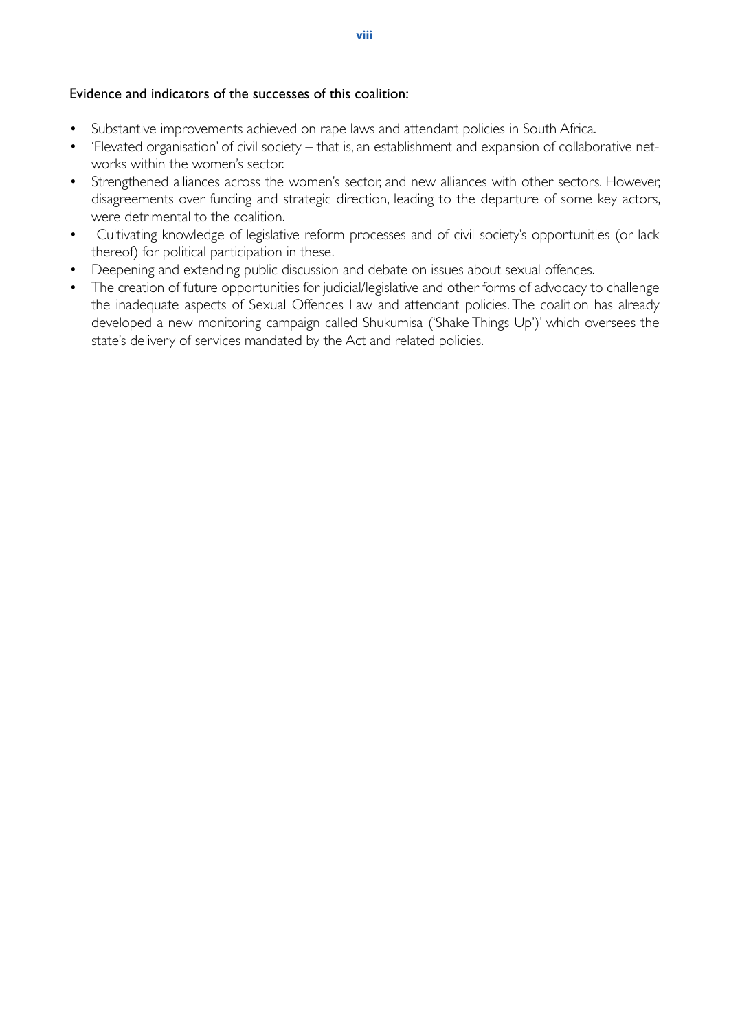Evidence and indicators of the successes of this coalition:

- Substantive improvements achieved on rape laws and attendant policies in South Africa.
- 'Elevated organisation' of civil society – that is, an establishment and expansion of collaborative networks within the women's sector.
- Strengthened alliances across the women's sector, and new alliances with other sectors. However, disagreements over funding and strategic direction, leading to the departure of some key actors, were detrimental to the coalition.
- Cultivating knowledge of legislative reform processes and of civil society's opportunities (or lack thereof) for political participation in these.
- Deepening and extending public discussion and debate on issues about sexual offences.
- The creation of future opportunities for judicial/legislative and other forms of advocacy to challenge the inadequate aspects of Sexual Offences Law and attendant policies. The coalition has already developed a new monitoring campaign called Shukumisa ('Shake Things Up')' which oversees the state's delivery of services mandated by the Act and related policies.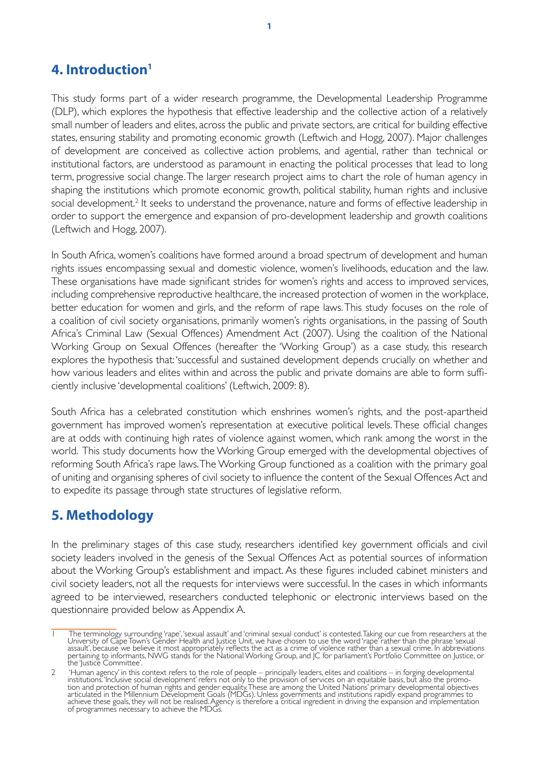## 4. Introduction[1]

This study forms part of a wider research programme, the Developmental Leadership Programme (DLP), which explores the hypothesis that effective leadership and the collective action of a relatively small number of leaders and elites, across the public and private sectors, are critical for building effective states, ensuring stability and promoting economic growth (Leftwich and Hogg, 2007). Major challenges of development are conceived as collective action problems, and agential, rather than technical or institutional factors, are understood as paramount in enacting the political processes that lead to long term, progressive social change. The larger research project aims to chart the role of human agency in shaping the institutions which promote economic growth, political stability, human rights and inclusive social development.[2] It seeks to understand the provenance, nature and forms of effective leadership in order to support the emergence and expansion of pro-development leadership and growth coalitions (Leftwich and Hogg, 2007).

In South Africa, women's coalitions have formed around a broad spectrum of development and human rights issues encompassing sexual and domestic violence, women's livelihoods, education and the law. These organisations have made significant strides for women's rights and access to improved services, including comprehensive reproductive healthcare, the increased protection of women in the workplace, better education for women and girls, and the reform of rape laws. This study focuses on the role of a coalition of civil society organisations, primarily women's rights organisations, in the passing of South Africa's Criminal Law (Sexual Offences) Amendment Act (2007). Using the coalition of the National Working Group on Sexual Offences (hereafter the 'Working Group') as a case study, this research explores the hypothesis that: 'successful and sustained development depends crucially on whether and how various leaders and elites within and across the public and private domains are able to form sufficiently inclusive 'developmental coalitions' (Leftwich, 2009: 8).

South Africa has a celebrated constitution which enshrines women's rights, and the post-apartheid government has improved women's representation at executive political levels. These official changes are at odds with continuing high rates of violence against women, which rank among the worst in the world. This study documents how the Working Group emerged with the developmental objectives of reforming South Africa's rape laws. The Working Group functioned as a coalition with the primary goal of uniting and organising spheres of civil society to influence the content of the Sexual Offences Act and to expedite its passage through state structures of legislative reform.

## 5. Methodology

In the preliminary stages of this case study, researchers identified key government officials and civil society leaders involved in the genesis of the Sexual Offences Act as potential sources of information about the Working Group's establishment and impact. As these figures included cabinet ministers and civil society leaders, not all the requests for interviews were successful. In the cases in which informants agreed to be interviewed, researchers conducted telephonic or electronic interviews based on the questionnaire provided below as Appendix A.

---

1 The terminology surrounding 'rape', 'sexual assault' and 'criminal sexual conduct' is contested. Taking our cue from researchers at the University of Cape Town's Gender Health and Justice Unit, we have chosen to use the word 'rape' rather than the phrase 'sexual assault', because we believe it most appropriately reflects the act as a crime of violence rather than a sexual crime. In abbreviations pertaining to informants, NWG stands for the National Working Group, and JC for parliament's Portfolio Committee on Justice, or the 'Justice Committee'.

2 'Human agency' in this context refers to the role of people – principally leaders, elites and coalitions – in forging developmental institutions. 'Inclusive social development' refers not only to the provision of services on an equitable basis, but also the promotion and protection of human rights and gender equality. These are among the United Nations' primary developmental objectives articulated in the Millennium Development Goals (MDGs). Unless governments and institutions rapidly expand programmes to achieve these goals, they will not be realised. Agency is therefore a critical ingredient in driving the expansion and implementation of programmes necessary to achieve the MDGs.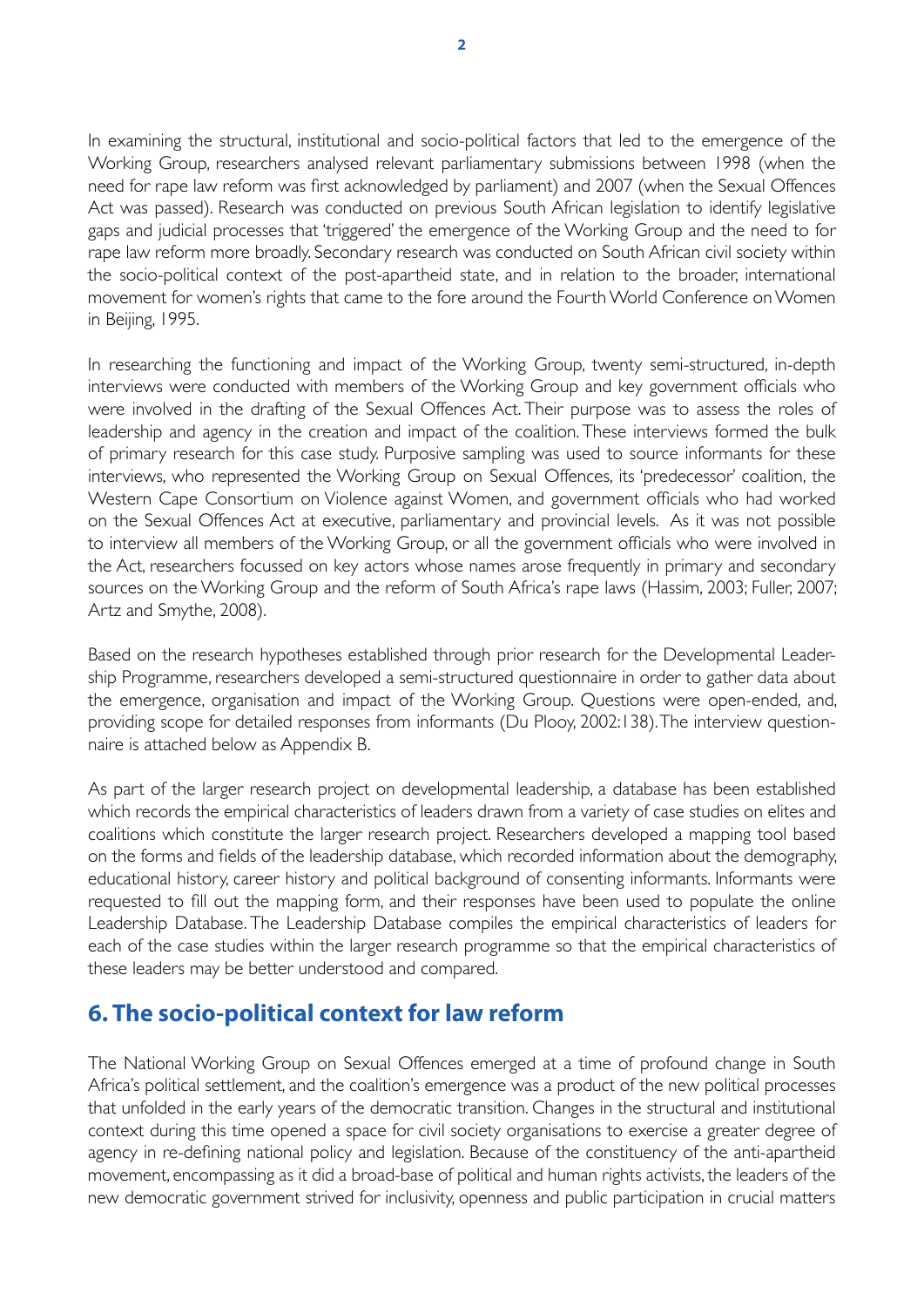In examining the structural, institutional and socio-political factors that led to the emergence of the Working Group, researchers analysed relevant parliamentary submissions between 1998 (when the need for rape law reform was first acknowledged by parliament) and 2007 (when the Sexual Offences Act was passed). Research was conducted on previous South African legislation to identify legislative gaps and judicial processes that 'triggered' the emergence of the Working Group and the need to for rape law reform more broadly. Secondary research was conducted on South African civil society within the socio-political context of the post-apartheid state, and in relation to the broader, international movement for women's rights that came to the fore around the Fourth World Conference on Women in Beijing, 1995.

In researching the functioning and impact of the Working Group, twenty semi-structured, in-depth interviews were conducted with members of the Working Group and key government officials who were involved in the drafting of the Sexual Offences Act. Their purpose was to assess the roles of leadership and agency in the creation and impact of the coalition. These interviews formed the bulk of primary research for this case study. Purposive sampling was used to source informants for these interviews, who represented the Working Group on Sexual Offences, its 'predecessor' coalition, the Western Cape Consortium on Violence against Women, and government officials who had worked on the Sexual Offences Act at executive, parliamentary and provincial levels. As it was not possible to interview all members of the Working Group, or all the government officials who were involved in the Act, researchers focussed on key actors whose names arose frequently in primary and secondary sources on the Working Group and the reform of South Africa's rape laws (Hassim, 2003; Fuller, 2007; Artz and Smythe, 2008).

Based on the research hypotheses established through prior research for the Developmental Leadership Programme, researchers developed a semi-structured questionnaire in order to gather data about the emergence, organisation and impact of the Working Group. Questions were open-ended, and, providing scope for detailed responses from informants (Du Plooy, 2002:138). The interview questionnaire is attached below as Appendix B.

As part of the larger research project on developmental leadership, a database has been established which records the empirical characteristics of leaders drawn from a variety of case studies on elites and coalitions which constitute the larger research project. Researchers developed a mapping tool based on the forms and fields of the leadership database, which recorded information about the demography, educational history, career history and political background of consenting informants. Informants were requested to fill out the mapping form, and their responses have been used to populate the online Leadership Database. The Leadership Database compiles the empirical characteristics of leaders for each of the case studies within the larger research programme so that the empirical characteristics of these leaders may be better understood and compared.

## 6. The socio-political context for law reform

The National Working Group on Sexual Offences emerged at a time of profound change in South Africa's political settlement, and the coalition's emergence was a product of the new political processes that unfolded in the early years of the democratic transition. Changes in the structural and institutional context during this time opened a space for civil society organisations to exercise a greater degree of agency in re-defining national policy and legislation. Because of the constituency of the anti-apartheid movement, encompassing as it did a broad-base of political and human rights activists, the leaders of the new democratic government strived for inclusivity, openness and public participation in crucial matters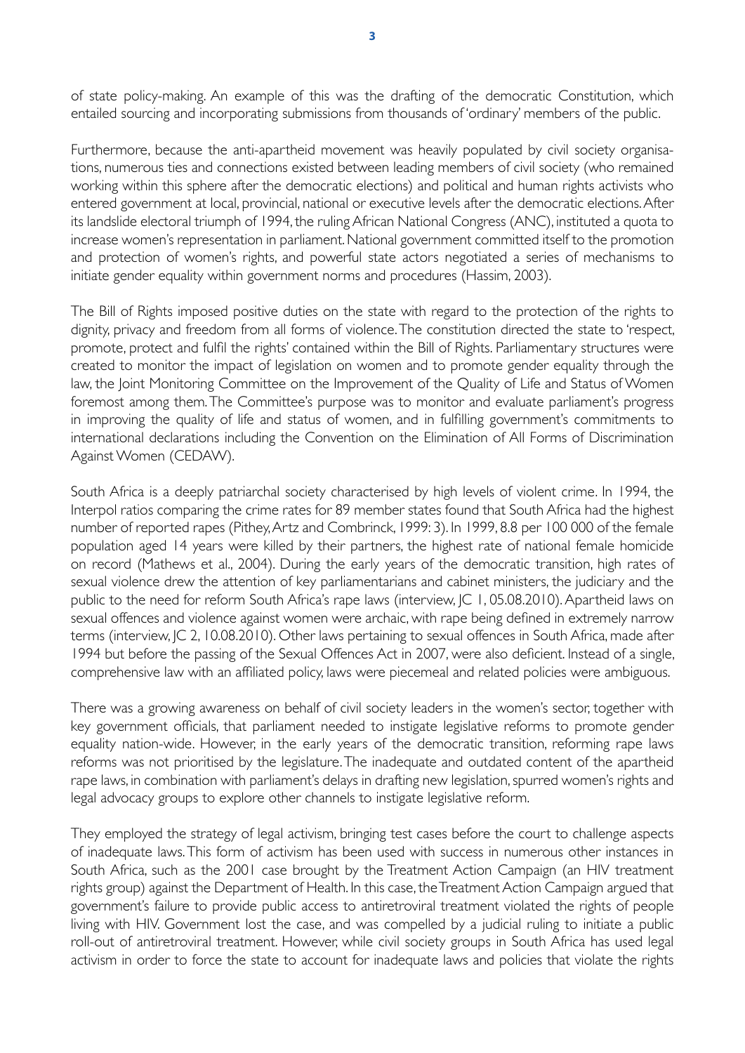of state policy-making. An example of this was the drafting of the democratic Constitution, which entailed sourcing and incorporating submissions from thousands of 'ordinary' members of the public.

Furthermore, because the anti-apartheid movement was heavily populated by civil society organisations, numerous ties and connections existed between leading members of civil society (who remained working within this sphere after the democratic elections) and political and human rights activists who entered government at local, provincial, national or executive levels after the democratic elections. After its landslide electoral triumph of 1994, the ruling African National Congress (ANC), instituted a quota to increase women's representation in parliament. National government committed itself to the promotion and protection of women's rights, and powerful state actors negotiated a series of mechanisms to initiate gender equality within government norms and procedures (Hassim, 2003).

The Bill of Rights imposed positive duties on the state with regard to the protection of the rights to dignity, privacy and freedom from all forms of violence. The constitution directed the state to 'respect, promote, protect and fulfil the rights' contained within the Bill of Rights. Parliamentary structures were created to monitor the impact of legislation on women and to promote gender equality through the law, the Joint Monitoring Committee on the Improvement of the Quality of Life and Status of Women foremost among them. The Committee's purpose was to monitor and evaluate parliament's progress in improving the quality of life and status of women, and in fulfilling government's commitments to international declarations including the Convention on the Elimination of All Forms of Discrimination Against Women (CEDAW).

South Africa is a deeply patriarchal society characterised by high levels of violent crime. In 1994, the Interpol ratios comparing the crime rates for 89 member states found that South Africa had the highest number of reported rapes (Pithey, Artz and Combrinck, 1999: 3). In 1999, 8.8 per 100 000 of the female population aged 14 years were killed by their partners, the highest rate of national female homicide on record (Mathews et al., 2004). During the early years of the democratic transition, high rates of sexual violence drew the attention of key parliamentarians and cabinet ministers, the judiciary and the public to the need for reform South Africa's rape laws (interview, JC 1, 05.08.2010). Apartheid laws on sexual offences and violence against women were archaic, with rape being defined in extremely narrow terms (interview, JC 2, 10.08.2010). Other laws pertaining to sexual offences in South Africa, made after 1994 but before the passing of the Sexual Offences Act in 2007, were also deficient. Instead of a single, comprehensive law with an affiliated policy, laws were piecemeal and related policies were ambiguous.

There was a growing awareness on behalf of civil society leaders in the women's sector, together with key government officials, that parliament needed to instigate legislative reforms to promote gender equality nation-wide. However, in the early years of the democratic transition, reforming rape laws reforms was not prioritised by the legislature. The inadequate and outdated content of the apartheid rape laws, in combination with parliament's delays in drafting new legislation, spurred women's rights and legal advocacy groups to explore other channels to instigate legislative reform.

They employed the strategy of legal activism, bringing test cases before the court to challenge aspects of inadequate laws. This form of activism has been used with success in numerous other instances in South Africa, such as the 2001 case brought by the Treatment Action Campaign (an HIV treatment rights group) against the Department of Health. In this case, the Treatment Action Campaign argued that government's failure to provide public access to antiretroviral treatment violated the rights of people living with HIV. Government lost the case, and was compelled by a judicial ruling to initiate a public roll-out of antiretroviral treatment. However, while civil society groups in South Africa has used legal activism in order to force the state to account for inadequate laws and policies that violate the rights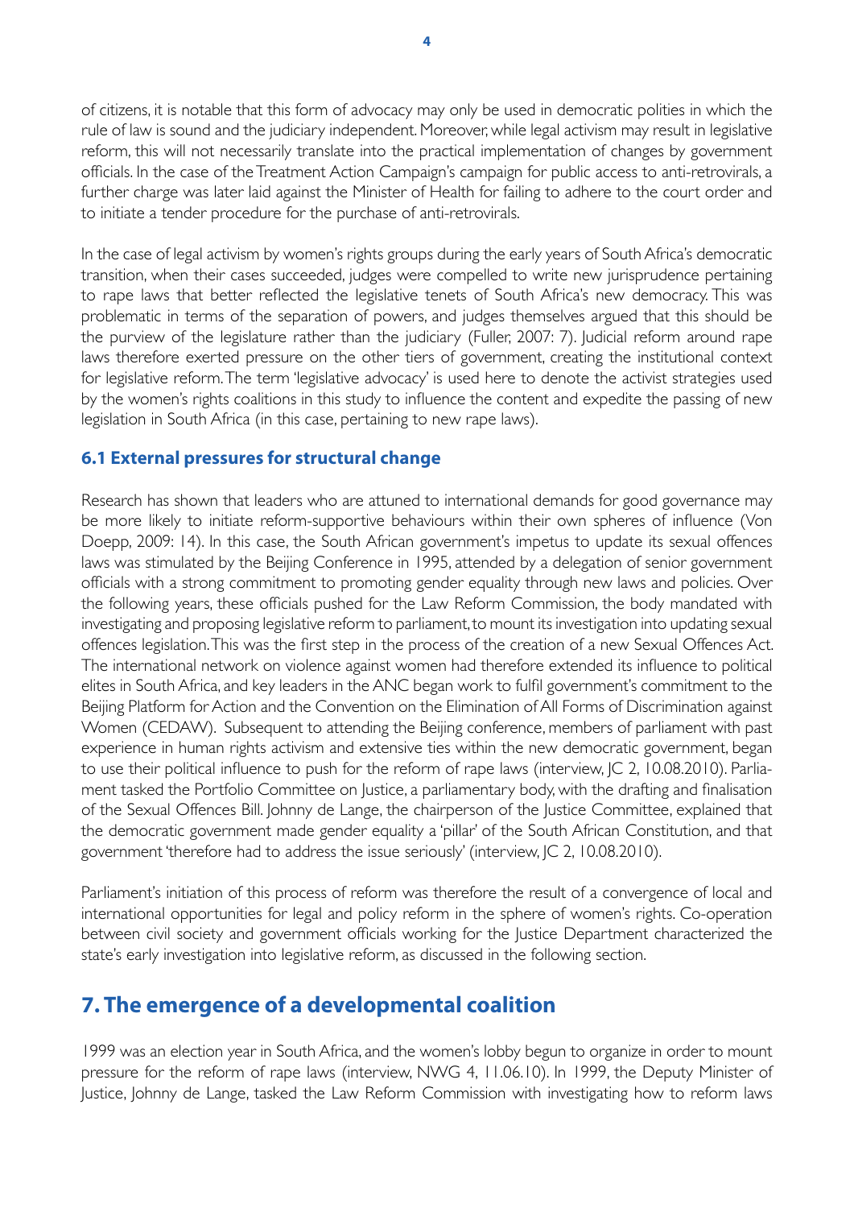of citizens, it is notable that this form of advocacy may only be used in democratic polities in which the rule of law is sound and the judiciary independent. Moreover, while legal activism may result in legislative reform, this will not necessarily translate into the practical implementation of changes by government officials. In the case of the Treatment Action Campaign's campaign for public access to anti-retrovirals, a further charge was later laid against the Minister of Health for failing to adhere to the court order and to initiate a tender procedure for the purchase of anti-retrovirals.

In the case of legal activism by women's rights groups during the early years of South Africa's democratic transition, when their cases succeeded, judges were compelled to write new jurisprudence pertaining to rape laws that better reflected the legislative tenets of South Africa's new democracy. This was problematic in terms of the separation of powers, and judges themselves argued that this should be the purview of the legislature rather than the judiciary (Fuller, 2007: 7). Judicial reform around rape laws therefore exerted pressure on the other tiers of government, creating the institutional context for legislative reform. The term 'legislative advocacy' is used here to denote the activist strategies used by the women's rights coalitions in this study to influence the content and expedite the passing of new legislation in South Africa (in this case, pertaining to new rape laws).

### 6.1 External pressures for structural change

Research has shown that leaders who are attuned to international demands for good governance may be more likely to initiate reform-supportive behaviours within their own spheres of influence (Von Doepp, 2009: 14). In this case, the South African government's impetus to update its sexual offences laws was stimulated by the Beijing Conference in 1995, attended by a delegation of senior government officials with a strong commitment to promoting gender equality through new laws and policies. Over the following years, these officials pushed for the Law Reform Commission, the body mandated with investigating and proposing legislative reform to parliament, to mount its investigation into updating sexual offences legislation. This was the first step in the process of the creation of a new Sexual Offences Act. The international network on violence against women had therefore extended its influence to political elites in South Africa, and key leaders in the ANC began work to fulfil government's commitment to the Beijing Platform for Action and the Convention on the Elimination of All Forms of Discrimination against Women (CEDAW). Subsequent to attending the Beijing conference, members of parliament with past experience in human rights activism and extensive ties within the new democratic government, began to use their political influence to push for the reform of rape laws (interview, JC 2, 10.08.2010). Parliament tasked the Portfolio Committee on Justice, a parliamentary body, with the drafting and finalisation of the Sexual Offences Bill. Johnny de Lange, the chairperson of the Justice Committee, explained that the democratic government made gender equality a 'pillar' of the South African Constitution, and that government 'therefore had to address the issue seriously' (interview, JC 2, 10.08.2010).

Parliament's initiation of this process of reform was therefore the result of a convergence of local and international opportunities for legal and policy reform in the sphere of women's rights. Co-operation between civil society and government officials working for the Justice Department characterized the state's early investigation into legislative reform, as discussed in the following section.

## 7. The emergence of a developmental coalition

1999 was an election year in South Africa, and the women's lobby begun to organize in order to mount pressure for the reform of rape laws (interview, NWG 4, 11.06.10). In 1999, the Deputy Minister of Justice, Johnny de Lange, tasked the Law Reform Commission with investigating how to reform laws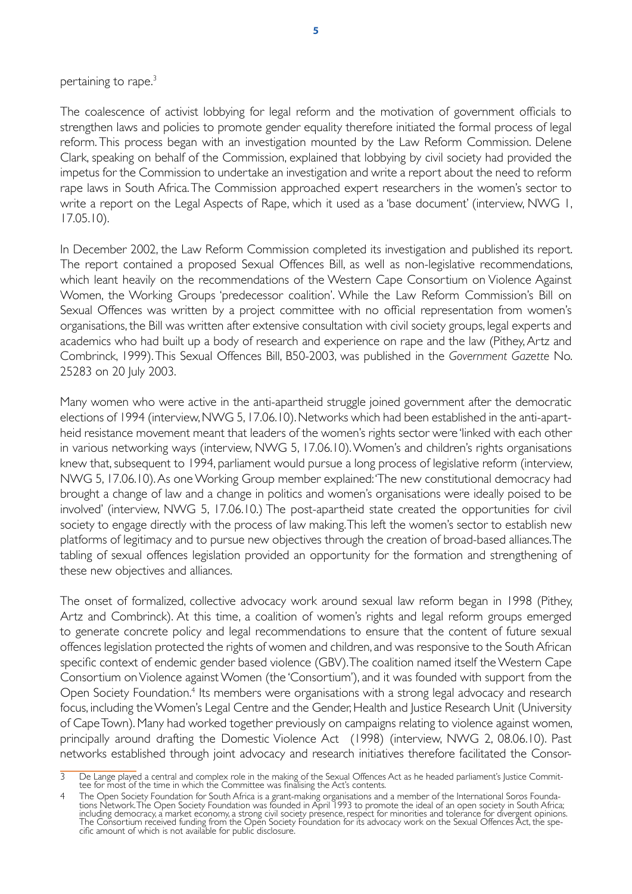pertaining to rape.[3]

The coalescence of activist lobbying for legal reform and the motivation of government officials to strengthen laws and policies to promote gender equality therefore initiated the formal process of legal reform. This process began with an investigation mounted by the Law Reform Commission. Delene Clark, speaking on behalf of the Commission, explained that lobbying by civil society had provided the impetus for the Commission to undertake an investigation and write a report about the need to reform rape laws in South Africa. The Commission approached expert researchers in the women's sector to write a report on the Legal Aspects of Rape, which it used as a 'base document' (interview, NWG 1, 17.05.10).

In December 2002, the Law Reform Commission completed its investigation and published its report. The report contained a proposed Sexual Offences Bill, as well as non-legislative recommendations, which leant heavily on the recommendations of the Western Cape Consortium on Violence Against Women, the Working Groups 'predecessor coalition'. While the Law Reform Commission's Bill on Sexual Offences was written by a project committee with no official representation from women's organisations, the Bill was written after extensive consultation with civil society groups, legal experts and academics who had built up a body of research and experience on rape and the law (Pithey, Artz and Combrinck, 1999). This Sexual Offences Bill, B50-2003, was published in the *Government Gazette* No. 25283 on 20 July 2003.

Many women who were active in the anti-apartheid struggle joined government after the democratic elections of 1994 (interview, NWG 5, 17.06.10). Networks which had been established in the anti-apartheid resistance movement meant that leaders of the women's rights sector were 'linked with each other in various networking ways (interview, NWG 5, 17.06.10). Women's and children's rights organisations knew that, subsequent to 1994, parliament would pursue a long process of legislative reform (interview, NWG 5, 17.06.10). As one Working Group member explained: 'The new constitutional democracy had brought a change of law and a change in politics and women's organisations were ideally poised to be involved' (interview, NWG 5, 17.06.10.) The post-apartheid state created the opportunities for civil society to engage directly with the process of law making. This left the women's sector to establish new platforms of legitimacy and to pursue new objectives through the creation of broad-based alliances. The tabling of sexual offences legislation provided an opportunity for the formation and strengthening of these new objectives and alliances.

The onset of formalized, collective advocacy work around sexual law reform began in 1998 (Pithey, Artz and Combrinck). At this time, a coalition of women's rights and legal reform groups emerged to generate concrete policy and legal recommendations to ensure that the content of future sexual offences legislation protected the rights of women and children, and was responsive to the South African specific context of endemic gender based violence (GBV). The coalition named itself the Western Cape Consortium on Violence against Women (the 'Consortium'), and it was founded with support from the Open Society Foundation.[4] Its members were organisations with a strong legal advocacy and research focus, including the Women's Legal Centre and the Gender, Health and Justice Research Unit (University of Cape Town). Many had worked together previously on campaigns relating to violence against women, principally around drafting the Domestic Violence Act (1998) (interview, NWG 2, 08.06.10). Past networks established through joint advocacy and research initiatives therefore facilitated the Consor-

---

3 De Lange played a central and complex role in the making of the Sexual Offences Act as he headed parliament's Justice Committee for most of the time in which the Committee was finalising the Act's contents.

4 The Open Society Foundation for South Africa is a grant-making organisations and a member of the International Soros Foundations Network. The Open Society Foundation was founded in April 1993 to promote the ideal of an open society in South Africa; including democracy, a market economy, a strong civil society presence, respect for minorities and tolerance for divergent opinions. The Consortium received funding from the Open Society Foundation for its advocacy work on the Sexual Offences Act, the specific amount of which is not available for public disclosure.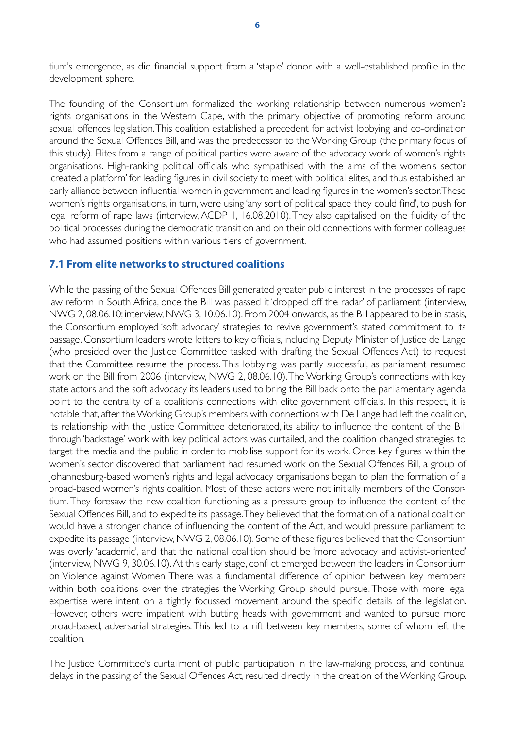tium's emergence, as did financial support from a 'staple' donor with a well-established profile in the development sphere.

The founding of the Consortium formalized the working relationship between numerous women's rights organisations in the Western Cape, with the primary objective of promoting reform around sexual offences legislation. This coalition established a precedent for activist lobbying and co-ordination around the Sexual Offences Bill, and was the predecessor to the Working Group (the primary focus of this study). Elites from a range of political parties were aware of the advocacy work of women's rights organisations. High-ranking political officials who sympathised with the aims of the women's sector 'created a platform' for leading figures in civil society to meet with political elites, and thus established an early alliance between influential women in government and leading figures in the women's sector. These women's rights organisations, in turn, were using 'any sort of political space they could find', to push for legal reform of rape laws (interview, ACDP 1, 16.08.2010). They also capitalised on the fluidity of the political processes during the democratic transition and on their old connections with former colleagues who had assumed positions within various tiers of government.

### 7.1 From elite networks to structured coalitions

While the passing of the Sexual Offences Bill generated greater public interest in the processes of rape law reform in South Africa, once the Bill was passed it 'dropped off the radar' of parliament (interview, NWG 2, 08.06.10; interview, NWG 3, 10.06.10). From 2004 onwards, as the Bill appeared to be in stasis, the Consortium employed 'soft advocacy' strategies to revive government's stated commitment to its passage. Consortium leaders wrote letters to key officials, including Deputy Minister of Justice de Lange (who presided over the Justice Committee tasked with drafting the Sexual Offences Act) to request that the Committee resume the process. This lobbying was partly successful, as parliament resumed work on the Bill from 2006 (interview, NWG 2, 08.06.10). The Working Group's connections with key state actors and the soft advocacy its leaders used to bring the Bill back onto the parliamentary agenda point to the centrality of a coalition's connections with elite government officials. In this respect, it is notable that, after the Working Group's members with connections with De Lange had left the coalition, its relationship with the Justice Committee deteriorated, its ability to influence the content of the Bill through 'backstage' work with key political actors was curtailed, and the coalition changed strategies to target the media and the public in order to mobilise support for its work. Once key figures within the women's sector discovered that parliament had resumed work on the Sexual Offences Bill, a group of Johannesburg-based women's rights and legal advocacy organisations began to plan the formation of a broad-based women's rights coalition. Most of these actors were not initially members of the Consortium. They foresaw the new coalition functioning as a pressure group to influence the content of the Sexual Offences Bill, and to expedite its passage. They believed that the formation of a national coalition would have a stronger chance of influencing the content of the Act, and would pressure parliament to expedite its passage (interview, NWG 2, 08.06.10). Some of these figures believed that the Consortium was overly 'academic', and that the national coalition should be 'more advocacy and activist-oriented' (interview, NWG 9, 30.06.10). At this early stage, conflict emerged between the leaders in Consortium on Violence against Women. There was a fundamental difference of opinion between key members within both coalitions over the strategies the Working Group should pursue. Those with more legal expertise were intent on a tightly focussed movement around the specific details of the legislation. However, others were impatient with butting heads with government and wanted to pursue more broad-based, adversarial strategies. This led to a rift between key members, some of whom left the coalition.

The Justice Committee's curtailment of public participation in the law-making process, and continual delays in the passing of the Sexual Offences Act, resulted directly in the creation of the Working Group.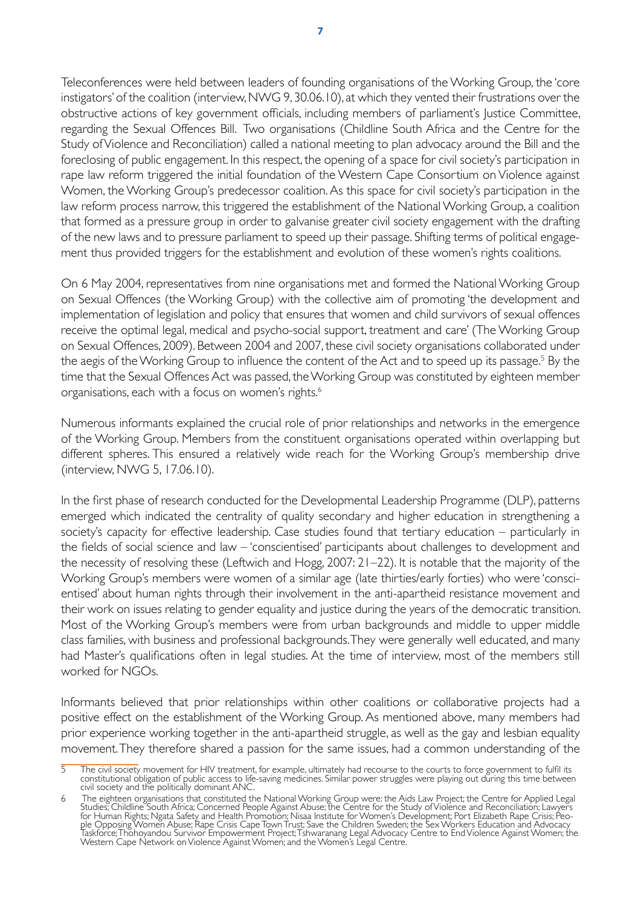Teleconferences were held between leaders of founding organisations of the Working Group, the 'core instigators' of the coalition (interview, NWG 9, 30.06.10), at which they vented their frustrations over the obstructive actions of key government officials, including members of parliament's Justice Committee, regarding the Sexual Offences Bill. Two organisations (Childline South Africa and the Centre for the Study of Violence and Reconciliation) called a national meeting to plan advocacy around the Bill and the foreclosing of public engagement. In this respect, the opening of a space for civil society's participation in rape law reform triggered the initial foundation of the Western Cape Consortium on Violence against Women, the Working Group's predecessor coalition. As this space for civil society's participation in the law reform process narrow, this triggered the establishment of the National Working Group, a coalition that formed as a pressure group in order to galvanise greater civil society engagement with the drafting of the new laws and to pressure parliament to speed up their passage. Shifting terms of political engagement thus provided triggers for the establishment and evolution of these women's rights coalitions.

On 6 May 2004, representatives from nine organisations met and formed the National Working Group on Sexual Offences (the Working Group) with the collective aim of promoting 'the development and implementation of legislation and policy that ensures that women and child survivors of sexual offences receive the optimal legal, medical and psycho-social support, treatment and care' (The Working Group on Sexual Offences, 2009). Between 2004 and 2007, these civil society organisations collaborated under the aegis of the Working Group to influence the content of the Act and to speed up its passage.[5] By the time that the Sexual Offences Act was passed, the Working Group was constituted by eighteen member organisations, each with a focus on women's rights.[6]

Numerous informants explained the crucial role of prior relationships and networks in the emergence of the Working Group. Members from the constituent organisations operated within overlapping but different spheres. This ensured a relatively wide reach for the Working Group's membership drive (interview, NWG 5, 17.06.10).

In the first phase of research conducted for the Developmental Leadership Programme (DLP), patterns emerged which indicated the centrality of quality secondary and higher education in strengthening a society's capacity for effective leadership. Case studies found that tertiary education – particularly in the fields of social science and law – 'conscientised' participants about challenges to development and the necessity of resolving these (Leftwich and Hogg, 2007: 21–22). It is notable that the majority of the Working Group's members were women of a similar age (late thirties/early forties) who were 'conscientised' about human rights through their involvement in the anti-apartheid resistance movement and their work on issues relating to gender equality and justice during the years of the democratic transition. Most of the Working Group's members were from urban backgrounds and middle to upper middle class families, with business and professional backgrounds. They were generally well educated, and many had Master's qualifications often in legal studies. At the time of interview, most of the members still worked for NGOs.

Informants believed that prior relationships within other coalitions or collaborative projects had a positive effect on the establishment of the Working Group. As mentioned above, many members had prior experience working together in the anti-apartheid struggle, as well as the gay and lesbian equality movement. They therefore shared a passion for the same issues, had a common understanding of the

---

5 The civil society movement for HIV treatment, for example, ultimately had recourse to the courts to force government to fulfil its constitutional obligation of public access to life-saving medicines. Similar power struggles were playing out during this time between civil society and the politically dominant ANC.

6 The eighteen organisations that constituted the National Working Group were: the Aids Law Project; the Centre for Applied Legal Studies; Childline South Africa; Concerned People Against Abuse; the Centre for the Study of Violence and Reconciliation; Lawyers for Human Rights; Ngata Safety and Health Promotion; Nisaa Institute for Women's Development; Port Elizabeth Rape Crisis; People Opposing Women Abuse; Rape Crisis Cape Town Trust; Save the Children Sweden; the Sex Workers Education and Advocacy Taskforce; Thohoyandou Survivor Empowerment Project; Tshwaranang Legal Advocacy Centre to End Violence Against Women; the Western Cape Network on Violence Against Women; and the Women's Legal Centre.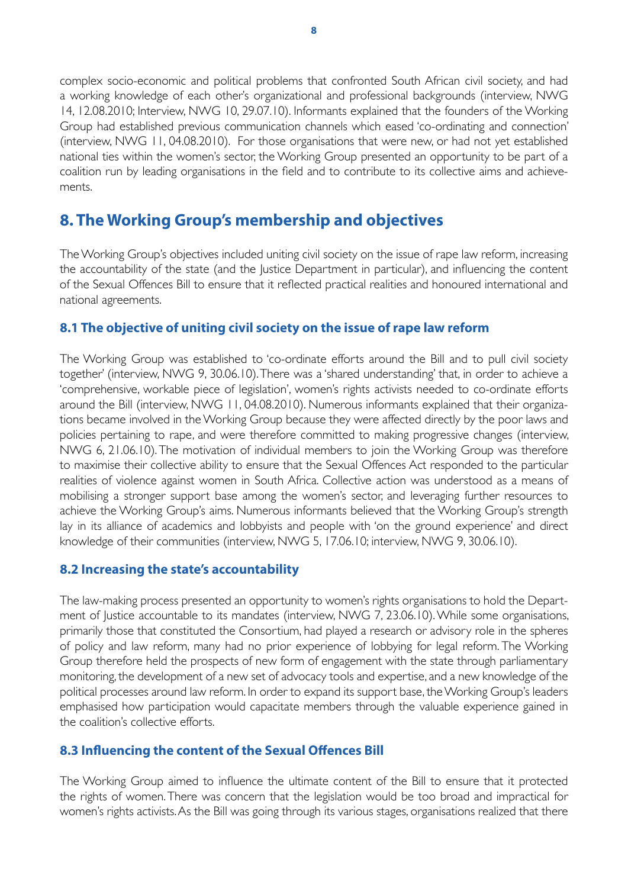complex socio-economic and political problems that confronted South African civil society, and had a working knowledge of each other's organizational and professional backgrounds (interview, NWG 14, 12.08.2010; Interview, NWG 10, 29.07.10). Informants explained that the founders of the Working Group had established previous communication channels which eased 'co-ordinating and connection' (interview, NWG 11, 04.08.2010). For those organisations that were new, or had not yet established national ties within the women's sector, the Working Group presented an opportunity to be part of a coalition run by leading organisations in the field and to contribute to its collective aims and achievements.

## 8. The Working Group's membership and objectives

The Working Group's objectives included uniting civil society on the issue of rape law reform, increasing the accountability of the state (and the Justice Department in particular), and influencing the content of the Sexual Offences Bill to ensure that it reflected practical realities and honoured international and national agreements.

### 8.1 The objective of uniting civil society on the issue of rape law reform

The Working Group was established to 'co-ordinate efforts around the Bill and to pull civil society together' (interview, NWG 9, 30.06.10). There was a 'shared understanding' that, in order to achieve a 'comprehensive, workable piece of legislation', women's rights activists needed to co-ordinate efforts around the Bill (interview, NWG 11, 04.08.2010). Numerous informants explained that their organizations became involved in the Working Group because they were affected directly by the poor laws and policies pertaining to rape, and were therefore committed to making progressive changes (interview, NWG 6, 21.06.10). The motivation of individual members to join the Working Group was therefore to maximise their collective ability to ensure that the Sexual Offences Act responded to the particular realities of violence against women in South Africa. Collective action was understood as a means of mobilising a stronger support base among the women's sector, and leveraging further resources to achieve the Working Group's aims. Numerous informants believed that the Working Group's strength lay in its alliance of academics and lobbyists and people with 'on the ground experience' and direct knowledge of their communities (interview, NWG 5, 17.06.10; interview, NWG 9, 30.06.10).

### 8.2 Increasing the state's accountability

The law-making process presented an opportunity to women's rights organisations to hold the Department of Justice accountable to its mandates (interview, NWG 7, 23.06.10). While some organisations, primarily those that constituted the Consortium, had played a research or advisory role in the spheres of policy and law reform, many had no prior experience of lobbying for legal reform. The Working Group therefore held the prospects of new form of engagement with the state through parliamentary monitoring, the development of a new set of advocacy tools and expertise, and a new knowledge of the political processes around law reform. In order to expand its support base, the Working Group's leaders emphasised how participation would capacitate members through the valuable experience gained in the coalition's collective efforts.

### 8.3 Influencing the content of the Sexual Offences Bill

The Working Group aimed to influence the ultimate content of the Bill to ensure that it protected the rights of women. There was concern that the legislation would be too broad and impractical for women's rights activists. As the Bill was going through its various stages, organisations realized that there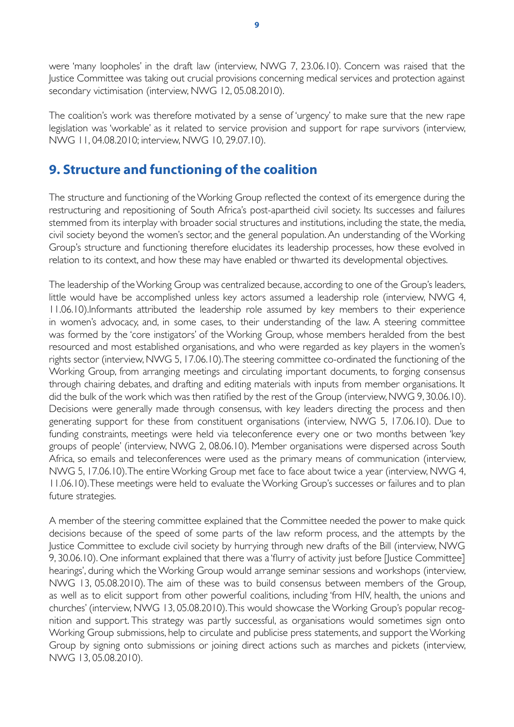were 'many loopholes' in the draft law (interview, NWG 7, 23.06.10). Concern was raised that the Justice Committee was taking out crucial provisions concerning medical services and protection against secondary victimisation (interview, NWG 12, 05.08.2010).

The coalition's work was therefore motivated by a sense of 'urgency' to make sure that the new rape legislation was 'workable' as it related to service provision and support for rape survivors (interview, NWG 11, 04.08.2010; interview, NWG 10, 29.07.10).

## 9. Structure and functioning of the coalition

The structure and functioning of the Working Group reflected the context of its emergence during the restructuring and repositioning of South Africa's post-apartheid civil society. Its successes and failures stemmed from its interplay with broader social structures and institutions, including the state, the media, civil society beyond the women's sector, and the general population. An understanding of the Working Group's structure and functioning therefore elucidates its leadership processes, how these evolved in relation to its context, and how these may have enabled or thwarted its developmental objectives.

The leadership of the Working Group was centralized because, according to one of the Group's leaders, little would have be accomplished unless key actors assumed a leadership role (interview, NWG 4, 11.06.10).Informants attributed the leadership role assumed by key members to their experience in women's advocacy, and, in some cases, to their understanding of the law. A steering committee was formed by the 'core instigators' of the Working Group, whose members heralded from the best resourced and most established organisations, and who were regarded as key players in the women's rights sector (interview, NWG 5, 17.06.10).The steering committee co-ordinated the functioning of the Working Group, from arranging meetings and circulating important documents, to forging consensus through chairing debates, and drafting and editing materials with inputs from member organisations. It did the bulk of the work which was then ratified by the rest of the Group (interview, NWG 9, 30.06.10). Decisions were generally made through consensus, with key leaders directing the process and then generating support for these from constituent organisations (interview, NWG 5, 17.06.10). Due to funding constraints, meetings were held via teleconference every one or two months between 'key groups of people' (interview, NWG 2, 08.06.10). Member organisations were dispersed across South Africa, so emails and teleconferences were used as the primary means of communication (interview, NWG 5, 17.06.10).The entire Working Group met face to face about twice a year (interview, NWG 4, 11.06.10).These meetings were held to evaluate the Working Group's successes or failures and to plan future strategies.

A member of the steering committee explained that the Committee needed the power to make quick decisions because of the speed of some parts of the law reform process, and the attempts by the Justice Committee to exclude civil society by hurrying through new drafts of the Bill (interview, NWG 9, 30.06.10). One informant explained that there was a 'flurry of activity just before [Justice Committee] hearings', during which the Working Group would arrange seminar sessions and workshops (interview, NWG 13, 05.08.2010). The aim of these was to build consensus between members of the Group, as well as to elicit support from other powerful coalitions, including 'from HIV, health, the unions and churches' (interview, NWG 13, 05.08.2010). This would showcase the Working Group's popular recognition and support. This strategy was partly successful, as organisations would sometimes sign onto Working Group submissions, help to circulate and publicise press statements, and support the Working Group by signing onto submissions or joining direct actions such as marches and pickets (interview, NWG 13, 05.08.2010).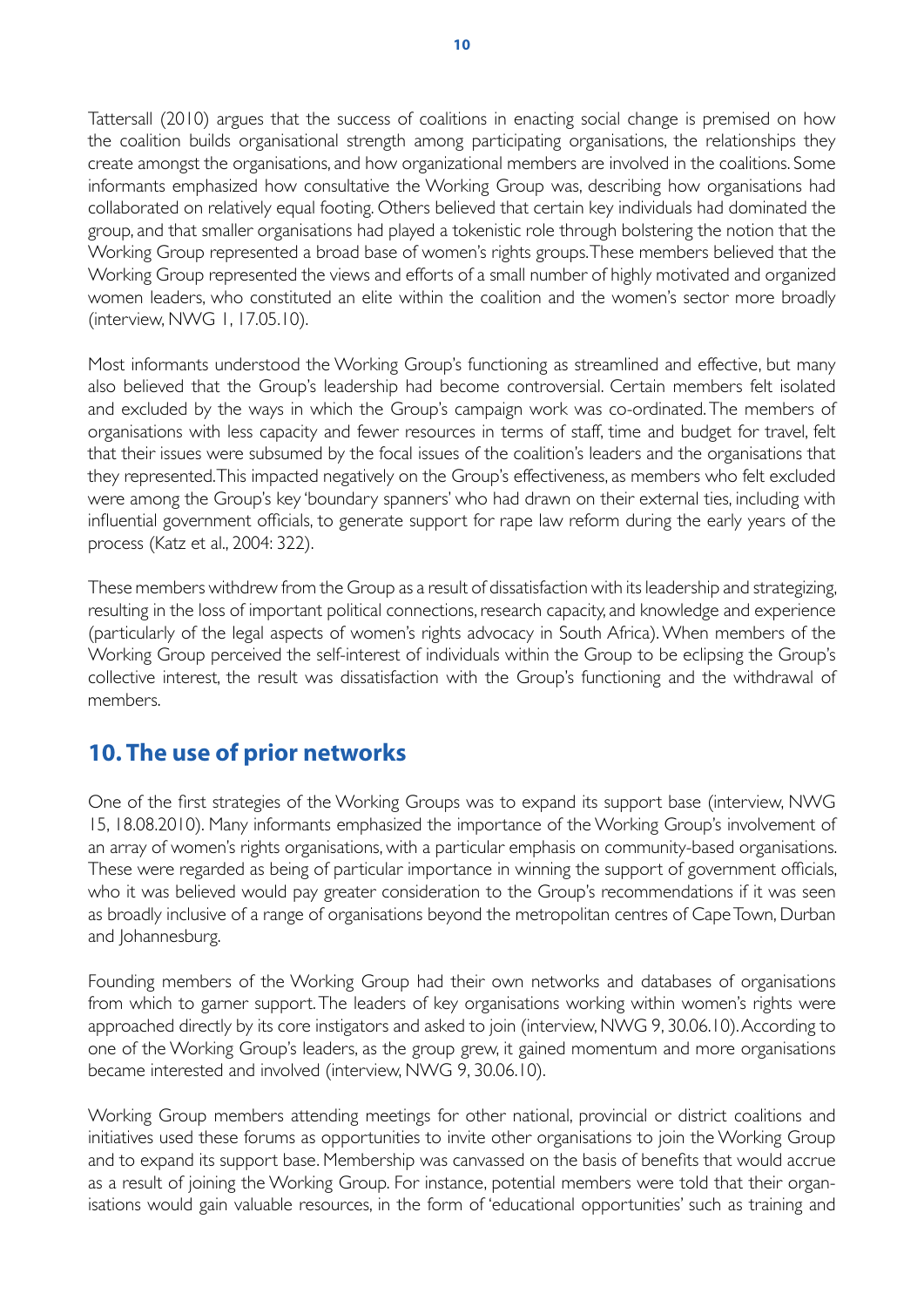Tattersall (2010) argues that the success of coalitions in enacting social change is premised on how the coalition builds organisational strength among participating organisations, the relationships they create amongst the organisations, and how organizational members are involved in the coalitions. Some informants emphasized how consultative the Working Group was, describing how organisations had collaborated on relatively equal footing. Others believed that certain key individuals had dominated the group, and that smaller organisations had played a tokenistic role through bolstering the notion that the Working Group represented a broad base of women's rights groups. These members believed that the Working Group represented the views and efforts of a small number of highly motivated and organized women leaders, who constituted an elite within the coalition and the women's sector more broadly (interview, NWG 1, 17.05.10).

Most informants understood the Working Group's functioning as streamlined and effective, but many also believed that the Group's leadership had become controversial. Certain members felt isolated and excluded by the ways in which the Group's campaign work was co-ordinated. The members of organisations with less capacity and fewer resources in terms of staff, time and budget for travel, felt that their issues were subsumed by the focal issues of the coalition's leaders and the organisations that they represented. This impacted negatively on the Group's effectiveness, as members who felt excluded were among the Group's key 'boundary spanners' who had drawn on their external ties, including with influential government officials, to generate support for rape law reform during the early years of the process (Katz et al., 2004: 322).

These members withdrew from the Group as a result of dissatisfaction with its leadership and strategizing, resulting in the loss of important political connections, research capacity, and knowledge and experience (particularly of the legal aspects of women's rights advocacy in South Africa). When members of the Working Group perceived the self-interest of individuals within the Group to be eclipsing the Group's collective interest, the result was dissatisfaction with the Group's functioning and the withdrawal of members.

## 10. The use of prior networks

One of the first strategies of the Working Groups was to expand its support base (interview, NWG 15, 18.08.2010). Many informants emphasized the importance of the Working Group's involvement of an array of women's rights organisations, with a particular emphasis on community-based organisations. These were regarded as being of particular importance in winning the support of government officials, who it was believed would pay greater consideration to the Group's recommendations if it was seen as broadly inclusive of a range of organisations beyond the metropolitan centres of Cape Town, Durban and Johannesburg.

Founding members of the Working Group had their own networks and databases of organisations from which to garner support. The leaders of key organisations working within women's rights were approached directly by its core instigators and asked to join (interview, NWG 9, 30.06.10). According to one of the Working Group's leaders, as the group grew, it gained momentum and more organisations became interested and involved (interview, NWG 9, 30.06.10).

Working Group members attending meetings for other national, provincial or district coalitions and initiatives used these forums as opportunities to invite other organisations to join the Working Group and to expand its support base. Membership was canvassed on the basis of benefits that would accrue as a result of joining the Working Group. For instance, potential members were told that their organisations would gain valuable resources, in the form of 'educational opportunities' such as training and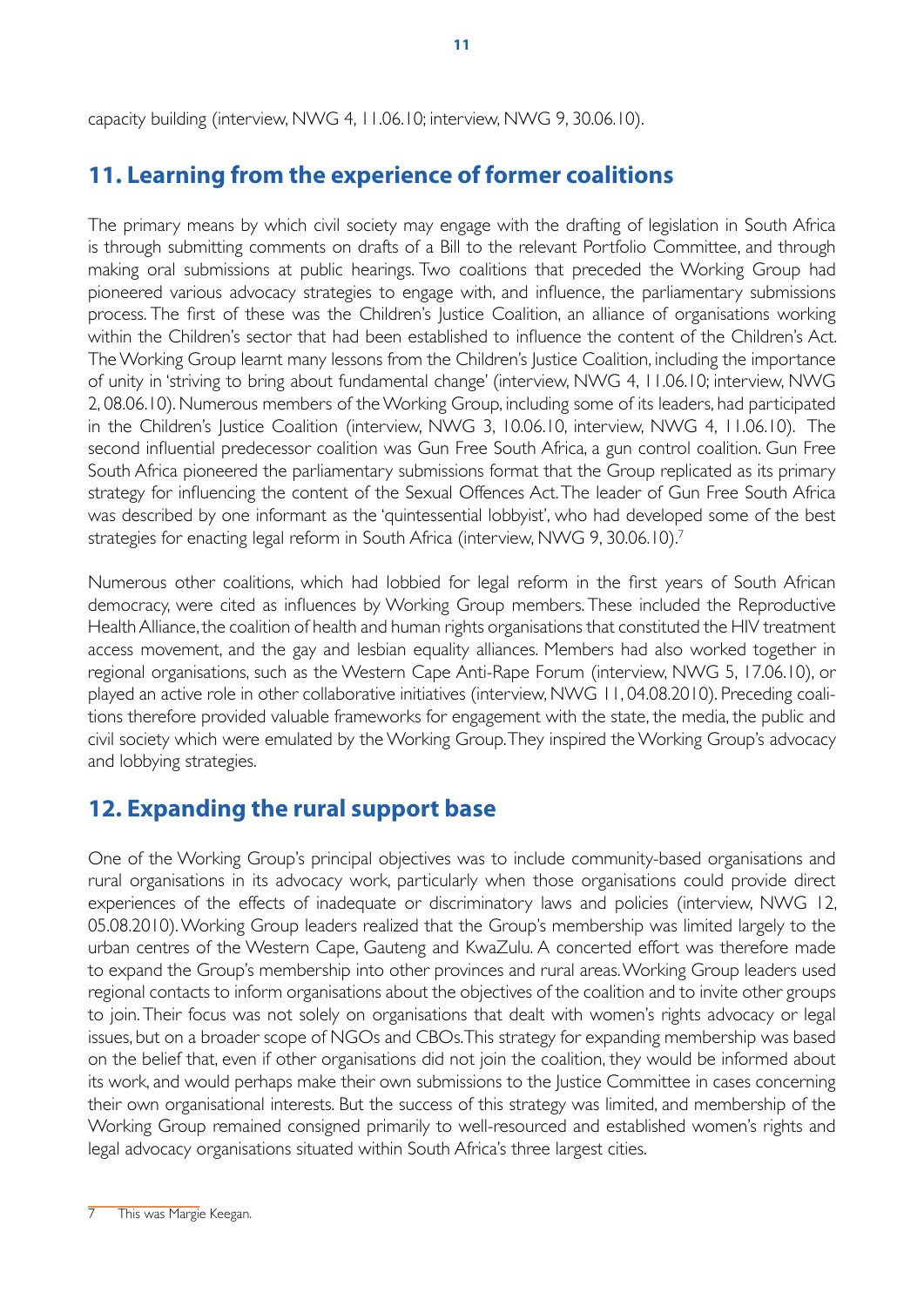capacity building (interview, NWG 4, 11.06.10; interview, NWG 9, 30.06.10).

## 11. Learning from the experience of former coalitions

The primary means by which civil society may engage with the drafting of legislation in South Africa is through submitting comments on drafts of a Bill to the relevant Portfolio Committee, and through making oral submissions at public hearings. Two coalitions that preceded the Working Group had pioneered various advocacy strategies to engage with, and influence, the parliamentary submissions process. The first of these was the Children's Justice Coalition, an alliance of organisations working within the Children's sector that had been established to influence the content of the Children's Act. The Working Group learnt many lessons from the Children's Justice Coalition, including the importance of unity in 'striving to bring about fundamental change' (interview, NWG 4, 11.06.10; interview, NWG 2, 08.06.10). Numerous members of the Working Group, including some of its leaders, had participated in the Children's Justice Coalition (interview, NWG 3, 10.06.10, interview, NWG 4, 11.06.10). The second influential predecessor coalition was Gun Free South Africa, a gun control coalition. Gun Free South Africa pioneered the parliamentary submissions format that the Group replicated as its primary strategy for influencing the content of the Sexual Offences Act. The leader of Gun Free South Africa was described by one informant as the 'quintessential lobbyist', who had developed some of the best strategies for enacting legal reform in South Africa (interview, NWG 9, 30.06.10).[7]

Numerous other coalitions, which had lobbied for legal reform in the first years of South African democracy, were cited as influences by Working Group members. These included the Reproductive Health Alliance, the coalition of health and human rights organisations that constituted the HIV treatment access movement, and the gay and lesbian equality alliances. Members had also worked together in regional organisations, such as the Western Cape Anti-Rape Forum (interview, NWG 5, 17.06.10), or played an active role in other collaborative initiatives (interview, NWG 11, 04.08.2010). Preceding coalitions therefore provided valuable frameworks for engagement with the state, the media, the public and civil society which were emulated by the Working Group. They inspired the Working Group's advocacy and lobbying strategies.

## 12. Expanding the rural support base

One of the Working Group's principal objectives was to include community-based organisations and rural organisations in its advocacy work, particularly when those organisations could provide direct experiences of the effects of inadequate or discriminatory laws and policies (interview, NWG 12, 05.08.2010). Working Group leaders realized that the Group's membership was limited largely to the urban centres of the Western Cape, Gauteng and KwaZulu. A concerted effort was therefore made to expand the Group's membership into other provinces and rural areas. Working Group leaders used regional contacts to inform organisations about the objectives of the coalition and to invite other groups to join. Their focus was not solely on organisations that dealt with women's rights advocacy or legal issues, but on a broader scope of NGOs and CBOs. This strategy for expanding membership was based on the belief that, even if other organisations did not join the coalition, they would be informed about its work, and would perhaps make their own submissions to the Justice Committee in cases concerning their own organisational interests. But the success of this strategy was limited, and membership of the Working Group remained consigned primarily to well-resourced and established women's rights and legal advocacy organisations situated within South Africa's three largest cities.

---

7 This was Margie Keegan.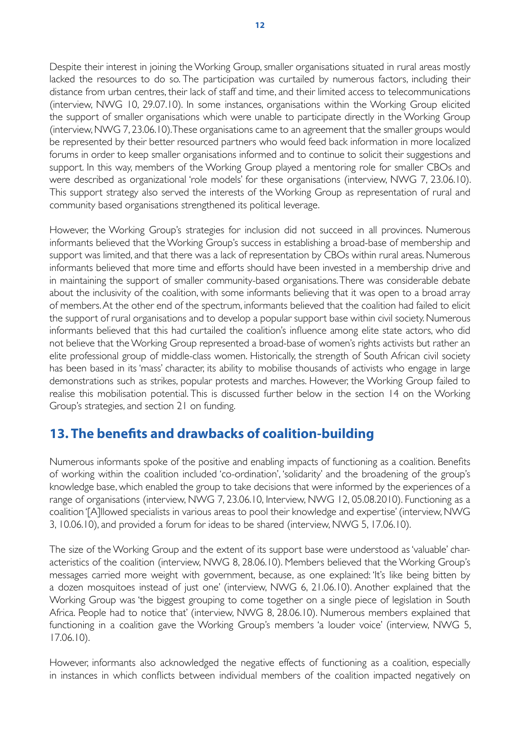Despite their interest in joining the Working Group, smaller organisations situated in rural areas mostly lacked the resources to do so. The participation was curtailed by numerous factors, including their distance from urban centres, their lack of staff and time, and their limited access to telecommunications (interview, NWG 10, 29.07.10). In some instances, organisations within the Working Group elicited the support of smaller organisations which were unable to participate directly in the Working Group (interview, NWG 7, 23.06.10). These organisations came to an agreement that the smaller groups would be represented by their better resourced partners who would feed back information in more localized forums in order to keep smaller organisations informed and to continue to solicit their suggestions and support. In this way, members of the Working Group played a mentoring role for smaller CBOs and were described as organizational 'role models' for these organisations (interview, NWG 7, 23.06.10). This support strategy also served the interests of the Working Group as representation of rural and community based organisations strengthened its political leverage.

However, the Working Group's strategies for inclusion did not succeed in all provinces. Numerous informants believed that the Working Group's success in establishing a broad-base of membership and support was limited, and that there was a lack of representation by CBOs within rural areas. Numerous informants believed that more time and efforts should have been invested in a membership drive and in maintaining the support of smaller community-based organisations. There was considerable debate about the inclusivity of the coalition, with some informants believing that it was open to a broad array of members. At the other end of the spectrum, informants believed that the coalition had failed to elicit the support of rural organisations and to develop a popular support base within civil society. Numerous informants believed that this had curtailed the coalition's influence among elite state actors, who did not believe that the Working Group represented a broad-base of women's rights activists but rather an elite professional group of middle-class women. Historically, the strength of South African civil society has been based in its 'mass' character, its ability to mobilise thousands of activists who engage in large demonstrations such as strikes, popular protests and marches. However, the Working Group failed to realise this mobilisation potential. This is discussed further below in the section 14 on the Working Group's strategies, and section 21 on funding.

## 13. The benefits and drawbacks of coalition-building

Numerous informants spoke of the positive and enabling impacts of functioning as a coalition. Benefits of working within the coalition included 'co-ordination', 'solidarity' and the broadening of the group's knowledge base, which enabled the group to take decisions that were informed by the experiences of a range of organisations (interview, NWG 7, 23.06.10, Interview, NWG 12, 05.08.2010). Functioning as a coalition '[A]llowed specialists in various areas to pool their knowledge and expertise' (interview, NWG 3, 10.06.10), and provided a forum for ideas to be shared (interview, NWG 5, 17.06.10).

The size of the Working Group and the extent of its support base were understood as 'valuable' characteristics of the coalition (interview, NWG 8, 28.06.10). Members believed that the Working Group's messages carried more weight with government, because, as one explained: 'It's like being bitten by a dozen mosquitoes instead of just one' (interview, NWG 6, 21.06.10). Another explained that the Working Group was 'the biggest grouping to come together on a single piece of legislation in South Africa. People had to notice that' (interview, NWG 8, 28.06.10). Numerous members explained that functioning in a coalition gave the Working Group's members 'a louder voice' (interview, NWG 5, 17.06.10).

However, informants also acknowledged the negative effects of functioning as a coalition, especially in instances in which conflicts between individual members of the coalition impacted negatively on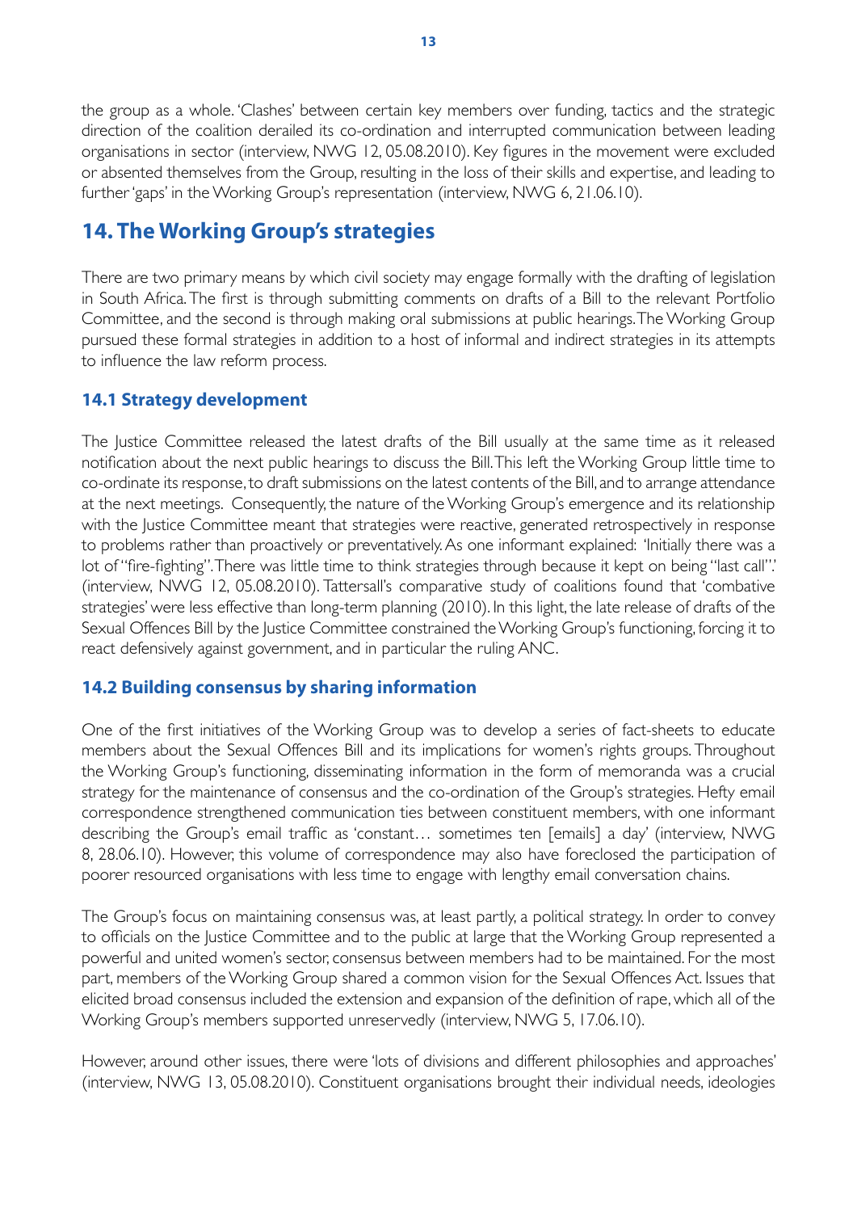the group as a whole. 'Clashes' between certain key members over funding, tactics and the strategic direction of the coalition derailed its co-ordination and interrupted communication between leading organisations in sector (interview, NWG 12, 05.08.2010). Key figures in the movement were excluded or absented themselves from the Group, resulting in the loss of their skills and expertise, and leading to further 'gaps' in the Working Group's representation (interview, NWG 6, 21.06.10).

## 14. The Working Group's strategies

There are two primary means by which civil society may engage formally with the drafting of legislation in South Africa. The first is through submitting comments on drafts of a Bill to the relevant Portfolio Committee, and the second is through making oral submissions at public hearings. The Working Group pursued these formal strategies in addition to a host of informal and indirect strategies in its attempts to influence the law reform process.

### 14.1 Strategy development

The Justice Committee released the latest drafts of the Bill usually at the same time as it released notification about the next public hearings to discuss the Bill. This left the Working Group little time to co-ordinate its response, to draft submissions on the latest contents of the Bill, and to arrange attendance at the next meetings. Consequently, the nature of the Working Group's emergence and its relationship with the Justice Committee meant that strategies were reactive, generated retrospectively in response to problems rather than proactively or preventatively. As one informant explained: 'Initially there was a lot of "fire-fighting". There was little time to think strategies through because it kept on being "last call".' (interview, NWG 12, 05.08.2010). Tattersall's comparative study of coalitions found that 'combative strategies' were less effective than long-term planning (2010). In this light, the late release of drafts of the Sexual Offences Bill by the Justice Committee constrained the Working Group's functioning, forcing it to react defensively against government, and in particular the ruling ANC.

### 14.2 Building consensus by sharing information

One of the first initiatives of the Working Group was to develop a series of fact-sheets to educate members about the Sexual Offences Bill and its implications for women's rights groups. Throughout the Working Group's functioning, disseminating information in the form of memoranda was a crucial strategy for the maintenance of consensus and the co-ordination of the Group's strategies. Hefty email correspondence strengthened communication ties between constituent members, with one informant describing the Group's email traffic as 'constant… sometimes ten [emails] a day' (interview, NWG 8, 28.06.10). However, this volume of correspondence may also have foreclosed the participation of poorer resourced organisations with less time to engage with lengthy email conversation chains.

The Group's focus on maintaining consensus was, at least partly, a political strategy. In order to convey to officials on the Justice Committee and to the public at large that the Working Group represented a powerful and united women's sector, consensus between members had to be maintained. For the most part, members of the Working Group shared a common vision for the Sexual Offences Act. Issues that elicited broad consensus included the extension and expansion of the definition of rape, which all of the Working Group's members supported unreservedly (interview, NWG 5, 17.06.10).

However, around other issues, there were 'lots of divisions and different philosophies and approaches' (interview, NWG 13, 05.08.2010). Constituent organisations brought their individual needs, ideologies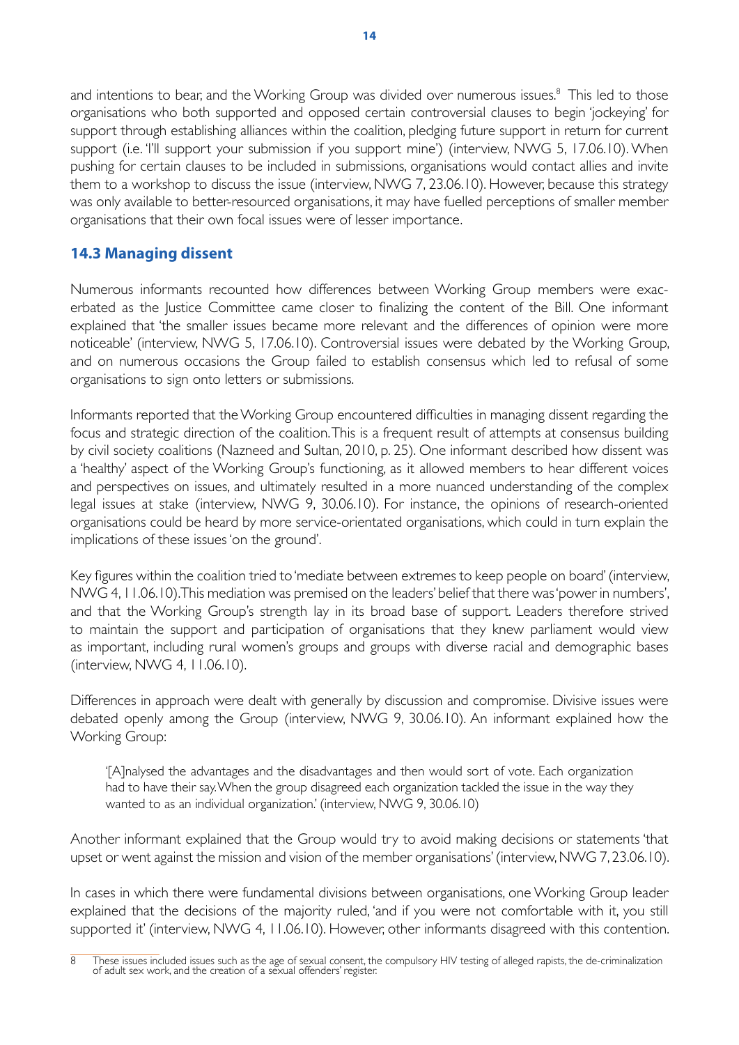and intentions to bear, and the Working Group was divided over numerous issues.[8] This led to those organisations who both supported and opposed certain controversial clauses to begin 'jockeying' for support through establishing alliances within the coalition, pledging future support in return for current support (i.e. 'I'll support your submission if you support mine') (interview, NWG 5, 17.06.10). When pushing for certain clauses to be included in submissions, organisations would contact allies and invite them to a workshop to discuss the issue (interview, NWG 7, 23.06.10). However, because this strategy was only available to better-resourced organisations, it may have fuelled perceptions of smaller member organisations that their own focal issues were of lesser importance.

## 14.3 Managing dissent

Numerous informants recounted how differences between Working Group members were exacerbated as the Justice Committee came closer to finalizing the content of the Bill. One informant explained that 'the smaller issues became more relevant and the differences of opinion were more noticeable' (interview, NWG 5, 17.06.10). Controversial issues were debated by the Working Group, and on numerous occasions the Group failed to establish consensus which led to refusal of some organisations to sign onto letters or submissions.

Informants reported that the Working Group encountered difficulties in managing dissent regarding the focus and strategic direction of the coalition. This is a frequent result of attempts at consensus building by civil society coalitions (Nazneed and Sultan, 2010, p. 25). One informant described how dissent was a 'healthy' aspect of the Working Group's functioning, as it allowed members to hear different voices and perspectives on issues, and ultimately resulted in a more nuanced understanding of the complex legal issues at stake (interview, NWG 9, 30.06.10). For instance, the opinions of research-oriented organisations could be heard by more service-orientated organisations, which could in turn explain the implications of these issues 'on the ground'.

Key figures within the coalition tried to 'mediate between extremes to keep people on board' (interview, NWG 4, 11.06.10). This mediation was premised on the leaders' belief that there was 'power in numbers', and that the Working Group's strength lay in its broad base of support. Leaders therefore strived to maintain the support and participation of organisations that they knew parliament would view as important, including rural women's groups and groups with diverse racial and demographic bases (interview, NWG 4, 11.06.10).

Differences in approach were dealt with generally by discussion and compromise. Divisive issues were debated openly among the Group (interview, NWG 9, 30.06.10). An informant explained how the Working Group:

> '[A]nalysed the advantages and the disadvantages and then would sort of vote. Each organization had to have their say. When the group disagreed each organization tackled the issue in the way they wanted to as an individual organization.' (interview, NWG 9, 30.06.10)

Another informant explained that the Group would try to avoid making decisions or statements 'that upset or went against the mission and vision of the member organisations' (interview, NWG 7, 23.06.10).

In cases in which there were fundamental divisions between organisations, one Working Group leader explained that the decisions of the majority ruled, 'and if you were not comfortable with it, you still supported it' (interview, NWG 4, 11.06.10). However, other informants disagreed with this contention.

8 These issues included issues such as the age of sexual consent, the compulsory HIV testing of alleged rapists, the de-criminalization of adult sex work, and the creation of a sexual offenders' register.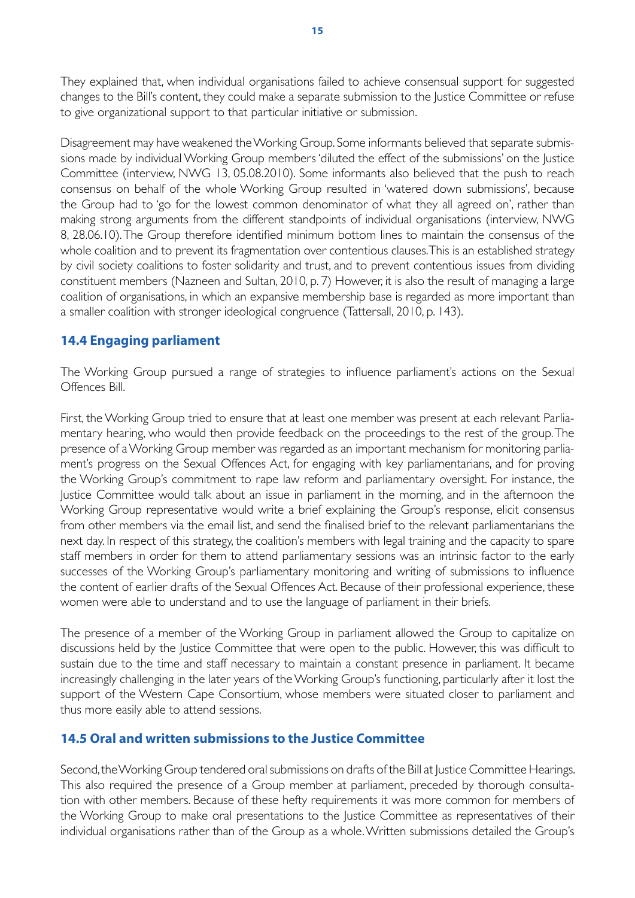They explained that, when individual organisations failed to achieve consensual support for suggested changes to the Bill's content, they could make a separate submission to the Justice Committee or refuse to give organizational support to that particular initiative or submission.

Disagreement may have weakened the Working Group. Some informants believed that separate submissions made by individual Working Group members 'diluted the effect of the submissions' on the Justice Committee (interview, NWG 13, 05.08.2010). Some informants also believed that the push to reach consensus on behalf of the whole Working Group resulted in 'watered down submissions', because the Group had to 'go for the lowest common denominator of what they all agreed on', rather than making strong arguments from the different standpoints of individual organisations (interview, NWG 8, 28.06.10). The Group therefore identified minimum bottom lines to maintain the consensus of the whole coalition and to prevent its fragmentation over contentious clauses. This is an established strategy by civil society coalitions to foster solidarity and trust, and to prevent contentious issues from dividing constituent members (Nazneen and Sultan, 2010, p. 7) However, it is also the result of managing a large coalition of organisations, in which an expansive membership base is regarded as more important than a smaller coalition with stronger ideological congruence (Tattersall, 2010, p. 143).

## 14.4 Engaging parliament

The Working Group pursued a range of strategies to influence parliament's actions on the Sexual Offences Bill.

First, the Working Group tried to ensure that at least one member was present at each relevant Parliamentary hearing, who would then provide feedback on the proceedings to the rest of the group. The presence of a Working Group member was regarded as an important mechanism for monitoring parliament's progress on the Sexual Offences Act, for engaging with key parliamentarians, and for proving the Working Group's commitment to rape law reform and parliamentary oversight. For instance, the Justice Committee would talk about an issue in parliament in the morning, and in the afternoon the Working Group representative would write a brief explaining the Group's response, elicit consensus from other members via the email list, and send the finalised brief to the relevant parliamentarians the next day. In respect of this strategy, the coalition's members with legal training and the capacity to spare staff members in order for them to attend parliamentary sessions was an intrinsic factor to the early successes of the Working Group's parliamentary monitoring and writing of submissions to influence the content of earlier drafts of the Sexual Offences Act. Because of their professional experience, these women were able to understand and to use the language of parliament in their briefs.

The presence of a member of the Working Group in parliament allowed the Group to capitalize on discussions held by the Justice Committee that were open to the public. However, this was difficult to sustain due to the time and staff necessary to maintain a constant presence in parliament. It became increasingly challenging in the later years of the Working Group's functioning, particularly after it lost the support of the Western Cape Consortium, whose members were situated closer to parliament and thus more easily able to attend sessions.

## 14.5 Oral and written submissions to the Justice Committee

Second, the Working Group tendered oral submissions on drafts of the Bill at Justice Committee Hearings. This also required the presence of a Group member at parliament, preceded by thorough consultation with other members. Because of these hefty requirements it was more common for members of the Working Group to make oral presentations to the Justice Committee as representatives of their individual organisations rather than of the Group as a whole. Written submissions detailed the Group's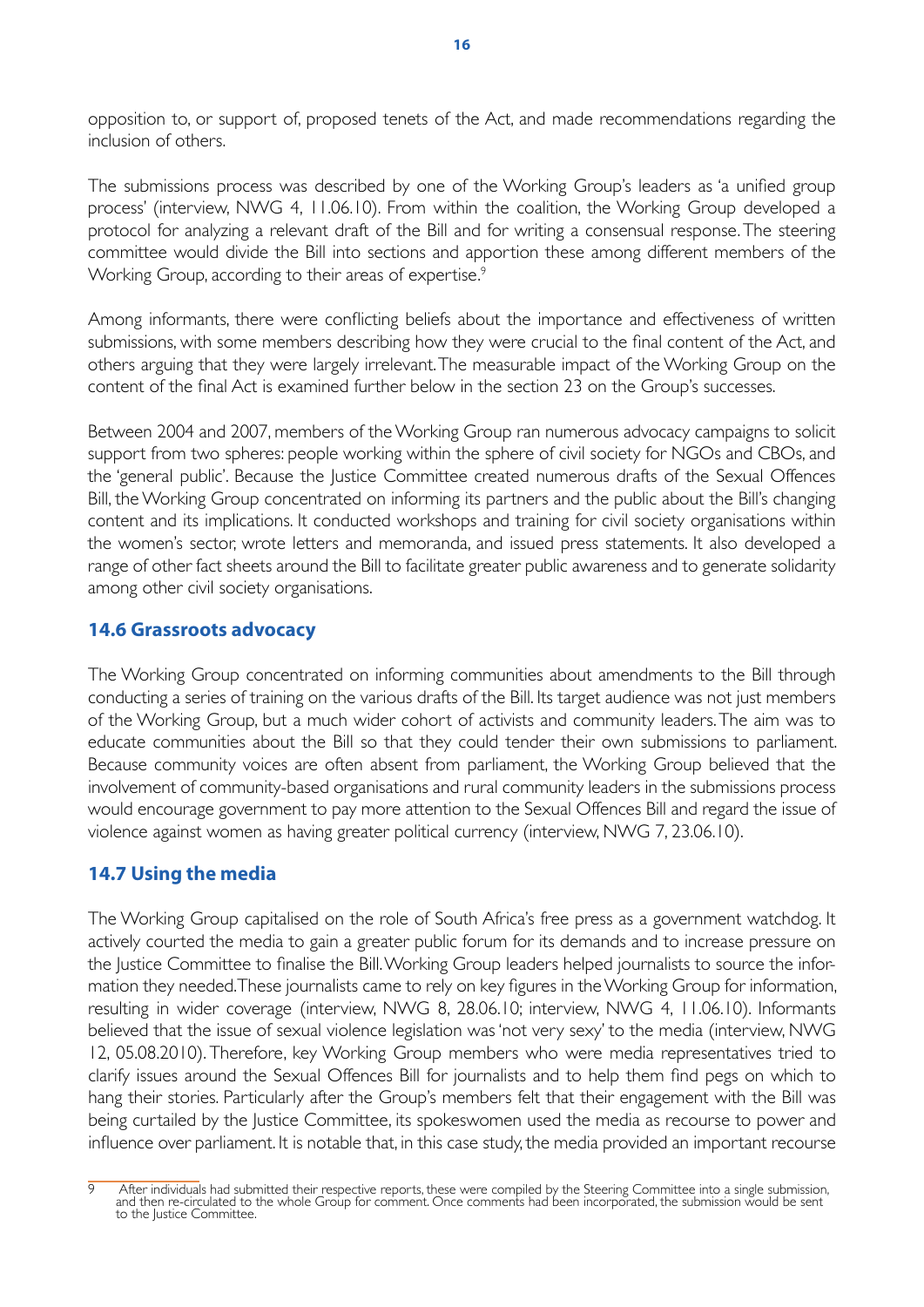opposition to, or support of, proposed tenets of the Act, and made recommendations regarding the inclusion of others.

The submissions process was described by one of the Working Group's leaders as 'a unified group process' (interview, NWG 4, 11.06.10). From within the coalition, the Working Group developed a protocol for analyzing a relevant draft of the Bill and for writing a consensual response. The steering committee would divide the Bill into sections and apportion these among different members of the Working Group, according to their areas of expertise.[9]

Among informants, there were conflicting beliefs about the importance and effectiveness of written submissions, with some members describing how they were crucial to the final content of the Act, and others arguing that they were largely irrelevant. The measurable impact of the Working Group on the content of the final Act is examined further below in the section 23 on the Group's successes.

Between 2004 and 2007, members of the Working Group ran numerous advocacy campaigns to solicit support from two spheres: people working within the sphere of civil society for NGOs and CBOs, and the 'general public'. Because the Justice Committee created numerous drafts of the Sexual Offences Bill, the Working Group concentrated on informing its partners and the public about the Bill's changing content and its implications. It conducted workshops and training for civil society organisations within the women's sector, wrote letters and memoranda, and issued press statements. It also developed a range of other fact sheets around the Bill to facilitate greater public awareness and to generate solidarity among other civil society organisations.

### 14.6 Grassroots advocacy

The Working Group concentrated on informing communities about amendments to the Bill through conducting a series of training on the various drafts of the Bill. Its target audience was not just members of the Working Group, but a much wider cohort of activists and community leaders. The aim was to educate communities about the Bill so that they could tender their own submissions to parliament. Because community voices are often absent from parliament, the Working Group believed that the involvement of community-based organisations and rural community leaders in the submissions process would encourage government to pay more attention to the Sexual Offences Bill and regard the issue of violence against women as having greater political currency (interview, NWG 7, 23.06.10).

### 14.7 Using the media

The Working Group capitalised on the role of South Africa's free press as a government watchdog. It actively courted the media to gain a greater public forum for its demands and to increase pressure on the Justice Committee to finalise the Bill. Working Group leaders helped journalists to source the information they needed. These journalists came to rely on key figures in the Working Group for information, resulting in wider coverage (interview, NWG 8, 28.06.10; interview, NWG 4, 11.06.10). Informants believed that the issue of sexual violence legislation was 'not very sexy' to the media (interview, NWG 12, 05.08.2010). Therefore, key Working Group members who were media representatives tried to clarify issues around the Sexual Offences Bill for journalists and to help them find pegs on which to hang their stories. Particularly after the Group's members felt that their engagement with the Bill was being curtailed by the Justice Committee, its spokeswomen used the media as recourse to power and influence over parliament. It is notable that, in this case study, the media provided an important recourse

---

[9] After individuals had submitted their respective reports, these were compiled by the Steering Committee into a single submission, and then re-circulated to the whole Group for comment. Once comments had been incorporated, the submission would be sent to the Justice Committee.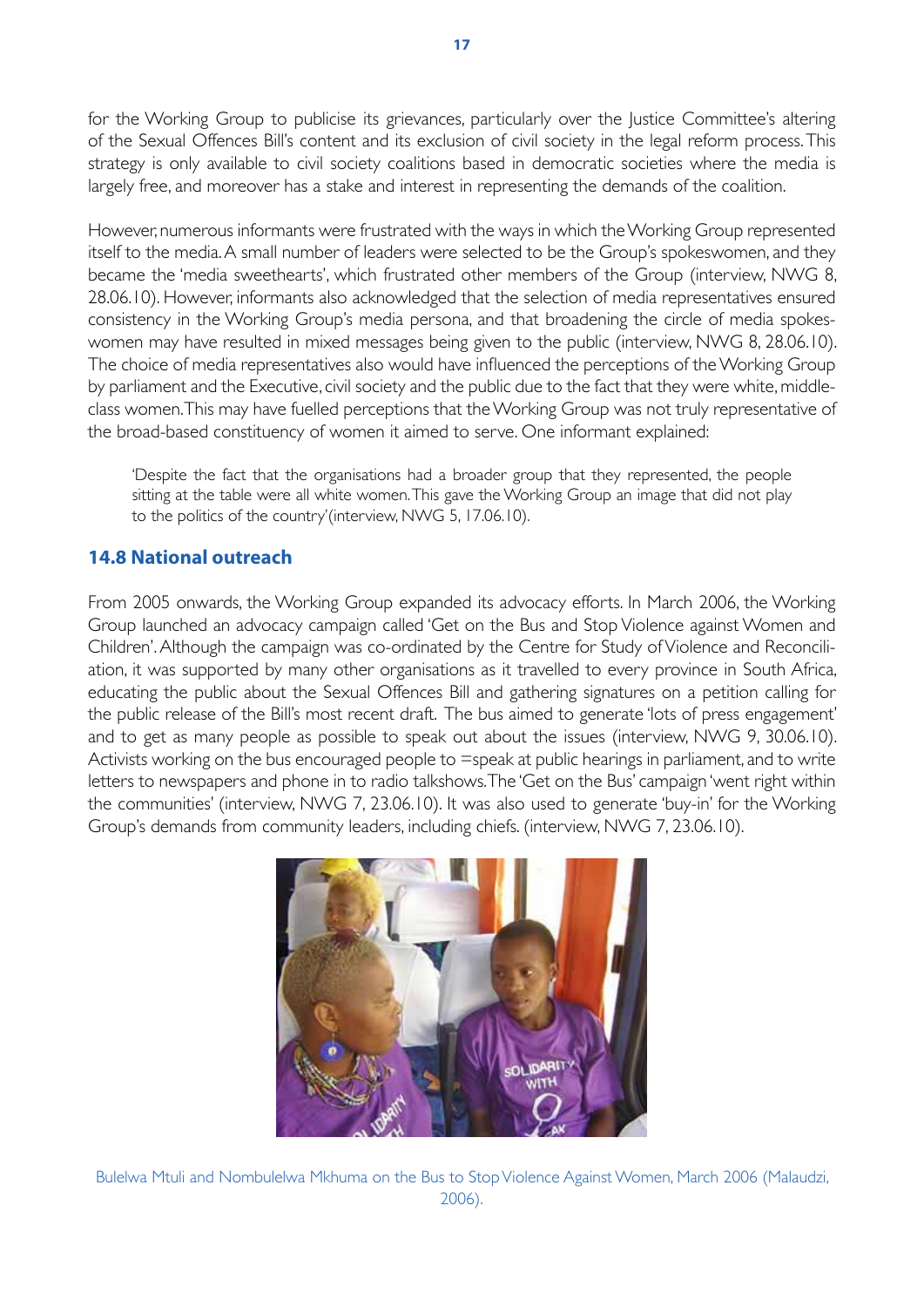for the Working Group to publicise its grievances, particularly over the Justice Committee's altering of the Sexual Offences Bill's content and its exclusion of civil society in the legal reform process. This strategy is only available to civil society coalitions based in democratic societies where the media is largely free, and moreover has a stake and interest in representing the demands of the coalition.

However, numerous informants were frustrated with the ways in which the Working Group represented itself to the media. A small number of leaders were selected to be the Group's spokeswomen, and they became the 'media sweethearts', which frustrated other members of the Group (interview, NWG 8, 28.06.10). However, informants also acknowledged that the selection of media representatives ensured consistency in the Working Group's media persona, and that broadening the circle of media spokeswomen may have resulted in mixed messages being given to the public (interview, NWG 8, 28.06.10). The choice of media representatives also would have influenced the perceptions of the Working Group by parliament and the Executive, civil society and the public due to the fact that they were white, middle-class women. This may have fuelled perceptions that the Working Group was not truly representative of the broad-based constituency of women it aimed to serve. One informant explained:

> 'Despite the fact that the organisations had a broader group that they represented, the people sitting at the table were all white women. This gave the Working Group an image that did not play to the politics of the country'(interview, NWG 5, 17.06.10).

## 14.8 National outreach

From 2005 onwards, the Working Group expanded its advocacy efforts. In March 2006, the Working Group launched an advocacy campaign called 'Get on the Bus and Stop Violence against Women and Children'. Although the campaign was co-ordinated by the Centre for Study of Violence and Reconciliation, it was supported by many other organisations as it travelled to every province in South Africa, educating the public about the Sexual Offences Bill and gathering signatures on a petition calling for the public release of the Bill's most recent draft. The bus aimed to generate 'lots of press engagement' and to get as many people as possible to speak out about the issues (interview, NWG 9, 30.06.10). Activists working on the bus encouraged people to =speak at public hearings in parliament, and to write letters to newspapers and phone in to radio talkshows. The 'Get on the Bus' campaign 'went right within the communities' (interview, NWG 7, 23.06.10). It was also used to generate 'buy-in' for the Working Group's demands from community leaders, including chiefs. (interview, NWG 7, 23.06.10).

Bulelwa Mtuli and Nombulelwa Mkhuma on the Bus to Stop Violence Against Women, March 2006 (Malaudzi, 2006).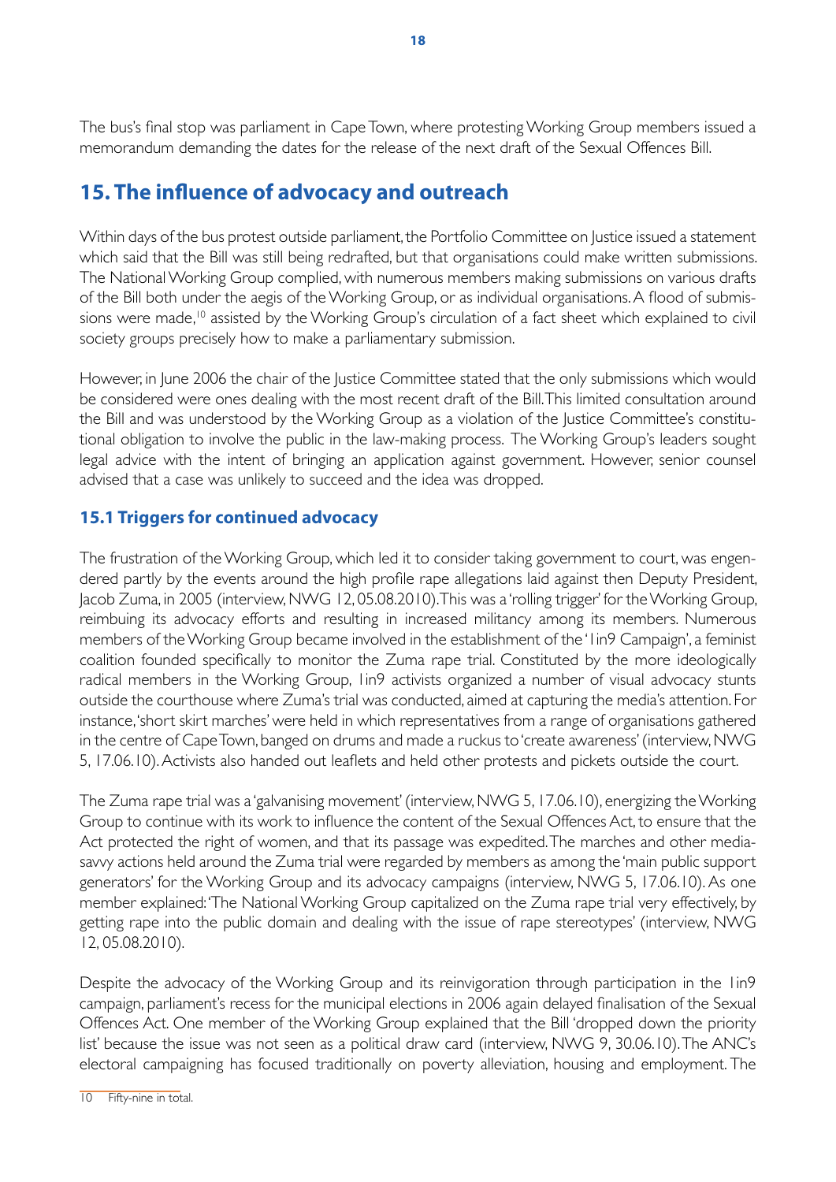The bus's final stop was parliament in Cape Town, where protesting Working Group members issued a memorandum demanding the dates for the release of the next draft of the Sexual Offences Bill.

## 15. The influence of advocacy and outreach

Within days of the bus protest outside parliament, the Portfolio Committee on Justice issued a statement which said that the Bill was still being redrafted, but that organisations could make written submissions. The National Working Group complied, with numerous members making submissions on various drafts of the Bill both under the aegis of the Working Group, or as individual organisations. A flood of submissions were made,[10] assisted by the Working Group's circulation of a fact sheet which explained to civil society groups precisely how to make a parliamentary submission.

However, in June 2006 the chair of the Justice Committee stated that the only submissions which would be considered were ones dealing with the most recent draft of the Bill. This limited consultation around the Bill and was understood by the Working Group as a violation of the Justice Committee's constitutional obligation to involve the public in the law-making process. The Working Group's leaders sought legal advice with the intent of bringing an application against government. However, senior counsel advised that a case was unlikely to succeed and the idea was dropped.

### 15.1 Triggers for continued advocacy

The frustration of the Working Group, which led it to consider taking government to court, was engendered partly by the events around the high profile rape allegations laid against then Deputy President, Jacob Zuma, in 2005 (interview, NWG 12, 05.08.2010). This was a 'rolling trigger' for the Working Group, reimbuing its advocacy efforts and resulting in increased militancy among its members. Numerous members of the Working Group became involved in the establishment of the '1in9 Campaign', a feminist coalition founded specifically to monitor the Zuma rape trial. Constituted by the more ideologically radical members in the Working Group, 1in9 activists organized a number of visual advocacy stunts outside the courthouse where Zuma's trial was conducted, aimed at capturing the media's attention. For instance, 'short skirt marches' were held in which representatives from a range of organisations gathered in the centre of Cape Town, banged on drums and made a ruckus to 'create awareness' (interview, NWG 5, 17.06.10). Activists also handed out leaflets and held other protests and pickets outside the court.

The Zuma rape trial was a 'galvanising movement' (interview, NWG 5, 17.06.10), energizing the Working Group to continue with its work to influence the content of the Sexual Offences Act, to ensure that the Act protected the right of women, and that its passage was expedited. The marches and other media-savvy actions held around the Zuma trial were regarded by members as among the 'main public support generators' for the Working Group and its advocacy campaigns (interview, NWG 5, 17.06.10). As one member explained: 'The National Working Group capitalized on the Zuma rape trial very effectively, by getting rape into the public domain and dealing with the issue of rape stereotypes' (interview, NWG 12, 05.08.2010).

Despite the advocacy of the Working Group and its reinvigoration through participation in the 1in9 campaign, parliament's recess for the municipal elections in 2006 again delayed finalisation of the Sexual Offences Act. One member of the Working Group explained that the Bill 'dropped down the priority list' because the issue was not seen as a political draw card (interview, NWG 9, 30.06.10). The ANC's electoral campaigning has focused traditionally on poverty alleviation, housing and employment. The

10 Fifty-nine in total.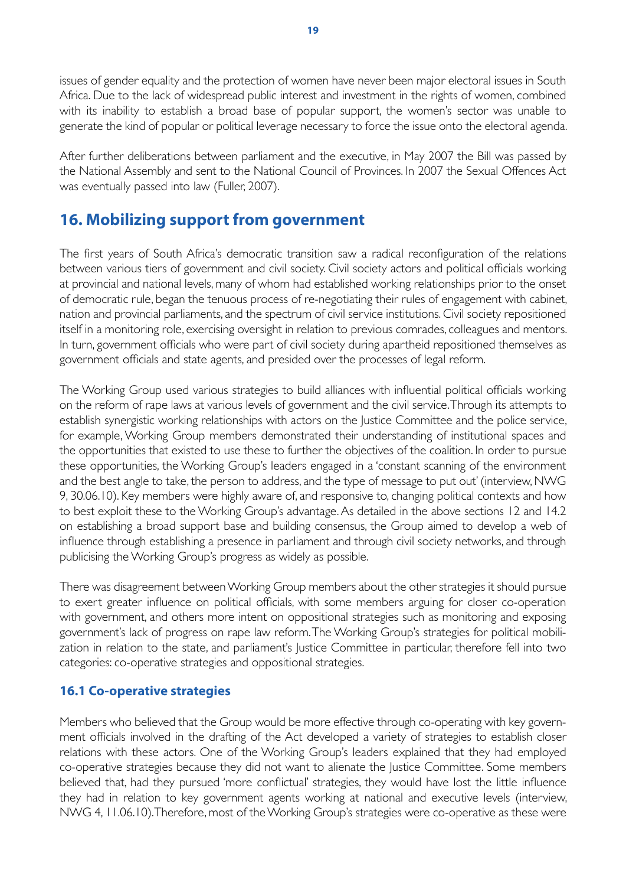issues of gender equality and the protection of women have never been major electoral issues in South Africa. Due to the lack of widespread public interest and investment in the rights of women, combined with its inability to establish a broad base of popular support, the women's sector was unable to generate the kind of popular or political leverage necessary to force the issue onto the electoral agenda.

After further deliberations between parliament and the executive, in May 2007 the Bill was passed by the National Assembly and sent to the National Council of Provinces. In 2007 the Sexual Offences Act was eventually passed into law (Fuller, 2007).

## 16. Mobilizing support from government

The first years of South Africa's democratic transition saw a radical reconfiguration of the relations between various tiers of government and civil society. Civil society actors and political officials working at provincial and national levels, many of whom had established working relationships prior to the onset of democratic rule, began the tenuous process of re-negotiating their rules of engagement with cabinet, nation and provincial parliaments, and the spectrum of civil service institutions. Civil society repositioned itself in a monitoring role, exercising oversight in relation to previous comrades, colleagues and mentors. In turn, government officials who were part of civil society during apartheid repositioned themselves as government officials and state agents, and presided over the processes of legal reform.

The Working Group used various strategies to build alliances with influential political officials working on the reform of rape laws at various levels of government and the civil service. Through its attempts to establish synergistic working relationships with actors on the Justice Committee and the police service, for example, Working Group members demonstrated their understanding of institutional spaces and the opportunities that existed to use these to further the objectives of the coalition. In order to pursue these opportunities, the Working Group's leaders engaged in a 'constant scanning of the environment and the best angle to take, the person to address, and the type of message to put out' (interview, NWG 9, 30.06.10). Key members were highly aware of, and responsive to, changing political contexts and how to best exploit these to the Working Group's advantage. As detailed in the above sections 12 and 14.2 on establishing a broad support base and building consensus, the Group aimed to develop a web of influence through establishing a presence in parliament and through civil society networks, and through publicising the Working Group's progress as widely as possible.

There was disagreement between Working Group members about the other strategies it should pursue to exert greater influence on political officials, with some members arguing for closer co-operation with government, and others more intent on oppositional strategies such as monitoring and exposing government's lack of progress on rape law reform. The Working Group's strategies for political mobilization in relation to the state, and parliament's Justice Committee in particular, therefore fell into two categories: co-operative strategies and oppositional strategies.

### 16.1 Co-operative strategies

Members who believed that the Group would be more effective through co-operating with key government officials involved in the drafting of the Act developed a variety of strategies to establish closer relations with these actors. One of the Working Group's leaders explained that they had employed co-operative strategies because they did not want to alienate the Justice Committee. Some members believed that, had they pursued 'more conflictual' strategies, they would have lost the little influence they had in relation to key government agents working at national and executive levels (interview, NWG 4, 11.06.10). Therefore, most of the Working Group's strategies were co-operative as these were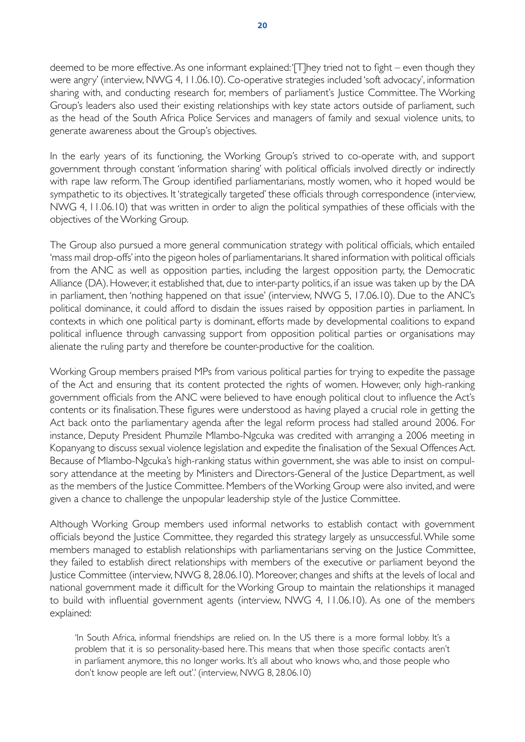deemed to be more effective. As one informant explained: '[T]hey tried not to fight – even though they were angry' (interview, NWG 4, 11.06.10). Co-operative strategies included 'soft advocacy', information sharing with, and conducting research for, members of parliament's Justice Committee. The Working Group's leaders also used their existing relationships with key state actors outside of parliament, such as the head of the South Africa Police Services and managers of family and sexual violence units, to generate awareness about the Group's objectives.

In the early years of its functioning, the Working Group's strived to co-operate with, and support government through constant 'information sharing' with political officials involved directly or indirectly with rape law reform. The Group identified parliamentarians, mostly women, who it hoped would be sympathetic to its objectives. It 'strategically targeted' these officials through correspondence (interview, NWG 4, 11.06.10) that was written in order to align the political sympathies of these officials with the objectives of the Working Group.

The Group also pursued a more general communication strategy with political officials, which entailed 'mass mail drop-offs' into the pigeon holes of parliamentarians. It shared information with political officials from the ANC as well as opposition parties, including the largest opposition party, the Democratic Alliance (DA). However, it established that, due to inter-party politics, if an issue was taken up by the DA in parliament, then 'nothing happened on that issue' (interview, NWG 5, 17.06.10). Due to the ANC's political dominance, it could afford to disdain the issues raised by opposition parties in parliament. In contexts in which one political party is dominant, efforts made by developmental coalitions to expand political influence through canvassing support from opposition political parties or organisations may alienate the ruling party and therefore be counter-productive for the coalition.

Working Group members praised MPs from various political parties for trying to expedite the passage of the Act and ensuring that its content protected the rights of women. However, only high-ranking government officials from the ANC were believed to have enough political clout to influence the Act's contents or its finalisation. These figures were understood as having played a crucial role in getting the Act back onto the parliamentary agenda after the legal reform process had stalled around 2006. For instance, Deputy President Phumzile Mlambo-Ngcuka was credited with arranging a 2006 meeting in Kopanyang to discuss sexual violence legislation and expedite the finalisation of the Sexual Offences Act. Because of Mlambo-Ngcuka's high-ranking status within government, she was able to insist on compulsory attendance at the meeting by Ministers and Directors-General of the Justice Department, as well as the members of the Justice Committee. Members of the Working Group were also invited, and were given a chance to challenge the unpopular leadership style of the Justice Committee.

Although Working Group members used informal networks to establish contact with government officials beyond the Justice Committee, they regarded this strategy largely as unsuccessful. While some members managed to establish relationships with parliamentarians serving on the Justice Committee, they failed to establish direct relationships with members of the executive or parliament beyond the Justice Committee (interview, NWG 8, 28.06.10). Moreover, changes and shifts at the levels of local and national government made it difficult for the Working Group to maintain the relationships it managed to build with influential government agents (interview, NWG 4, 11.06.10). As one of the members explained:

> 'In South Africa, informal friendships are relied on. In the US there is a more formal lobby. It's a problem that it is so personality-based here. This means that when those specific contacts aren't in parliament anymore, this no longer works. It's all about who knows who, and those people who don't know people are left out'.' (interview, NWG 8, 28.06.10)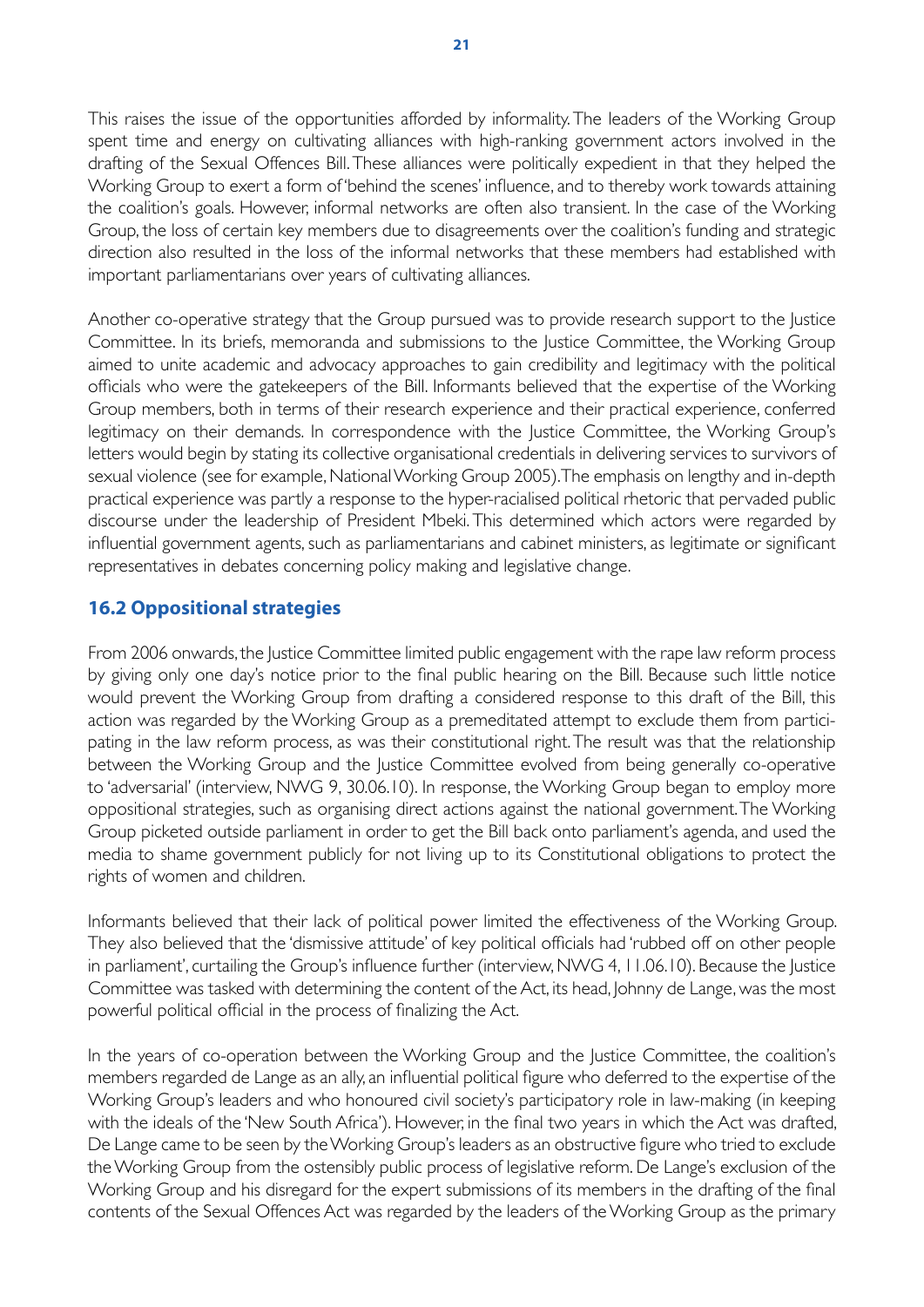This raises the issue of the opportunities afforded by informality. The leaders of the Working Group spent time and energy on cultivating alliances with high-ranking government actors involved in the drafting of the Sexual Offences Bill. These alliances were politically expedient in that they helped the Working Group to exert a form of 'behind the scenes' influence, and to thereby work towards attaining the coalition's goals. However, informal networks are often also transient. In the case of the Working Group, the loss of certain key members due to disagreements over the coalition's funding and strategic direction also resulted in the loss of the informal networks that these members had established with important parliamentarians over years of cultivating alliances.

Another co-operative strategy that the Group pursued was to provide research support to the Justice Committee. In its briefs, memoranda and submissions to the Justice Committee, the Working Group aimed to unite academic and advocacy approaches to gain credibility and legitimacy with the political officials who were the gatekeepers of the Bill. Informants believed that the expertise of the Working Group members, both in terms of their research experience and their practical experience, conferred legitimacy on their demands. In correspondence with the Justice Committee, the Working Group's letters would begin by stating its collective organisational credentials in delivering services to survivors of sexual violence (see for example, National Working Group 2005). The emphasis on lengthy and in-depth practical experience was partly a response to the hyper-racialised political rhetoric that pervaded public discourse under the leadership of President Mbeki. This determined which actors were regarded by influential government agents, such as parliamentarians and cabinet ministers, as legitimate or significant representatives in debates concerning policy making and legislative change.

## 16.2 Oppositional strategies

From 2006 onwards, the Justice Committee limited public engagement with the rape law reform process by giving only one day's notice prior to the final public hearing on the Bill. Because such little notice would prevent the Working Group from drafting a considered response to this draft of the Bill, this action was regarded by the Working Group as a premeditated attempt to exclude them from participating in the law reform process, as was their constitutional right. The result was that the relationship between the Working Group and the Justice Committee evolved from being generally co-operative to 'adversarial' (interview, NWG 9, 30.06.10). In response, the Working Group began to employ more oppositional strategies, such as organising direct actions against the national government. The Working Group picketed outside parliament in order to get the Bill back onto parliament's agenda, and used the media to shame government publicly for not living up to its Constitutional obligations to protect the rights of women and children.

Informants believed that their lack of political power limited the effectiveness of the Working Group. They also believed that the 'dismissive attitude' of key political officials had 'rubbed off on other people in parliament', curtailing the Group's influence further (interview, NWG 4, 11.06.10). Because the Justice Committee was tasked with determining the content of the Act, its head, Johnny de Lange, was the most powerful political official in the process of finalizing the Act.

In the years of co-operation between the Working Group and the Justice Committee, the coalition's members regarded de Lange as an ally, an influential political figure who deferred to the expertise of the Working Group's leaders and who honoured civil society's participatory role in law-making (in keeping with the ideals of the 'New South Africa'). However, in the final two years in which the Act was drafted, De Lange came to be seen by the Working Group's leaders as an obstructive figure who tried to exclude the Working Group from the ostensibly public process of legislative reform. De Lange's exclusion of the Working Group and his disregard for the expert submissions of its members in the drafting of the final contents of the Sexual Offences Act was regarded by the leaders of the Working Group as the primary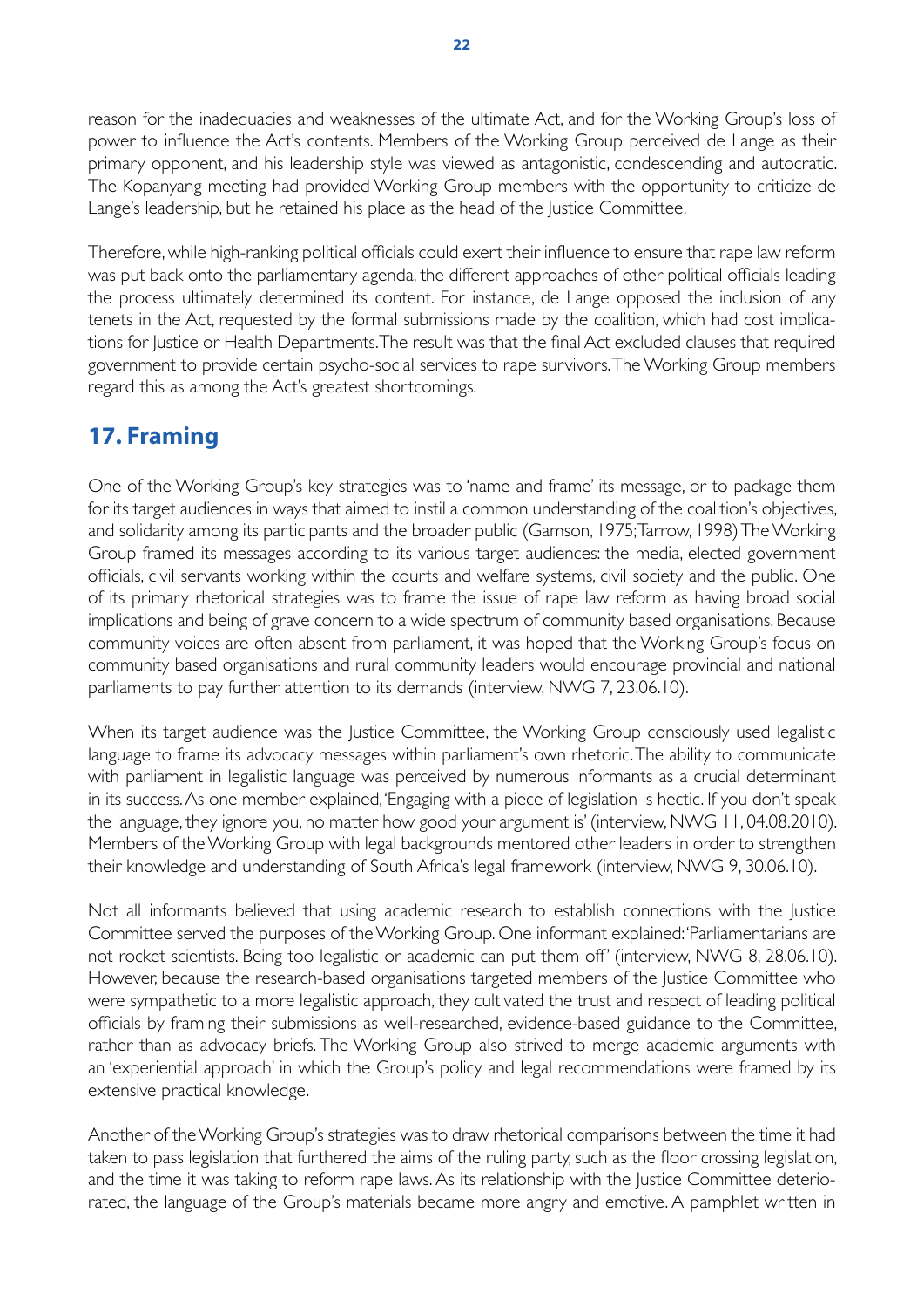reason for the inadequacies and weaknesses of the ultimate Act, and for the Working Group's loss of power to influence the Act's contents. Members of the Working Group perceived de Lange as their primary opponent, and his leadership style was viewed as antagonistic, condescending and autocratic. The Kopanyang meeting had provided Working Group members with the opportunity to criticize de Lange's leadership, but he retained his place as the head of the Justice Committee.

Therefore, while high-ranking political officials could exert their influence to ensure that rape law reform was put back onto the parliamentary agenda, the different approaches of other political officials leading the process ultimately determined its content. For instance, de Lange opposed the inclusion of any tenets in the Act, requested by the formal submissions made by the coalition, which had cost implications for Justice or Health Departments. The result was that the final Act excluded clauses that required government to provide certain psycho-social services to rape survivors. The Working Group members regard this as among the Act's greatest shortcomings.

## 17. Framing

One of the Working Group's key strategies was to 'name and frame' its message, or to package them for its target audiences in ways that aimed to instil a common understanding of the coalition's objectives, and solidarity among its participants and the broader public (Gamson, 1975; Tarrow, 1998) The Working Group framed its messages according to its various target audiences: the media, elected government officials, civil servants working within the courts and welfare systems, civil society and the public. One of its primary rhetorical strategies was to frame the issue of rape law reform as having broad social implications and being of grave concern to a wide spectrum of community based organisations. Because community voices are often absent from parliament, it was hoped that the Working Group's focus on community based organisations and rural community leaders would encourage provincial and national parliaments to pay further attention to its demands (interview, NWG 7, 23.06.10).

When its target audience was the Justice Committee, the Working Group consciously used legalistic language to frame its advocacy messages within parliament's own rhetoric. The ability to communicate with parliament in legalistic language was perceived by numerous informants as a crucial determinant in its success. As one member explained, 'Engaging with a piece of legislation is hectic. If you don't speak the language, they ignore you, no matter how good your argument is' (interview, NWG 11, 04.08.2010). Members of the Working Group with legal backgrounds mentored other leaders in order to strengthen their knowledge and understanding of South Africa's legal framework (interview, NWG 9, 30.06.10).

Not all informants believed that using academic research to establish connections with the Justice Committee served the purposes of the Working Group. One informant explained: 'Parliamentarians are not rocket scientists. Being too legalistic or academic can put them off' (interview, NWG 8, 28.06.10). However, because the research-based organisations targeted members of the Justice Committee who were sympathetic to a more legalistic approach, they cultivated the trust and respect of leading political officials by framing their submissions as well-researched, evidence-based guidance to the Committee, rather than as advocacy briefs. The Working Group also strived to merge academic arguments with an 'experiential approach' in which the Group's policy and legal recommendations were framed by its extensive practical knowledge.

Another of the Working Group's strategies was to draw rhetorical comparisons between the time it had taken to pass legislation that furthered the aims of the ruling party, such as the floor crossing legislation, and the time it was taking to reform rape laws. As its relationship with the Justice Committee deteriorated, the language of the Group's materials became more angry and emotive. A pamphlet written in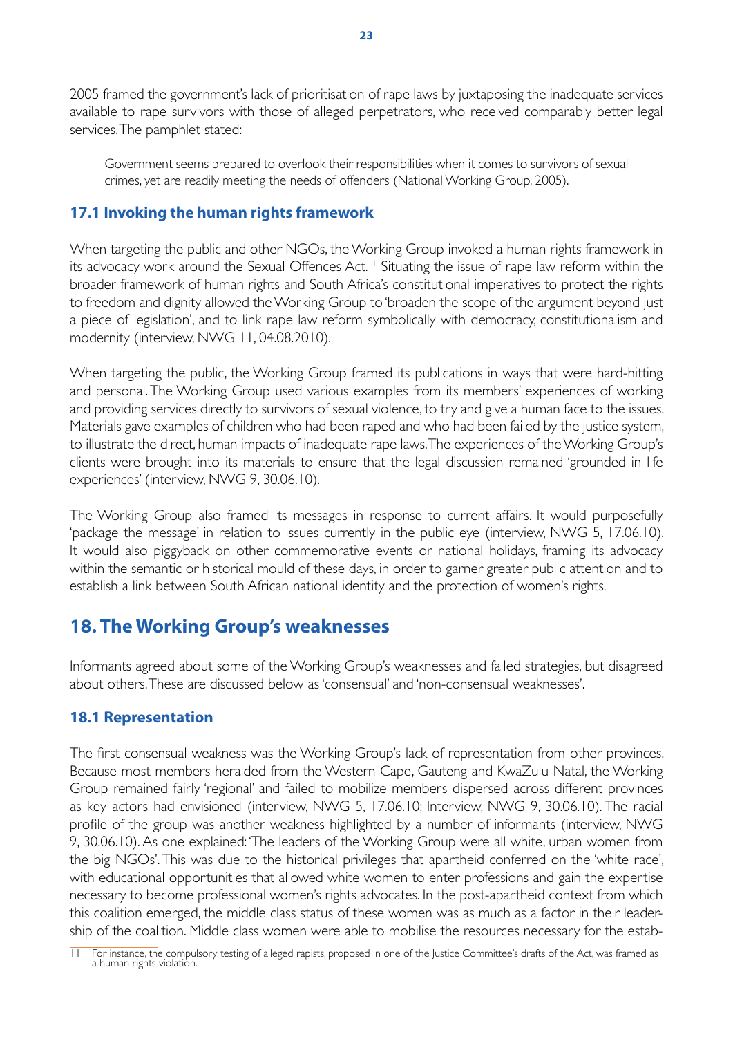2005 framed the government's lack of prioritisation of rape laws by juxtaposing the inadequate services available to rape survivors with those of alleged perpetrators, who received comparably better legal services. The pamphlet stated:

> Government seems prepared to overlook their responsibilities when it comes to survivors of sexual crimes, yet are readily meeting the needs of offenders (National Working Group, 2005).

### 17.1 Invoking the human rights framework

When targeting the public and other NGOs, the Working Group invoked a human rights framework in its advocacy work around the Sexual Offences Act.[11] Situating the issue of rape law reform within the broader framework of human rights and South Africa's constitutional imperatives to protect the rights to freedom and dignity allowed the Working Group to 'broaden the scope of the argument beyond just a piece of legislation', and to link rape law reform symbolically with democracy, constitutionalism and modernity (interview, NWG 11, 04.08.2010).

When targeting the public, the Working Group framed its publications in ways that were hard-hitting and personal. The Working Group used various examples from its members' experiences of working and providing services directly to survivors of sexual violence, to try and give a human face to the issues. Materials gave examples of children who had been raped and who had been failed by the justice system, to illustrate the direct, human impacts of inadequate rape laws. The experiences of the Working Group's clients were brought into its materials to ensure that the legal discussion remained 'grounded in life experiences' (interview, NWG 9, 30.06.10).

The Working Group also framed its messages in response to current affairs. It would purposefully 'package the message' in relation to issues currently in the public eye (interview, NWG 5, 17.06.10). It would also piggyback on other commemorative events or national holidays, framing its advocacy within the semantic or historical mould of these days, in order to garner greater public attention and to establish a link between South African national identity and the protection of women's rights.

## 18. The Working Group's weaknesses

Informants agreed about some of the Working Group's weaknesses and failed strategies, but disagreed about others. These are discussed below as 'consensual' and 'non-consensual weaknesses'.

### 18.1 Representation

The first consensual weakness was the Working Group's lack of representation from other provinces. Because most members heralded from the Western Cape, Gauteng and KwaZulu Natal, the Working Group remained fairly 'regional' and failed to mobilize members dispersed across different provinces as key actors had envisioned (interview, NWG 5, 17.06.10; Interview, NWG 9, 30.06.10). The racial profile of the group was another weakness highlighted by a number of informants (interview, NWG 9, 30.06.10). As one explained: 'The leaders of the Working Group were all white, urban women from the big NGOs'. This was due to the historical privileges that apartheid conferred on the 'white race', with educational opportunities that allowed white women to enter professions and gain the expertise necessary to become professional women's rights advocates. In the post-apartheid context from which this coalition emerged, the middle class status of these women was as much as a factor in their leadership of the coalition. Middle class women were able to mobilise the resources necessary for the estab-

11 For instance, the compulsory testing of alleged rapists, proposed in one of the Justice Committee's drafts of the Act, was framed as a human rights violation.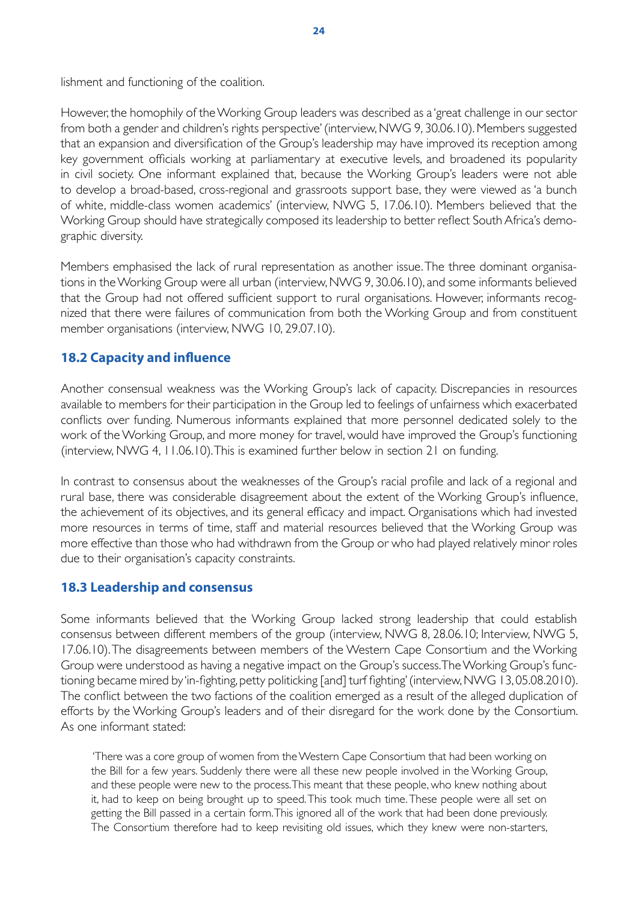lishment and functioning of the coalition.

However, the homophily of the Working Group leaders was described as a 'great challenge in our sector from both a gender and children's rights perspective' (interview, NWG 9, 30.06.10). Members suggested that an expansion and diversification of the Group's leadership may have improved its reception among key government officials working at parliamentary at executive levels, and broadened its popularity in civil society. One informant explained that, because the Working Group's leaders were not able to develop a broad-based, cross-regional and grassroots support base, they were viewed as 'a bunch of white, middle-class women academics' (interview, NWG 5, 17.06.10). Members believed that the Working Group should have strategically composed its leadership to better reflect South Africa's demographic diversity.

Members emphasised the lack of rural representation as another issue. The three dominant organisations in the Working Group were all urban (interview, NWG 9, 30.06.10), and some informants believed that the Group had not offered sufficient support to rural organisations. However, informants recognized that there were failures of communication from both the Working Group and from constituent member organisations (interview, NWG 10, 29.07.10).

## 18.2 Capacity and influence

Another consensual weakness was the Working Group's lack of capacity. Discrepancies in resources available to members for their participation in the Group led to feelings of unfairness which exacerbated conflicts over funding. Numerous informants explained that more personnel dedicated solely to the work of the Working Group, and more money for travel, would have improved the Group's functioning (interview, NWG 4, 11.06.10). This is examined further below in section 21 on funding.

In contrast to consensus about the weaknesses of the Group's racial profile and lack of a regional and rural base, there was considerable disagreement about the extent of the Working Group's influence, the achievement of its objectives, and its general efficacy and impact. Organisations which had invested more resources in terms of time, staff and material resources believed that the Working Group was more effective than those who had withdrawn from the Group or who had played relatively minor roles due to their organisation's capacity constraints.

## 18.3 Leadership and consensus

Some informants believed that the Working Group lacked strong leadership that could establish consensus between different members of the group (interview, NWG 8, 28.06.10; Interview, NWG 5, 17.06.10). The disagreements between members of the Western Cape Consortium and the Working Group were understood as having a negative impact on the Group's success. The Working Group's functioning became mired by 'in-fighting, petty politicking [and] turf fighting' (interview, NWG 13, 05.08.2010). The conflict between the two factions of the coalition emerged as a result of the alleged duplication of efforts by the Working Group's leaders and of their disregard for the work done by the Consortium. As one informant stated:

> 'There was a core group of women from the Western Cape Consortium that had been working on the Bill for a few years. Suddenly there were all these new people involved in the Working Group, and these people were new to the process. This meant that these people, who knew nothing about it, had to keep on being brought up to speed. This took much time. These people were all set on getting the Bill passed in a certain form. This ignored all of the work that had been done previously. The Consortium therefore had to keep revisiting old issues, which they knew were non-starters,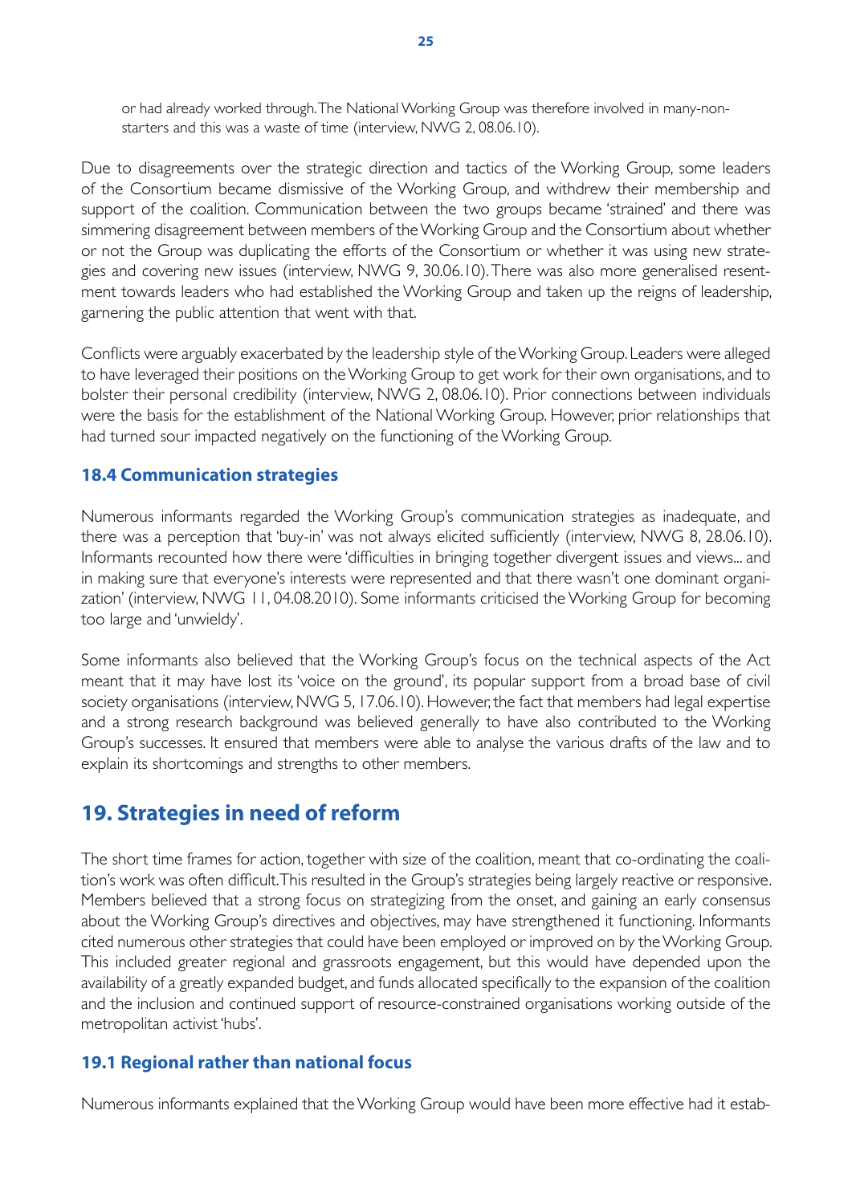or had already worked through. The National Working Group was therefore involved in many-non-starters and this was a waste of time (interview, NWG 2, 08.06.10).

Due to disagreements over the strategic direction and tactics of the Working Group, some leaders of the Consortium became dismissive of the Working Group, and withdrew their membership and support of the coalition. Communication between the two groups became 'strained' and there was simmering disagreement between members of the Working Group and the Consortium about whether or not the Group was duplicating the efforts of the Consortium or whether it was using new strategies and covering new issues (interview, NWG 9, 30.06.10). There was also more generalised resentment towards leaders who had established the Working Group and taken up the reigns of leadership, garnering the public attention that went with that.

Conflicts were arguably exacerbated by the leadership style of the Working Group. Leaders were alleged to have leveraged their positions on the Working Group to get work for their own organisations, and to bolster their personal credibility (interview, NWG 2, 08.06.10). Prior connections between individuals were the basis for the establishment of the National Working Group. However, prior relationships that had turned sour impacted negatively on the functioning of the Working Group.

### 18.4 Communication strategies

Numerous informants regarded the Working Group's communication strategies as inadequate, and there was a perception that 'buy-in' was not always elicited sufficiently (interview, NWG 8, 28.06.10). Informants recounted how there were 'difficulties in bringing together divergent issues and views... and in making sure that everyone's interests were represented and that there wasn't one dominant organization' (interview, NWG 11, 04.08.2010). Some informants criticised the Working Group for becoming too large and 'unwieldy'.

Some informants also believed that the Working Group's focus on the technical aspects of the Act meant that it may have lost its 'voice on the ground', its popular support from a broad base of civil society organisations (interview, NWG 5, 17.06.10). However, the fact that members had legal expertise and a strong research background was believed generally to have also contributed to the Working Group's successes. It ensured that members were able to analyse the various drafts of the law and to explain its shortcomings and strengths to other members.

## 19. Strategies in need of reform

The short time frames for action, together with size of the coalition, meant that co-ordinating the coalition's work was often difficult. This resulted in the Group's strategies being largely reactive or responsive. Members believed that a strong focus on strategizing from the onset, and gaining an early consensus about the Working Group's directives and objectives, may have strengthened it functioning. Informants cited numerous other strategies that could have been employed or improved on by the Working Group. This included greater regional and grassroots engagement, but this would have depended upon the availability of a greatly expanded budget, and funds allocated specifically to the expansion of the coalition and the inclusion and continued support of resource-constrained organisations working outside of the metropolitan activist 'hubs'.

### 19.1 Regional rather than national focus

Numerous informants explained that the Working Group would have been more effective had it estab-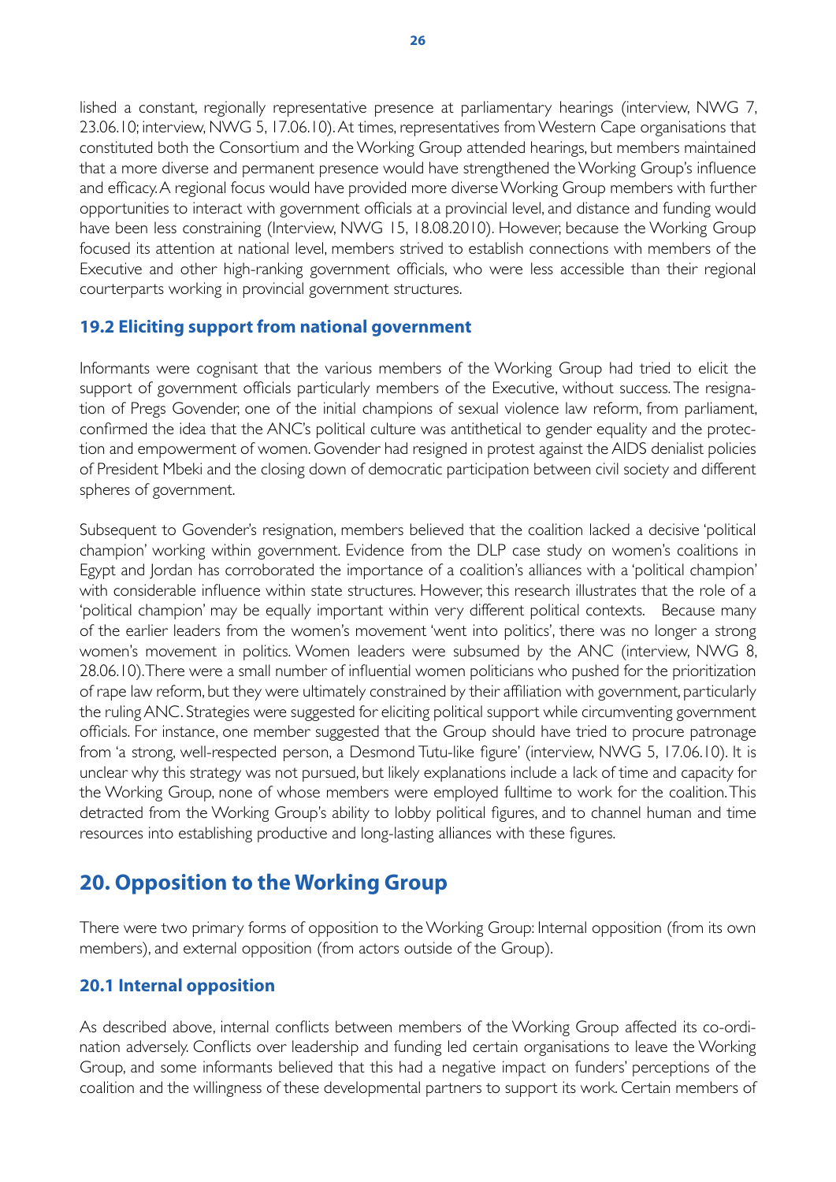lished a constant, regionally representative presence at parliamentary hearings (interview, NWG 7, 23.06.10; interview, NWG 5, 17.06.10). At times, representatives from Western Cape organisations that constituted both the Consortium and the Working Group attended hearings, but members maintained that a more diverse and permanent presence would have strengthened the Working Group's influence and efficacy. A regional focus would have provided more diverse Working Group members with further opportunities to interact with government officials at a provincial level, and distance and funding would have been less constraining (Interview, NWG 15, 18.08.2010). However, because the Working Group focused its attention at national level, members strived to establish connections with members of the Executive and other high-ranking government officials, who were less accessible than their regional courterparts working in provincial government structures.

### 19.2 Eliciting support from national government

Informants were cognisant that the various members of the Working Group had tried to elicit the support of government officials particularly members of the Executive, without success. The resignation of Pregs Govender, one of the initial champions of sexual violence law reform, from parliament, confirmed the idea that the ANC's political culture was antithetical to gender equality and the protection and empowerment of women. Govender had resigned in protest against the AIDS denialist policies of President Mbeki and the closing down of democratic participation between civil society and different spheres of government.

Subsequent to Govender's resignation, members believed that the coalition lacked a decisive 'political champion' working within government. Evidence from the DLP case study on women's coalitions in Egypt and Jordan has corroborated the importance of a coalition's alliances with a 'political champion' with considerable influence within state structures. However, this research illustrates that the role of a 'political champion' may be equally important within very different political contexts. Because many of the earlier leaders from the women's movement 'went into politics', there was no longer a strong women's movement in politics. Women leaders were subsumed by the ANC (interview, NWG 8, 28.06.10). There were a small number of influential women politicians who pushed for the prioritization of rape law reform, but they were ultimately constrained by their affiliation with government, particularly the ruling ANC. Strategies were suggested for eliciting political support while circumventing government officials. For instance, one member suggested that the Group should have tried to procure patronage from 'a strong, well-respected person, a Desmond Tutu-like figure' (interview, NWG 5, 17.06.10). It is unclear why this strategy was not pursued, but likely explanations include a lack of time and capacity for the Working Group, none of whose members were employed fulltime to work for the coalition. This detracted from the Working Group's ability to lobby political figures, and to channel human and time resources into establishing productive and long-lasting alliances with these figures.

## 20. Opposition to the Working Group

There were two primary forms of opposition to the Working Group: Internal opposition (from its own members), and external opposition (from actors outside of the Group).

### 20.1 Internal opposition

As described above, internal conflicts between members of the Working Group affected its co-ordination adversely. Conflicts over leadership and funding led certain organisations to leave the Working Group, and some informants believed that this had a negative impact on funders' perceptions of the coalition and the willingness of these developmental partners to support its work. Certain members of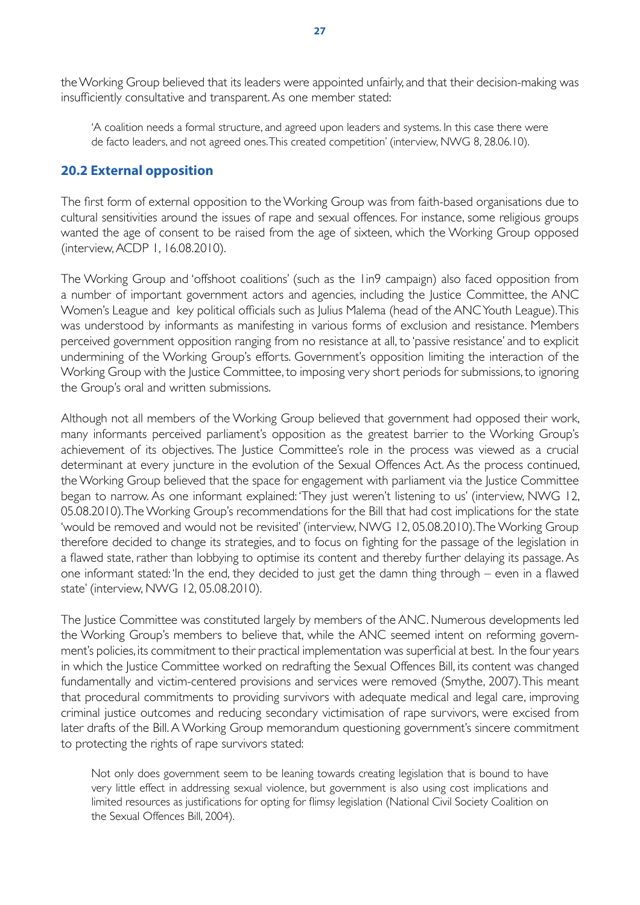the Working Group believed that its leaders were appointed unfairly, and that their decision-making was insufficiently consultative and transparent. As one member stated:

> 'A coalition needs a formal structure, and agreed upon leaders and systems. In this case there were de facto leaders, and not agreed ones. This created competition' (interview, NWG 8, 28.06.10).

## 20.2 External opposition

The first form of external opposition to the Working Group was from faith-based organisations due to cultural sensitivities around the issues of rape and sexual offences. For instance, some religious groups wanted the age of consent to be raised from the age of sixteen, which the Working Group opposed (interview, ACDP 1, 16.08.2010).

The Working Group and 'offshoot coalitions' (such as the 1in9 campaign) also faced opposition from a number of important government actors and agencies, including the Justice Committee, the ANC Women's League and key political officials such as Julius Malema (head of the ANC Youth League). This was understood by informants as manifesting in various forms of exclusion and resistance. Members perceived government opposition ranging from no resistance at all, to 'passive resistance' and to explicit undermining of the Working Group's efforts. Government's opposition limiting the interaction of the Working Group with the Justice Committee, to imposing very short periods for submissions, to ignoring the Group's oral and written submissions.

Although not all members of the Working Group believed that government had opposed their work, many informants perceived parliament's opposition as the greatest barrier to the Working Group's achievement of its objectives. The Justice Committee's role in the process was viewed as a crucial determinant at every juncture in the evolution of the Sexual Offences Act. As the process continued, the Working Group believed that the space for engagement with parliament via the Justice Committee began to narrow. As one informant explained: 'They just weren't listening to us' (interview, NWG 12, 05.08.2010). The Working Group's recommendations for the Bill that had cost implications for the state 'would be removed and would not be revisited' (interview, NWG 12, 05.08.2010). The Working Group therefore decided to change its strategies, and to focus on fighting for the passage of the legislation in a flawed state, rather than lobbying to optimise its content and thereby further delaying its passage. As one informant stated: 'In the end, they decided to just get the damn thing through – even in a flawed state' (interview, NWG 12, 05.08.2010).

The Justice Committee was constituted largely by members of the ANC. Numerous developments led the Working Group's members to believe that, while the ANC seemed intent on reforming government's policies, its commitment to their practical implementation was superficial at best. In the four years in which the Justice Committee worked on redrafting the Sexual Offences Bill, its content was changed fundamentally and victim-centered provisions and services were removed (Smythe, 2007). This meant that procedural commitments to providing survivors with adequate medical and legal care, improving criminal justice outcomes and reducing secondary victimisation of rape survivors, were excised from later drafts of the Bill. A Working Group memorandum questioning government's sincere commitment to protecting the rights of rape survivors stated:

> Not only does government seem to be leaning towards creating legislation that is bound to have very little effect in addressing sexual violence, but government is also using cost implications and limited resources as justifications for opting for flimsy legislation (National Civil Society Coalition on the Sexual Offences Bill, 2004).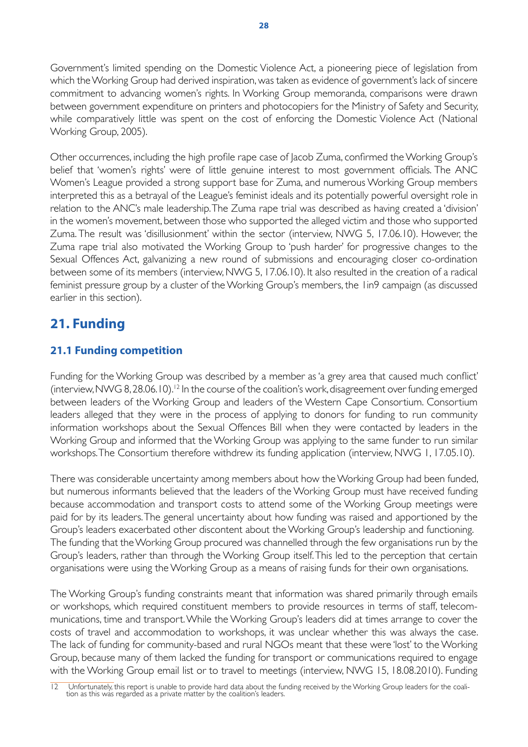Government's limited spending on the Domestic Violence Act, a pioneering piece of legislation from which the Working Group had derived inspiration, was taken as evidence of government's lack of sincere commitment to advancing women's rights. In Working Group memoranda, comparisons were drawn between government expenditure on printers and photocopiers for the Ministry of Safety and Security, while comparatively little was spent on the cost of enforcing the Domestic Violence Act (National Working Group, 2005).

Other occurrences, including the high profile rape case of Jacob Zuma, confirmed the Working Group's belief that 'women's rights' were of little genuine interest to most government officials. The ANC Women's League provided a strong support base for Zuma, and numerous Working Group members interpreted this as a betrayal of the League's feminist ideals and its potentially powerful oversight role in relation to the ANC's male leadership. The Zuma rape trial was described as having created a 'division' in the women's movement, between those who supported the alleged victim and those who supported Zuma. The result was 'disillusionment' within the sector (interview, NWG 5, 17.06.10). However, the Zuma rape trial also motivated the Working Group to 'push harder' for progressive changes to the Sexual Offences Act, galvanizing a new round of submissions and encouraging closer co-ordination between some of its members (interview, NWG 5, 17.06.10). It also resulted in the creation of a radical feminist pressure group by a cluster of the Working Group's members, the 1in9 campaign (as discussed earlier in this section).

## 21. Funding

### 21.1 Funding competition

Funding for the Working Group was described by a member as 'a grey area that caused much conflict' (interview, NWG 8, 28.06.10).[12] In the course of the coalition's work, disagreement over funding emerged between leaders of the Working Group and leaders of the Western Cape Consortium. Consortium leaders alleged that they were in the process of applying to donors for funding to run community information workshops about the Sexual Offences Bill when they were contacted by leaders in the Working Group and informed that the Working Group was applying to the same funder to run similar workshops. The Consortium therefore withdrew its funding application (interview, NWG 1, 17.05.10).

There was considerable uncertainty among members about how the Working Group had been funded, but numerous informants believed that the leaders of the Working Group must have received funding because accommodation and transport costs to attend some of the Working Group meetings were paid for by its leaders. The general uncertainty about how funding was raised and apportioned by the Group's leaders exacerbated other discontent about the Working Group's leadership and functioning. The funding that the Working Group procured was channelled through the few organisations run by the Group's leaders, rather than through the Working Group itself. This led to the perception that certain organisations were using the Working Group as a means of raising funds for their own organisations.

The Working Group's funding constraints meant that information was shared primarily through emails or workshops, which required constituent members to provide resources in terms of staff, telecommunications, time and transport. While the Working Group's leaders did at times arrange to cover the costs of travel and accommodation to workshops, it was unclear whether this was always the case. The lack of funding for community-based and rural NGOs meant that these were 'lost' to the Working Group, because many of them lacked the funding for transport or communications required to engage with the Working Group email list or to travel to meetings (interview, NWG 15, 18.08.2010). Funding

12 Unfortunately, this report is unable to provide hard data about the funding received by the Working Group leaders for the coalition as this was regarded as a private matter by the coalition's leaders.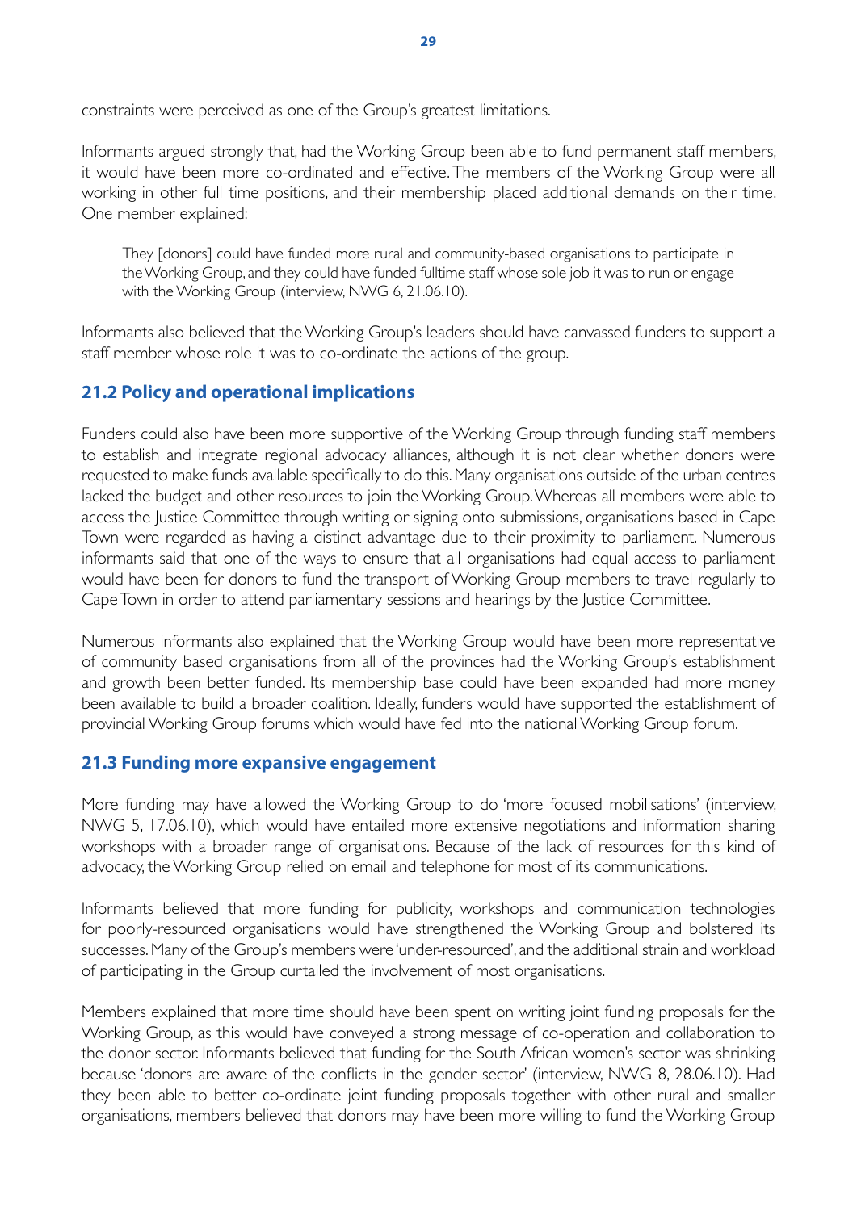constraints were perceived as one of the Group's greatest limitations.

Informants argued strongly that, had the Working Group been able to fund permanent staff members, it would have been more co-ordinated and effective. The members of the Working Group were all working in other full time positions, and their membership placed additional demands on their time. One member explained:

> They [donors] could have funded more rural and community-based organisations to participate in the Working Group, and they could have funded fulltime staff whose sole job it was to run or engage with the Working Group (interview, NWG 6, 21.06.10).

Informants also believed that the Working Group's leaders should have canvassed funders to support a staff member whose role it was to co-ordinate the actions of the group.

## 21.2 Policy and operational implications

Funders could also have been more supportive of the Working Group through funding staff members to establish and integrate regional advocacy alliances, although it is not clear whether donors were requested to make funds available specifically to do this. Many organisations outside of the urban centres lacked the budget and other resources to join the Working Group. Whereas all members were able to access the Justice Committee through writing or signing onto submissions, organisations based in Cape Town were regarded as having a distinct advantage due to their proximity to parliament. Numerous informants said that one of the ways to ensure that all organisations had equal access to parliament would have been for donors to fund the transport of Working Group members to travel regularly to Cape Town in order to attend parliamentary sessions and hearings by the Justice Committee.

Numerous informants also explained that the Working Group would have been more representative of community based organisations from all of the provinces had the Working Group's establishment and growth been better funded. Its membership base could have been expanded had more money been available to build a broader coalition. Ideally, funders would have supported the establishment of provincial Working Group forums which would have fed into the national Working Group forum.

## 21.3 Funding more expansive engagement

More funding may have allowed the Working Group to do 'more focused mobilisations' (interview, NWG 5, 17.06.10), which would have entailed more extensive negotiations and information sharing workshops with a broader range of organisations. Because of the lack of resources for this kind of advocacy, the Working Group relied on email and telephone for most of its communications.

Informants believed that more funding for publicity, workshops and communication technologies for poorly-resourced organisations would have strengthened the Working Group and bolstered its successes. Many of the Group's members were 'under-resourced', and the additional strain and workload of participating in the Group curtailed the involvement of most organisations.

Members explained that more time should have been spent on writing joint funding proposals for the Working Group, as this would have conveyed a strong message of co-operation and collaboration to the donor sector. Informants believed that funding for the South African women's sector was shrinking because 'donors are aware of the conflicts in the gender sector' (interview, NWG 8, 28.06.10). Had they been able to better co-ordinate joint funding proposals together with other rural and smaller organisations, members believed that donors may have been more willing to fund the Working Group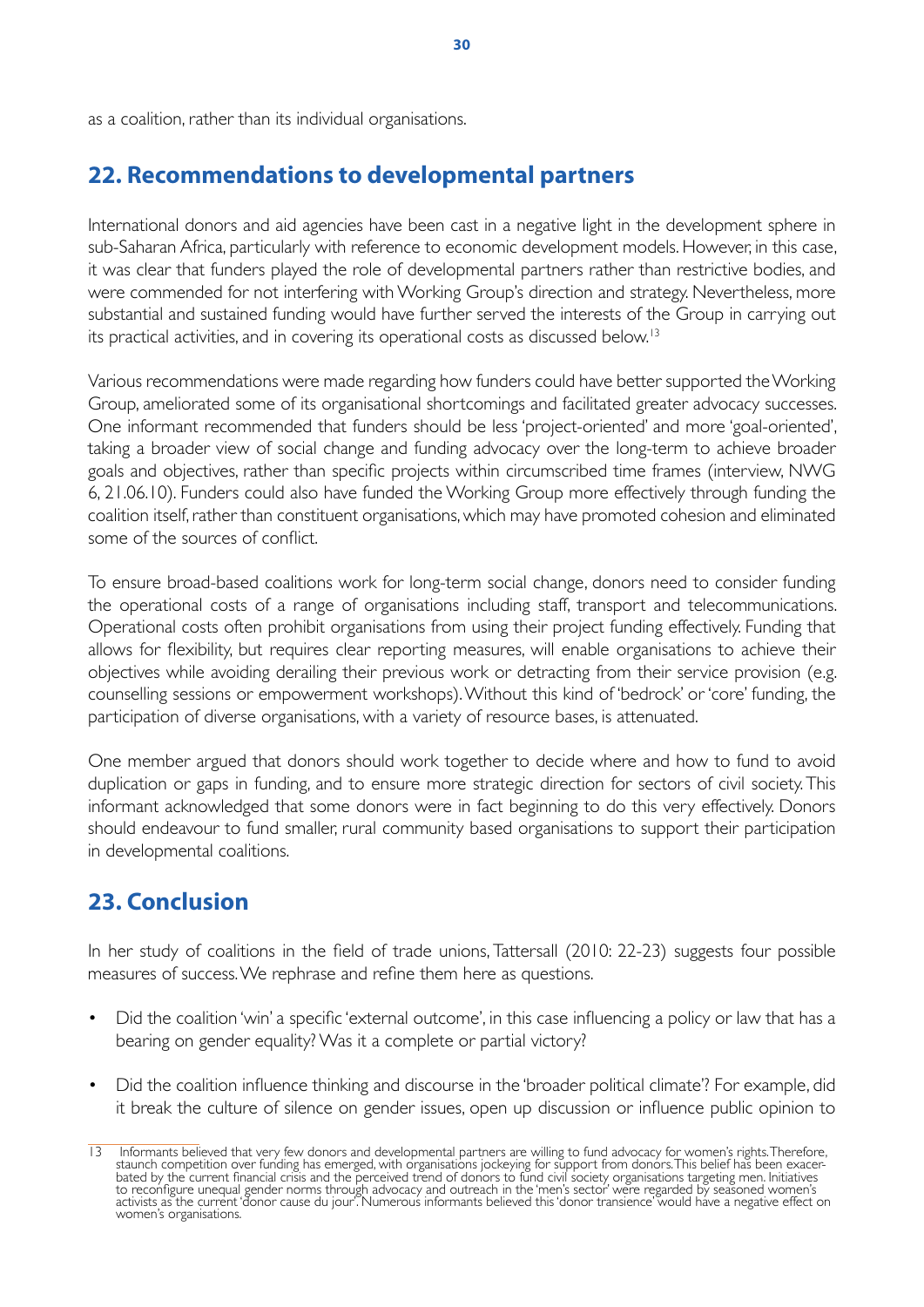as a coalition, rather than its individual organisations.

## 22. Recommendations to developmental partners

International donors and aid agencies have been cast in a negative light in the development sphere in sub-Saharan Africa, particularly with reference to economic development models. However, in this case, it was clear that funders played the role of developmental partners rather than restrictive bodies, and were commended for not interfering with Working Group's direction and strategy. Nevertheless, more substantial and sustained funding would have further served the interests of the Group in carrying out its practical activities, and in covering its operational costs as discussed below.[13]

Various recommendations were made regarding how funders could have better supported the Working Group, ameliorated some of its organisational shortcomings and facilitated greater advocacy successes. One informant recommended that funders should be less 'project-oriented' and more 'goal-oriented', taking a broader view of social change and funding advocacy over the long-term to achieve broader goals and objectives, rather than specific projects within circumscribed time frames (interview, NWG 6, 21.06.10). Funders could also have funded the Working Group more effectively through funding the coalition itself, rather than constituent organisations, which may have promoted cohesion and eliminated some of the sources of conflict.

To ensure broad-based coalitions work for long-term social change, donors need to consider funding the operational costs of a range of organisations including staff, transport and telecommunications. Operational costs often prohibit organisations from using their project funding effectively. Funding that allows for flexibility, but requires clear reporting measures, will enable organisations to achieve their objectives while avoiding derailing their previous work or detracting from their service provision (e.g. counselling sessions or empowerment workshops). Without this kind of 'bedrock' or 'core' funding, the participation of diverse organisations, with a variety of resource bases, is attenuated.

One member argued that donors should work together to decide where and how to fund to avoid duplication or gaps in funding, and to ensure more strategic direction for sectors of civil society. This informant acknowledged that some donors were in fact beginning to do this very effectively. Donors should endeavour to fund smaller, rural community based organisations to support their participation in developmental coalitions.

## 23. Conclusion

In her study of coalitions in the field of trade unions, Tattersall (2010: 22-23) suggests four possible measures of success. We rephrase and refine them here as questions.

- Did the coalition 'win' a specific 'external outcome', in this case influencing a policy or law that has a bearing on gender equality? Was it a complete or partial victory?
- Did the coalition influence thinking and discourse in the 'broader political climate'? For example, did it break the culture of silence on gender issues, open up discussion or influence public opinion to

---

13 Informants believed that very few donors and developmental partners are willing to fund advocacy for women's rights. Therefore, staunch competition over funding has emerged, with organisations jockeying for support from donors. This belief has been exacerbated by the current financial crisis and the perceived trend of donors to fund civil society organisations targeting men. Initiatives to reconfigure unequal gender norms through advocacy and outreach in the 'men's sector' were regarded by seasoned women's activists as the current 'donor cause du jour'. Numerous informants believed this 'donor transience' would have a negative effect on women's organisations.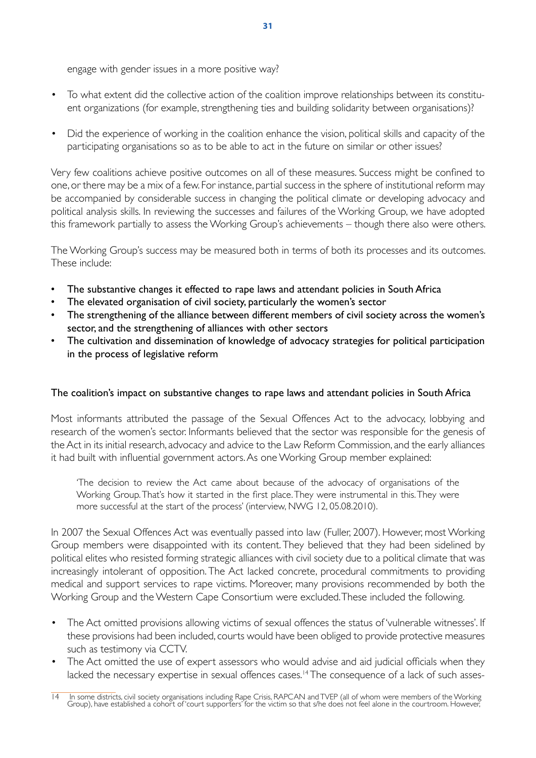engage with gender issues in a more positive way?

- To what extent did the collective action of the coalition improve relationships between its constituent organizations (for example, strengthening ties and building solidarity between organisations)?
- Did the experience of working in the coalition enhance the vision, political skills and capacity of the participating organisations so as to be able to act in the future on similar or other issues?

Very few coalitions achieve positive outcomes on all of these measures. Success might be confined to one, or there may be a mix of a few. For instance, partial success in the sphere of institutional reform may be accompanied by considerable success in changing the political climate or developing advocacy and political analysis skills. In reviewing the successes and failures of the Working Group, we have adopted this framework partially to assess the Working Group's achievements – though there also were others.

The Working Group's success may be measured both in terms of both its processes and its outcomes. These include:

- The substantive changes it effected to rape laws and attendant policies in South Africa
- The elevated organisation of civil society, particularly the women's sector
- The strengthening of the alliance between different members of civil society across the women's sector, and the strengthening of alliances with other sectors
- The cultivation and dissemination of knowledge of advocacy strategies for political participation in the process of legislative reform

### The coalition's impact on substantive changes to rape laws and attendant policies in South Africa

Most informants attributed the passage of the Sexual Offences Act to the advocacy, lobbying and research of the women's sector. Informants believed that the sector was responsible for the genesis of the Act in its initial research, advocacy and advice to the Law Reform Commission, and the early alliances it had built with influential government actors. As one Working Group member explained:

> 'The decision to review the Act came about because of the advocacy of organisations of the Working Group. That's how it started in the first place. They were instrumental in this. They were more successful at the start of the process' (interview, NWG 12, 05.08.2010).

In 2007 the Sexual Offences Act was eventually passed into law (Fuller, 2007). However, most Working Group members were disappointed with its content. They believed that they had been sidelined by political elites who resisted forming strategic alliances with civil society due to a political climate that was increasingly intolerant of opposition. The Act lacked concrete, procedural commitments to providing medical and support services to rape victims. Moreover, many provisions recommended by both the Working Group and the Western Cape Consortium were excluded. These included the following.

- The Act omitted provisions allowing victims of sexual offences the status of 'vulnerable witnesses'. If these provisions had been included, courts would have been obliged to provide protective measures such as testimony via CCTV.
- The Act omitted the use of expert assessors who would advise and aid judicial officials when they lacked the necessary expertise in sexual offences cases.[14] The consequence of a lack of such asses-

[14] In some districts, civil society organisations including Rape Crisis, RAPCAN and TVEP (all of whom were members of the Working Group), have established a cohort of 'court supporters' for the victim so that s/he does not feel alone in the courtroom. However,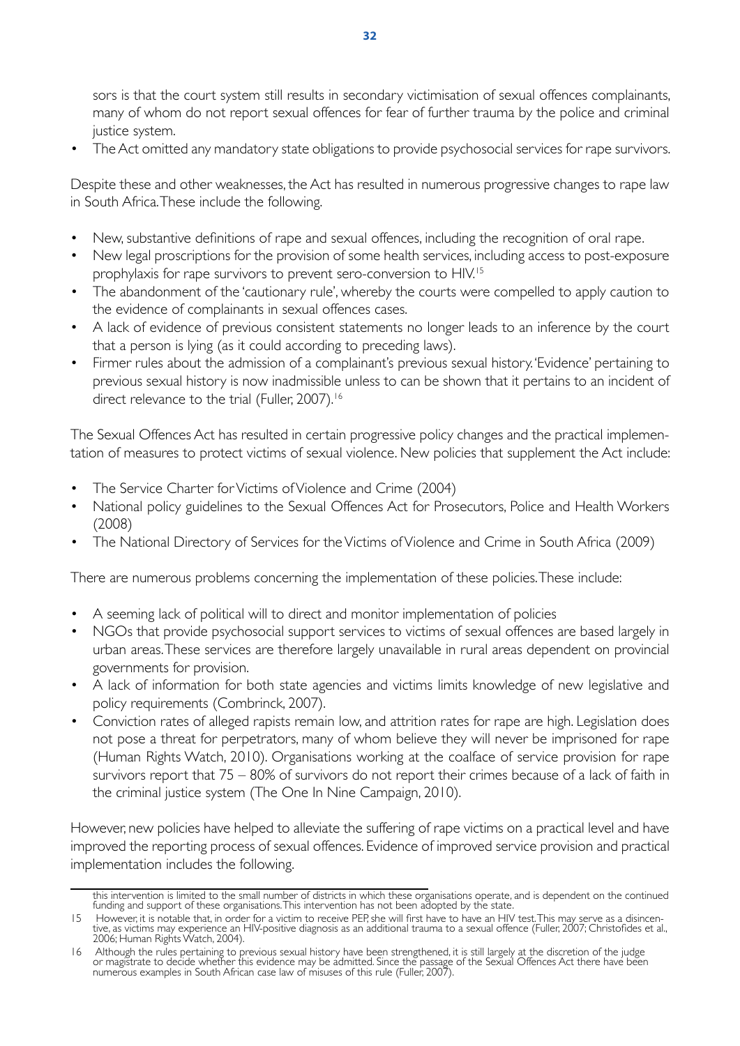sors is that the court system still results in secondary victimisation of sexual offences complainants, many of whom do not report sexual offences for fear of further trauma by the police and criminal justice system.

- The Act omitted any mandatory state obligations to provide psychosocial services for rape survivors.

Despite these and other weaknesses, the Act has resulted in numerous progressive changes to rape law in South Africa. These include the following.

- New, substantive definitions of rape and sexual offences, including the recognition of oral rape.
- New legal proscriptions for the provision of some health services, including access to post-exposure prophylaxis for rape survivors to prevent sero-conversion to HIV.[15]
- The abandonment of the 'cautionary rule', whereby the courts were compelled to apply caution to the evidence of complainants in sexual offences cases.
- A lack of evidence of previous consistent statements no longer leads to an inference by the court that a person is lying (as it could according to preceding laws).
- Firmer rules about the admission of a complainant's previous sexual history. 'Evidence' pertaining to previous sexual history is now inadmissible unless to can be shown that it pertains to an incident of direct relevance to the trial (Fuller, 2007).[16]

The Sexual Offences Act has resulted in certain progressive policy changes and the practical implementation of measures to protect victims of sexual violence. New policies that supplement the Act include:

- The Service Charter for Victims of Violence and Crime (2004)
- National policy guidelines to the Sexual Offences Act for Prosecutors, Police and Health Workers (2008)
- The National Directory of Services for the Victims of Violence and Crime in South Africa (2009)

There are numerous problems concerning the implementation of these policies. These include:

- A seeming lack of political will to direct and monitor implementation of policies
- NGOs that provide psychosocial support services to victims of sexual offences are based largely in urban areas. These services are therefore largely unavailable in rural areas dependent on provincial governments for provision.
- A lack of information for both state agencies and victims limits knowledge of new legislative and policy requirements (Combrinck, 2007).
- Conviction rates of alleged rapists remain low, and attrition rates for rape are high. Legislation does not pose a threat for perpetrators, many of whom believe they will never be imprisoned for rape (Human Rights Watch, 2010). Organisations working at the coalface of service provision for rape survivors report that 75 – 80% of survivors do not report their crimes because of a lack of faith in the criminal justice system (The One In Nine Campaign, 2010).

However, new policies have helped to alleviate the suffering of rape victims on a practical level and have improved the reporting process of sexual offences. Evidence of improved service provision and practical implementation includes the following.

---

this intervention is limited to the small number of districts in which these organisations operate, and is dependent on the continued funding and support of these organisations. This intervention has not been adopted by the state.

15 However, it is notable that, in order for a victim to receive PEP, she will first have to have an HIV test. This may serve as a disincentive, as victims may experience an HIV-positive diagnosis as an additional trauma to a sexual offence (Fuller, 2007; Christofides et al., 2006; Human Rights Watch, 2004).

16 Although the rules pertaining to previous sexual history have been strengthened, it is still largely at the discretion of the judge or magistrate to decide whether this evidence may be admitted. Since the passage of the Sexual Offences Act there have been numerous examples in South African case law of misuses of this rule (Fuller, 2007).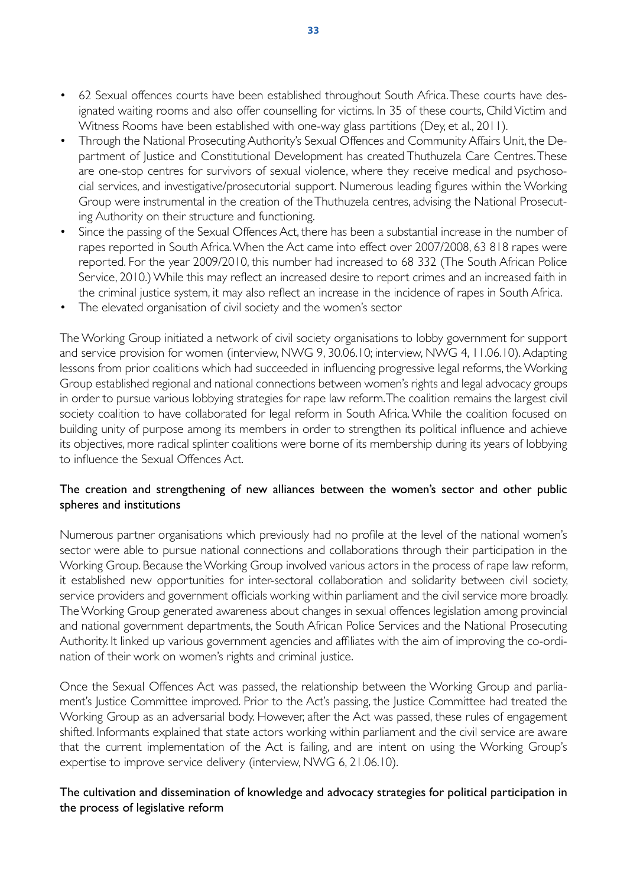- 62 Sexual offences courts have been established throughout South Africa. These courts have designated waiting rooms and also offer counselling for victims. In 35 of these courts, Child Victim and Witness Rooms have been established with one-way glass partitions (Dey, et al., 2011).
- Through the National Prosecuting Authority's Sexual Offences and Community Affairs Unit, the Department of Justice and Constitutional Development has created Thuthuzela Care Centres. These are one-stop centres for survivors of sexual violence, where they receive medical and psychosocial services, and investigative/prosecutorial support. Numerous leading figures within the Working Group were instrumental in the creation of the Thuthuzela centres, advising the National Prosecuting Authority on their structure and functioning.
- Since the passing of the Sexual Offences Act, there has been a substantial increase in the number of rapes reported in South Africa. When the Act came into effect over 2007/2008, 63 818 rapes were reported. For the year 2009/2010, this number had increased to 68 332 (The South African Police Service, 2010.) While this may reflect an increased desire to report crimes and an increased faith in the criminal justice system, it may also reflect an increase in the incidence of rapes in South Africa.
- The elevated organisation of civil society and the women's sector

The Working Group initiated a network of civil society organisations to lobby government for support and service provision for women (interview, NWG 9, 30.06.10; interview, NWG 4, 11.06.10). Adapting lessons from prior coalitions which had succeeded in influencing progressive legal reforms, the Working Group established regional and national connections between women's rights and legal advocacy groups in order to pursue various lobbying strategies for rape law reform. The coalition remains the largest civil society coalition to have collaborated for legal reform in South Africa. While the coalition focused on building unity of purpose among its members in order to strengthen its political influence and achieve its objectives, more radical splinter coalitions were borne of its membership during its years of lobbying to influence the Sexual Offences Act.

### The creation and strengthening of new alliances between the women's sector and other public spheres and institutions

Numerous partner organisations which previously had no profile at the level of the national women's sector were able to pursue national connections and collaborations through their participation in the Working Group. Because the Working Group involved various actors in the process of rape law reform, it established new opportunities for inter-sectoral collaboration and solidarity between civil society, service providers and government officials working within parliament and the civil service more broadly. The Working Group generated awareness about changes in sexual offences legislation among provincial and national government departments, the South African Police Services and the National Prosecuting Authority. It linked up various government agencies and affiliates with the aim of improving the co-ordination of their work on women's rights and criminal justice.

Once the Sexual Offences Act was passed, the relationship between the Working Group and parliament's Justice Committee improved. Prior to the Act's passing, the Justice Committee had treated the Working Group as an adversarial body. However, after the Act was passed, these rules of engagement shifted. Informants explained that state actors working within parliament and the civil service are aware that the current implementation of the Act is failing, and are intent on using the Working Group's expertise to improve service delivery (interview, NWG 6, 21.06.10).

### The cultivation and dissemination of knowledge and advocacy strategies for political participation in the process of legislative reform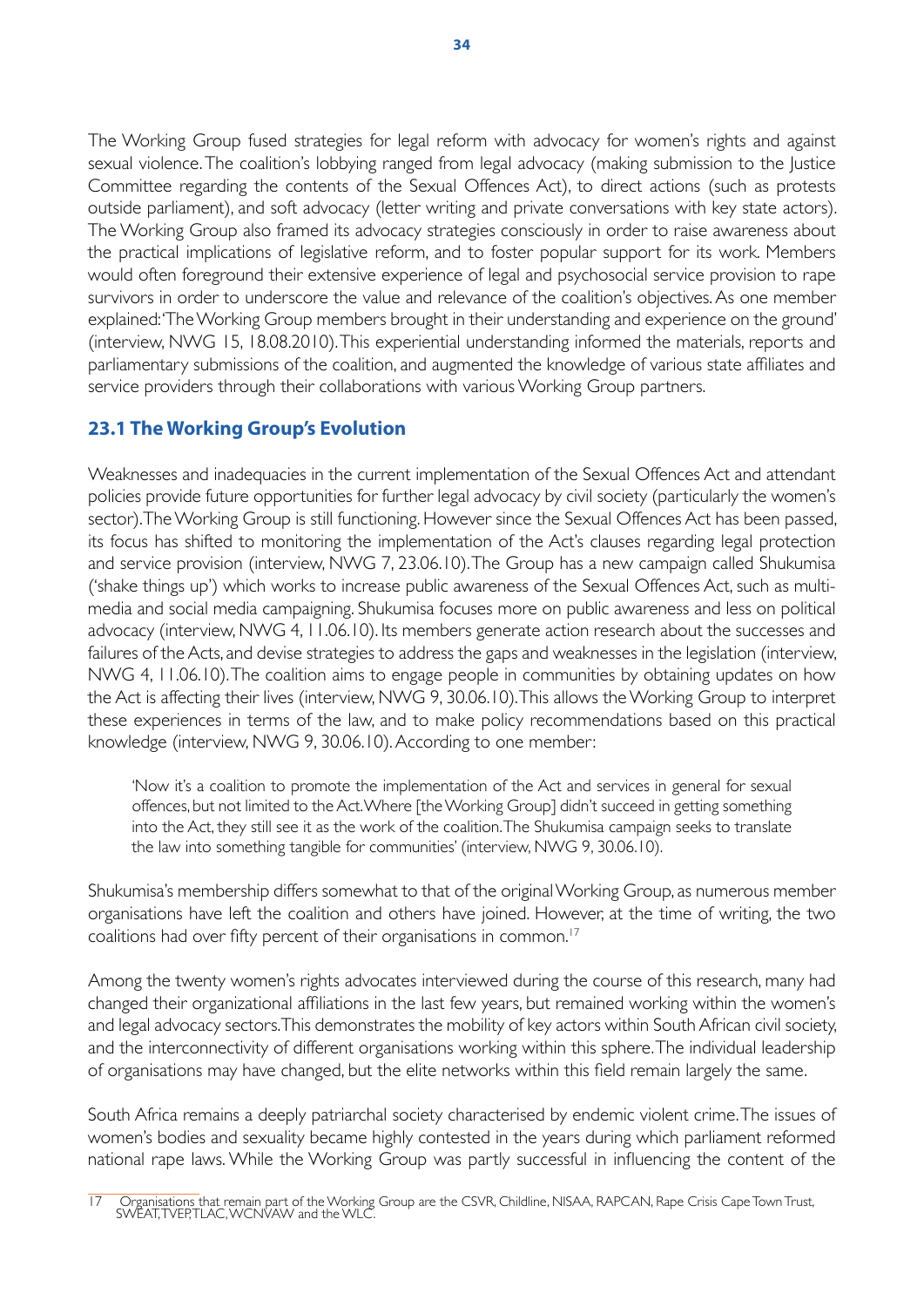The Working Group fused strategies for legal reform with advocacy for women's rights and against sexual violence. The coalition's lobbying ranged from legal advocacy (making submission to the Justice Committee regarding the contents of the Sexual Offences Act), to direct actions (such as protests outside parliament), and soft advocacy (letter writing and private conversations with key state actors). The Working Group also framed its advocacy strategies consciously in order to raise awareness about the practical implications of legislative reform, and to foster popular support for its work. Members would often foreground their extensive experience of legal and psychosocial service provision to rape survivors in order to underscore the value and relevance of the coalition's objectives. As one member explained: 'The Working Group members brought in their understanding and experience on the ground' (interview, NWG 15, 18.08.2010). This experiential understanding informed the materials, reports and parliamentary submissions of the coalition, and augmented the knowledge of various state affiliates and service providers through their collaborations with various Working Group partners.

### 23.1 The Working Group's Evolution

Weaknesses and inadequacies in the current implementation of the Sexual Offences Act and attendant policies provide future opportunities for further legal advocacy by civil society (particularly the women's sector). The Working Group is still functioning. However since the Sexual Offences Act has been passed, its focus has shifted to monitoring the implementation of the Act's clauses regarding legal protection and service provision (interview, NWG 7, 23.06.10). The Group has a new campaign called Shukumisa ('shake things up') which works to increase public awareness of the Sexual Offences Act, such as multi-media and social media campaigning. Shukumisa focuses more on public awareness and less on political advocacy (interview, NWG 4, 11.06.10). Its members generate action research about the successes and failures of the Acts, and devise strategies to address the gaps and weaknesses in the legislation (interview, NWG 4, 11.06.10). The coalition aims to engage people in communities by obtaining updates on how the Act is affecting their lives (interview, NWG 9, 30.06.10). This allows the Working Group to interpret these experiences in terms of the law, and to make policy recommendations based on this practical knowledge (interview, NWG 9, 30.06.10). According to one member:

> 'Now it's a coalition to promote the implementation of the Act and services in general for sexual offences, but not limited to the Act. Where [the Working Group] didn't succeed in getting something into the Act, they still see it as the work of the coalition. The Shukumisa campaign seeks to translate the law into something tangible for communities' (interview, NWG 9, 30.06.10).

Shukumisa's membership differs somewhat to that of the original Working Group, as numerous member organisations have left the coalition and others have joined. However, at the time of writing, the two coalitions had over fifty percent of their organisations in common.[17]

Among the twenty women's rights advocates interviewed during the course of this research, many had changed their organizational affiliations in the last few years, but remained working within the women's and legal advocacy sectors. This demonstrates the mobility of key actors within South African civil society, and the interconnectivity of different organisations working within this sphere. The individual leadership of organisations may have changed, but the elite networks within this field remain largely the same.

South Africa remains a deeply patriarchal society characterised by endemic violent crime. The issues of women's bodies and sexuality became highly contested in the years during which parliament reformed national rape laws. While the Working Group was partly successful in influencing the content of the

---

17 Organisations that remain part of the Working Group are the CSVR, Childline, NISAA, RAPCAN, Rape Crisis Cape Town Trust, SWEAT, TVEP, TLAC, WCNVAW and the WLC.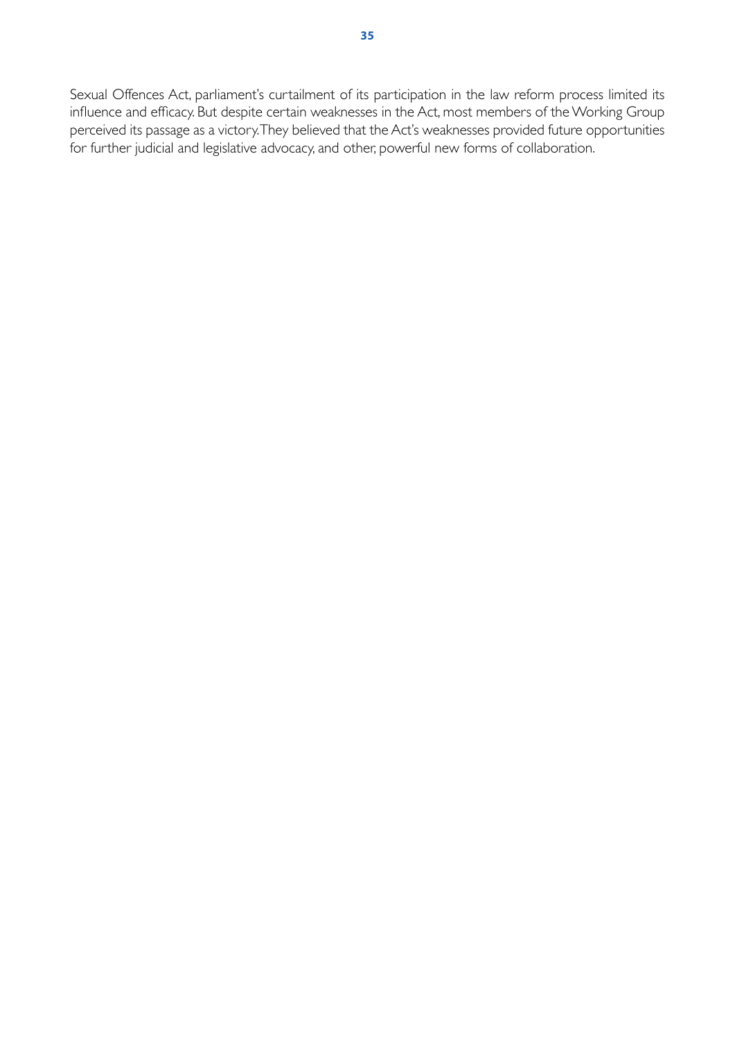Sexual Offences Act, parliament's curtailment of its participation in the law reform process limited its influence and efficacy. But despite certain weaknesses in the Act, most members of the Working Group perceived its passage as a victory. They believed that the Act's weaknesses provided future opportunities for further judicial and legislative advocacy, and other, powerful new forms of collaboration.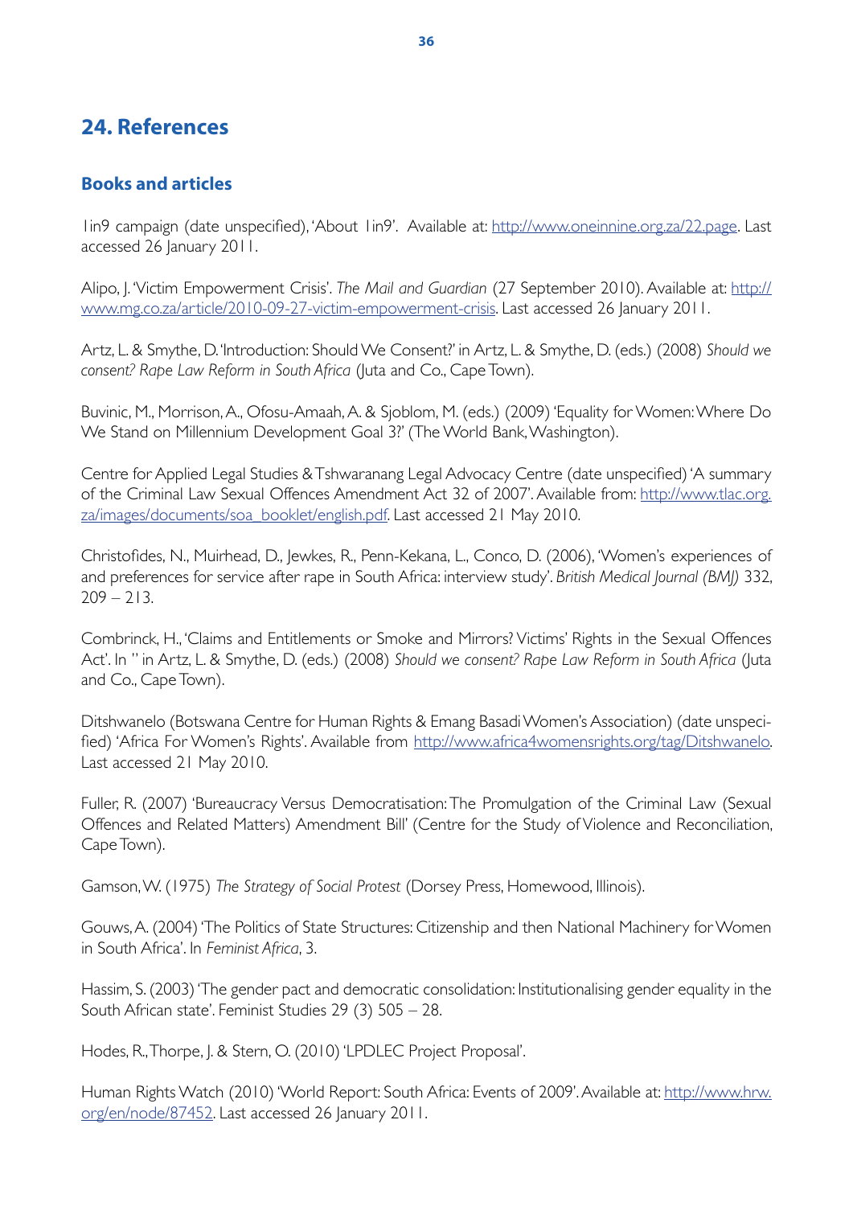## 24. References

### Books and articles

1in9 campaign (date unspecified), 'About 1in9'. Available at: http://www.oneinnine.org.za/22.page. Last accessed 26 January 2011.

Alipo, J. 'Victim Empowerment Crisis'. *The Mail and Guardian* (27 September 2010). Available at: http://www.mg.co.za/article/2010-09-27-victim-empowerment-crisis. Last accessed 26 January 2011.

Artz, L. & Smythe, D. 'Introduction: Should We Consent?' in Artz, L. & Smythe, D. (eds.) (2008) *Should we consent? Rape Law Reform in South Africa* (Juta and Co., Cape Town).

Buvinic, M., Morrison, A., Ofosu-Amaah, A. & Sjoblom, M. (eds.) (2009) 'Equality for Women: Where Do We Stand on Millennium Development Goal 3?' (The World Bank, Washington).

Centre for Applied Legal Studies & Tshwaranang Legal Advocacy Centre (date unspecified) 'A summary of the Criminal Law Sexual Offences Amendment Act 32 of 2007'. Available from: http://www.tlac.org.za/images/documents/soa_booklet/english.pdf. Last accessed 21 May 2010.

Christofides, N., Muirhead, D., Jewkes, R., Penn-Kekana, L., Conco, D. (2006), 'Women's experiences of and preferences for service after rape in South Africa: interview study'. *British Medical Journal (BMJ)* 332, 209 – 213.

Combrinck, H., 'Claims and Entitlements or Smoke and Mirrors? Victims' Rights in the Sexual Offences Act'. In '' in Artz, L. & Smythe, D. (eds.) (2008) *Should we consent? Rape Law Reform in South Africa* (Juta and Co., Cape Town).

Ditshwanelo (Botswana Centre for Human Rights & Emang Basadi Women's Association) (date unspecified) 'Africa For Women's Rights'. Available from http://www.africa4womensrights.org/tag/Ditshwanelo. Last accessed 21 May 2010.

Fuller, R. (2007) 'Bureaucracy Versus Democratisation: The Promulgation of the Criminal Law (Sexual Offences and Related Matters) Amendment Bill' (Centre for the Study of Violence and Reconciliation, Cape Town).

Gamson, W. (1975) *The Strategy of Social Protest* (Dorsey Press, Homewood, Illinois).

Gouws, A. (2004) 'The Politics of State Structures: Citizenship and then National Machinery for Women in South Africa'. In *Feminist Africa*, 3.

Hassim, S. (2003) 'The gender pact and democratic consolidation: Institutionalising gender equality in the South African state'. Feminist Studies 29 (3) 505 – 28.

Hodes, R., Thorpe, J. & Stern, O. (2010) 'LPDLEC Project Proposal'.

Human Rights Watch (2010) 'World Report: South Africa: Events of 2009'. Available at: http://www.hrw.org/en/node/87452. Last accessed 26 January 2011.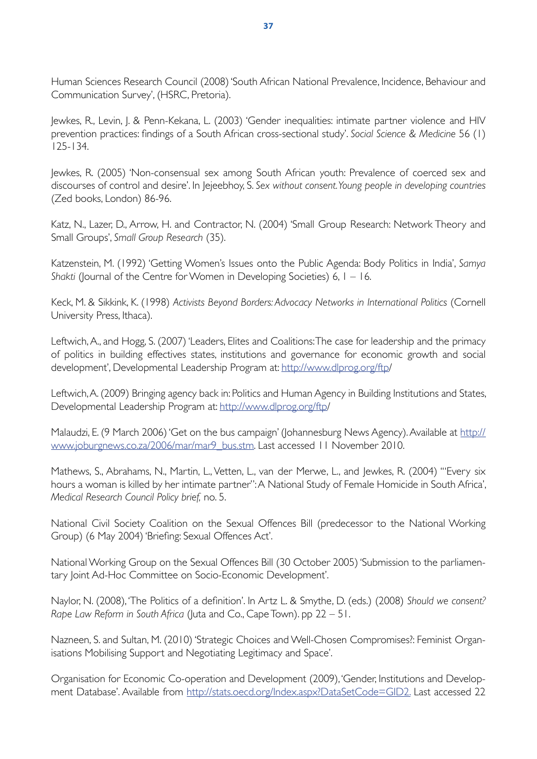Human Sciences Research Council (2008) 'South African National Prevalence, Incidence, Behaviour and Communication Survey', (HSRC, Pretoria).

Jewkes, R., Levin, J. & Penn-Kekana, L. (2003) 'Gender inequalities: intimate partner violence and HIV prevention practices: findings of a South African cross-sectional study'. *Social Science & Medicine* 56 (1) 125-134.

Jewkes, R. (2005) 'Non-consensual sex among South African youth: Prevalence of coerced sex and discourses of control and desire'. In Jejeebhoy, S. *Sex without consent. Young people in developing countries* (Zed books, London) 86-96.

Katz, N., Lazer, D., Arrow, H. and Contractor, N. (2004) 'Small Group Research: Network Theory and Small Groups', *Small Group Research* (35).

Katzenstein, M. (1992) 'Getting Women's Issues onto the Public Agenda: Body Politics in India', *Samya Shakti* (Journal of the Centre for Women in Developing Societies) 6, 1 – 16.

Keck, M. & Sikkink, K. (1998) *Activists Beyond Borders: Advocacy Networks in International Politics* (Cornell University Press, Ithaca).

Leftwich, A., and Hogg, S. (2007) 'Leaders, Elites and Coalitions: The case for leadership and the primacy of politics in building effectives states, institutions and governance for economic growth and social development', Developmental Leadership Program at: http://www.dlprog.org/ftp/

Leftwich, A. (2009) Bringing agency back in: Politics and Human Agency in Building Institutions and States, Developmental Leadership Program at: http://www.dlprog.org/ftp/

Malaudzi, E. (9 March 2006) 'Get on the bus campaign' (Johannesburg News Agency). Available at http://www.joburgnews.co.za/2006/mar/mar9_bus.stm. Last accessed 11 November 2010.

Mathews, S., Abrahams, N., Martin, L., Vetten, L., van der Merwe, L., and Jewkes, R. (2004) '"Every six hours a woman is killed by her intimate partner": A National Study of Female Homicide in South Africa', *Medical Research Council Policy brief,* no. 5.

National Civil Society Coalition on the Sexual Offences Bill (predecessor to the National Working Group) (6 May 2004) 'Briefing: Sexual Offences Act'.

National Working Group on the Sexual Offences Bill (30 October 2005) 'Submission to the parliamentary Joint Ad-Hoc Committee on Socio-Economic Development'.

Naylor, N. (2008), 'The Politics of a definition'. In Artz L. & Smythe, D. (eds.) (2008) *Should we consent? Rape Law Reform in South Africa* (Juta and Co., Cape Town). pp 22 – 51.

Nazneen, S. and Sultan, M. (2010) 'Strategic Choices and Well-Chosen Compromises?: Feminist Organisations Mobilising Support and Negotiating Legitimacy and Space'.

Organisation for Economic Co-operation and Development (2009), 'Gender, Institutions and Development Database'. Available from http://stats.oecd.org/Index.aspx?DataSetCode=GID2. Last accessed 22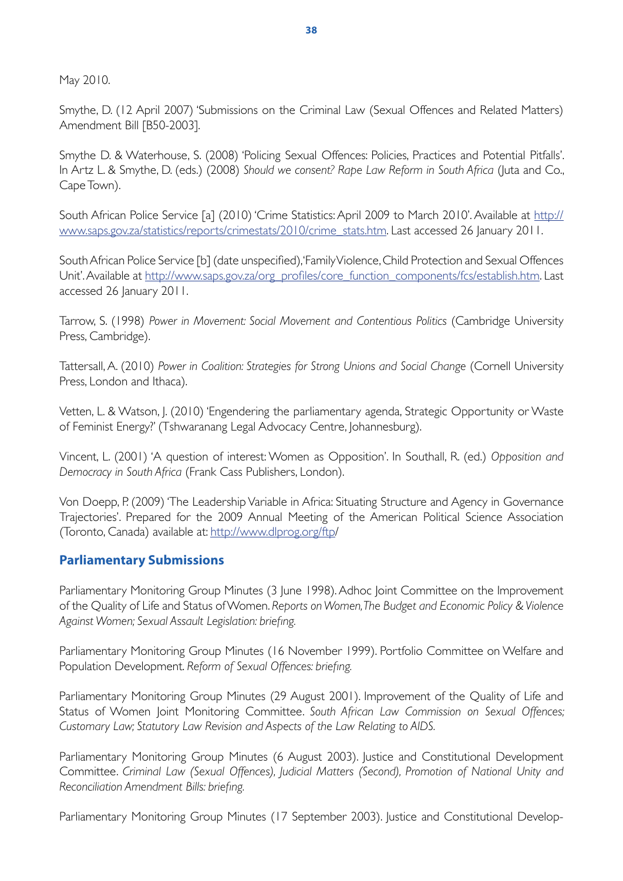May 2010.

Smythe, D. (12 April 2007) 'Submissions on the Criminal Law (Sexual Offences and Related Matters) Amendment Bill [B50-2003].

Smythe D. & Waterhouse, S. (2008) 'Policing Sexual Offences: Policies, Practices and Potential Pitfalls'. In Artz L. & Smythe, D. (eds.) (2008) *Should we consent? Rape Law Reform in South Africa* (Juta and Co., Cape Town).

South African Police Service [a] (2010) 'Crime Statistics: April 2009 to March 2010'. Available at http://www.saps.gov.za/statistics/reports/crimestats/2010/crime_stats.htm. Last accessed 26 January 2011.

South African Police Service [b] (date unspecified), 'Family Violence, Child Protection and Sexual Offences Unit'. Available at http://www.saps.gov.za/org_profiles/core_function_components/fcs/establish.htm. Last accessed 26 January 2011.

Tarrow, S. (1998) *Power in Movement: Social Movement and Contentious Politics* (Cambridge University Press, Cambridge).

Tattersall, A. (2010) *Power in Coalition: Strategies for Strong Unions and Social Change* (Cornell University Press, London and Ithaca).

Vetten, L. & Watson, J. (2010) 'Engendering the parliamentary agenda, Strategic Opportunity or Waste of Feminist Energy?' (Tshwaranang Legal Advocacy Centre, Johannesburg).

Vincent, L. (2001) 'A question of interest: Women as Opposition'. In Southall, R. (ed.) *Opposition and Democracy in South Africa* (Frank Cass Publishers, London).

Von Doepp, P. (2009) 'The Leadership Variable in Africa: Situating Structure and Agency in Governance Trajectories'. Prepared for the 2009 Annual Meeting of the American Political Science Association (Toronto, Canada) available at: http://www.dlprog.org/ftp/

## Parliamentary Submissions

Parliamentary Monitoring Group Minutes (3 June 1998). Adhoc Joint Committee on the Improvement of the Quality of Life and Status of Women. *Reports on Women, The Budget and Economic Policy & Violence Against Women; Sexual Assault Legislation: briefing.*

Parliamentary Monitoring Group Minutes (16 November 1999). Portfolio Committee on Welfare and Population Development. *Reform of Sexual Offences: briefing.*

Parliamentary Monitoring Group Minutes (29 August 2001). Improvement of the Quality of Life and Status of Women Joint Monitoring Committee. *South African Law Commission on Sexual Offences; Customary Law; Statutory Law Revision and Aspects of the Law Relating to AIDS.*

Parliamentary Monitoring Group Minutes (6 August 2003). Justice and Constitutional Development Committee. *Criminal Law (Sexual Offences), Judicial Matters (Second), Promotion of National Unity and Reconciliation Amendment Bills: briefing.*

Parliamentary Monitoring Group Minutes (17 September 2003). Justice and Constitutional Develop-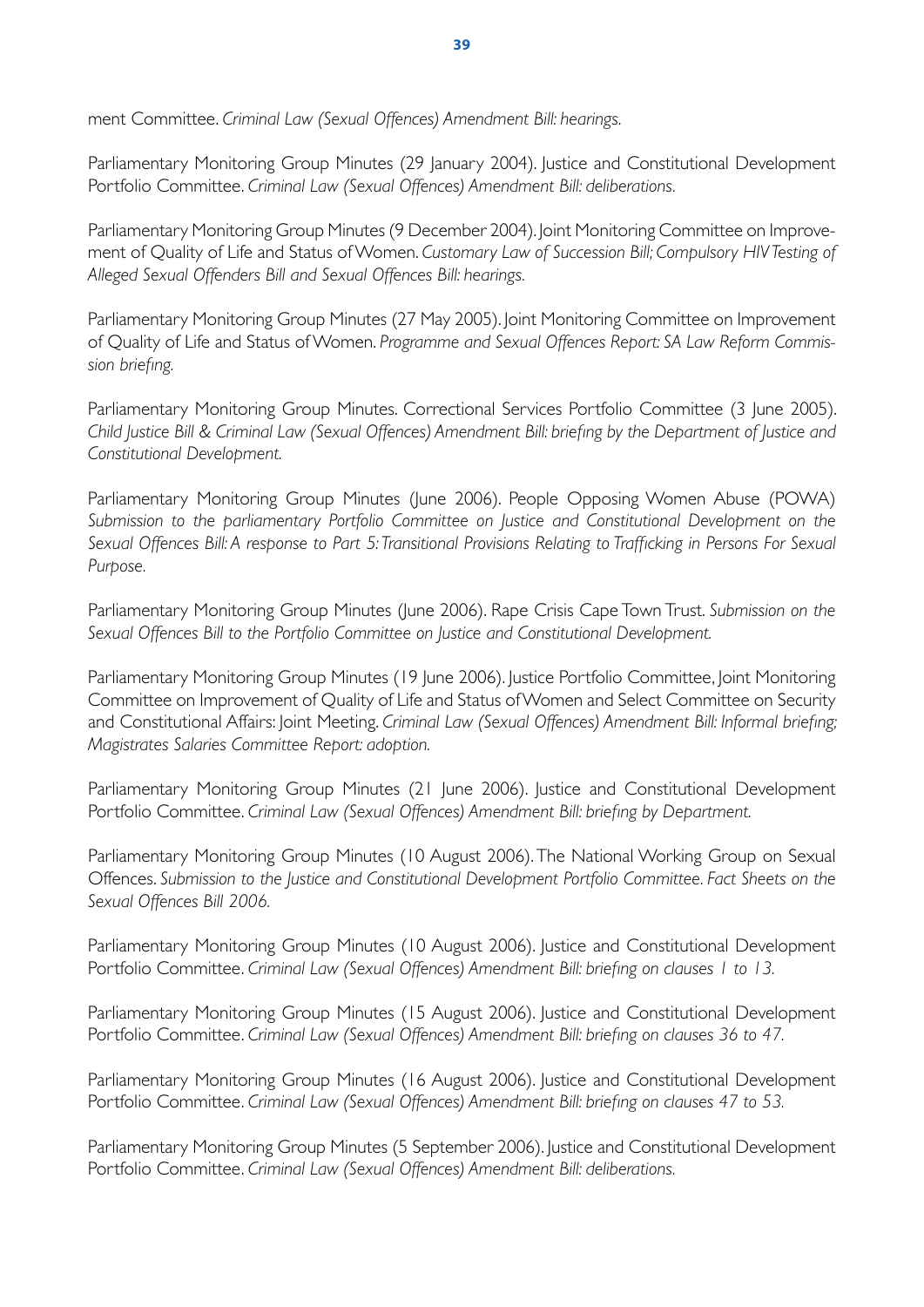ment Committee. *Criminal Law (Sexual Offences) Amendment Bill: hearings.*

Parliamentary Monitoring Group Minutes (29 January 2004). Justice and Constitutional Development Portfolio Committee. *Criminal Law (Sexual Offences) Amendment Bill: deliberations.*

Parliamentary Monitoring Group Minutes (9 December 2004). Joint Monitoring Committee on Improvement of Quality of Life and Status of Women. *Customary Law of Succession Bill; Compulsory HIV Testing of Alleged Sexual Offenders Bill and Sexual Offences Bill: hearings.*

Parliamentary Monitoring Group Minutes (27 May 2005). Joint Monitoring Committee on Improvement of Quality of Life and Status of Women. *Programme and Sexual Offences Report: SA Law Reform Commission briefing.*

Parliamentary Monitoring Group Minutes. Correctional Services Portfolio Committee (3 June 2005). *Child Justice Bill & Criminal Law (Sexual Offences) Amendment Bill: briefing by the Department of Justice and Constitutional Development.*

Parliamentary Monitoring Group Minutes (June 2006). People Opposing Women Abuse (POWA) *Submission to the parliamentary Portfolio Committee on Justice and Constitutional Development on the Sexual Offences Bill: A response to Part 5: Transitional Provisions Relating to Trafficking in Persons For Sexual Purpose.*

Parliamentary Monitoring Group Minutes (June 2006). Rape Crisis Cape Town Trust. *Submission on the Sexual Offences Bill to the Portfolio Committee on Justice and Constitutional Development.*

Parliamentary Monitoring Group Minutes (19 June 2006). Justice Portfolio Committee, Joint Monitoring Committee on Improvement of Quality of Life and Status of Women and Select Committee on Security and Constitutional Affairs: Joint Meeting. *Criminal Law (Sexual Offences) Amendment Bill: Informal briefing; Magistrates Salaries Committee Report: adoption.*

Parliamentary Monitoring Group Minutes (21 June 2006). Justice and Constitutional Development Portfolio Committee. *Criminal Law (Sexual Offences) Amendment Bill: briefing by Department.*

Parliamentary Monitoring Group Minutes (10 August 2006). The National Working Group on Sexual Offences. *Submission to the Justice and Constitutional Development Portfolio Committee. Fact Sheets on the Sexual Offences Bill 2006.*

Parliamentary Monitoring Group Minutes (10 August 2006). Justice and Constitutional Development Portfolio Committee. *Criminal Law (Sexual Offences) Amendment Bill: briefing on clauses 1 to 13.*

Parliamentary Monitoring Group Minutes (15 August 2006). Justice and Constitutional Development Portfolio Committee. *Criminal Law (Sexual Offences) Amendment Bill: briefing on clauses 36 to 47.*

Parliamentary Monitoring Group Minutes (16 August 2006). Justice and Constitutional Development Portfolio Committee. *Criminal Law (Sexual Offences) Amendment Bill: briefing on clauses 47 to 53.*

Parliamentary Monitoring Group Minutes (5 September 2006). Justice and Constitutional Development Portfolio Committee. *Criminal Law (Sexual Offences) Amendment Bill: deliberations.*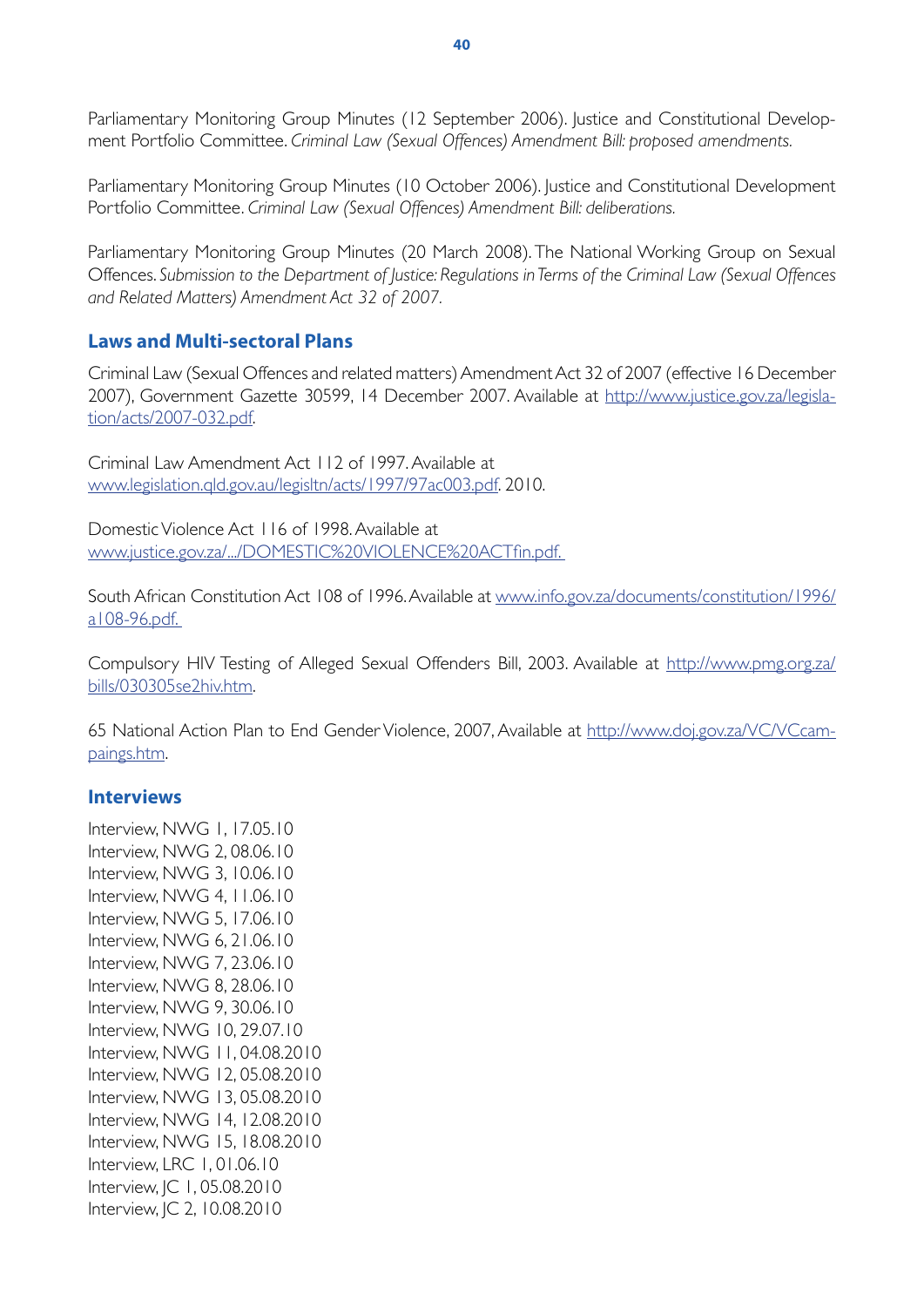Parliamentary Monitoring Group Minutes (12 September 2006). Justice and Constitutional Development Portfolio Committee. *Criminal Law (Sexual Offences) Amendment Bill: proposed amendments.*

Parliamentary Monitoring Group Minutes (10 October 2006). Justice and Constitutional Development Portfolio Committee. *Criminal Law (Sexual Offences) Amendment Bill: deliberations.*

Parliamentary Monitoring Group Minutes (20 March 2008). The National Working Group on Sexual Offences. *Submission to the Department of Justice: Regulations in Terms of the Criminal Law (Sexual Offences and Related Matters) Amendment Act 32 of 2007.*

## Laws and Multi-sectoral Plans

Criminal Law (Sexual Offences and related matters) Amendment Act 32 of 2007 (effective 16 December 2007), Government Gazette 30599, 14 December 2007. Available at http://www.justice.gov.za/legislation/acts/2007-032.pdf.

Criminal Law Amendment Act 112 of 1997. Available at www.legislation.qld.gov.au/legisltn/acts/1997/97ac003.pdf. 2010.

Domestic Violence Act 116 of 1998. Available at www.justice.gov.za/.../DOMESTIC%20VIOLENCE%20ACTfin.pdf.

South African Constitution Act 108 of 1996. Available at www.info.gov.za/documents/constitution/1996/a108-96.pdf.

Compulsory HIV Testing of Alleged Sexual Offenders Bill, 2003. Available at http://www.pmg.org.za/bills/030305se2hiv.htm.

65 National Action Plan to End Gender Violence, 2007, Available at http://www.doj.gov.za/VC/VCcampaings.htm.

## Interviews

Interview, NWG 1, 17.05.10
Interview, NWG 2, 08.06.10
Interview, NWG 3, 10.06.10
Interview, NWG 4, 11.06.10
Interview, NWG 5, 17.06.10
Interview, NWG 6, 21.06.10
Interview, NWG 7, 23.06.10
Interview, NWG 8, 28.06.10
Interview, NWG 9, 30.06.10
Interview, NWG 10, 29.07.10
Interview, NWG 11, 04.08.2010
Interview, NWG 12, 05.08.2010
Interview, NWG 13, 05.08.2010
Interview, NWG 14, 12.08.2010
Interview, NWG 15, 18.08.2010
Interview, LRC 1, 01.06.10
Interview, JC 1, 05.08.2010
Interview, JC 2, 10.08.2010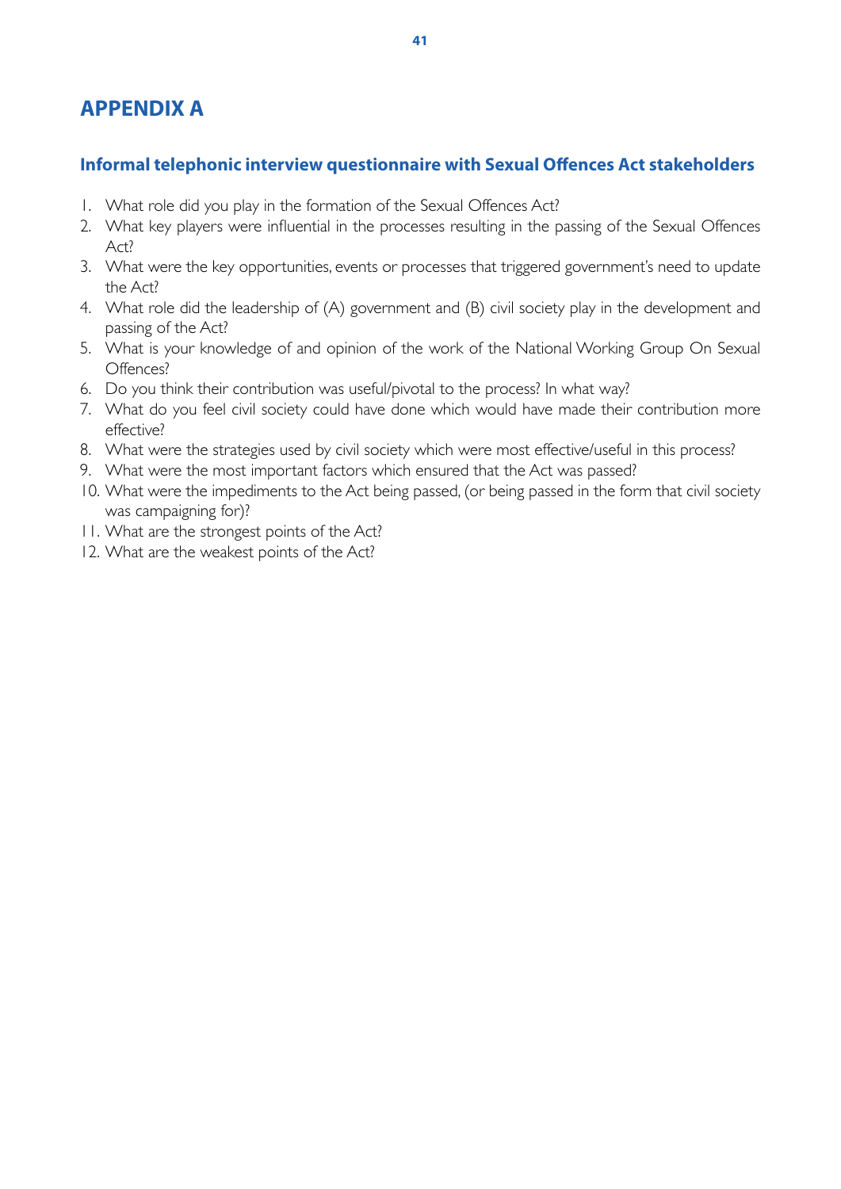# APPENDIX A

## Informal telephonic interview questionnaire with Sexual Offences Act stakeholders

1. What role did you play in the formation of the Sexual Offences Act?
2. What key players were influential in the processes resulting in the passing of the Sexual Offences Act?
3. What were the key opportunities, events or processes that triggered government's need to update the Act?
4. What role did the leadership of (A) government and (B) civil society play in the development and passing of the Act?
5. What is your knowledge of and opinion of the work of the National Working Group On Sexual Offences?
6. Do you think their contribution was useful/pivotal to the process? In what way?
7. What do you feel civil society could have done which would have made their contribution more effective?
8. What were the strategies used by civil society which were most effective/useful in this process?
9. What were the most important factors which ensured that the Act was passed?
10. What were the impediments to the Act being passed, (or being passed in the form that civil society was campaigning for)?
11. What are the strongest points of the Act?
12. What are the weakest points of the Act?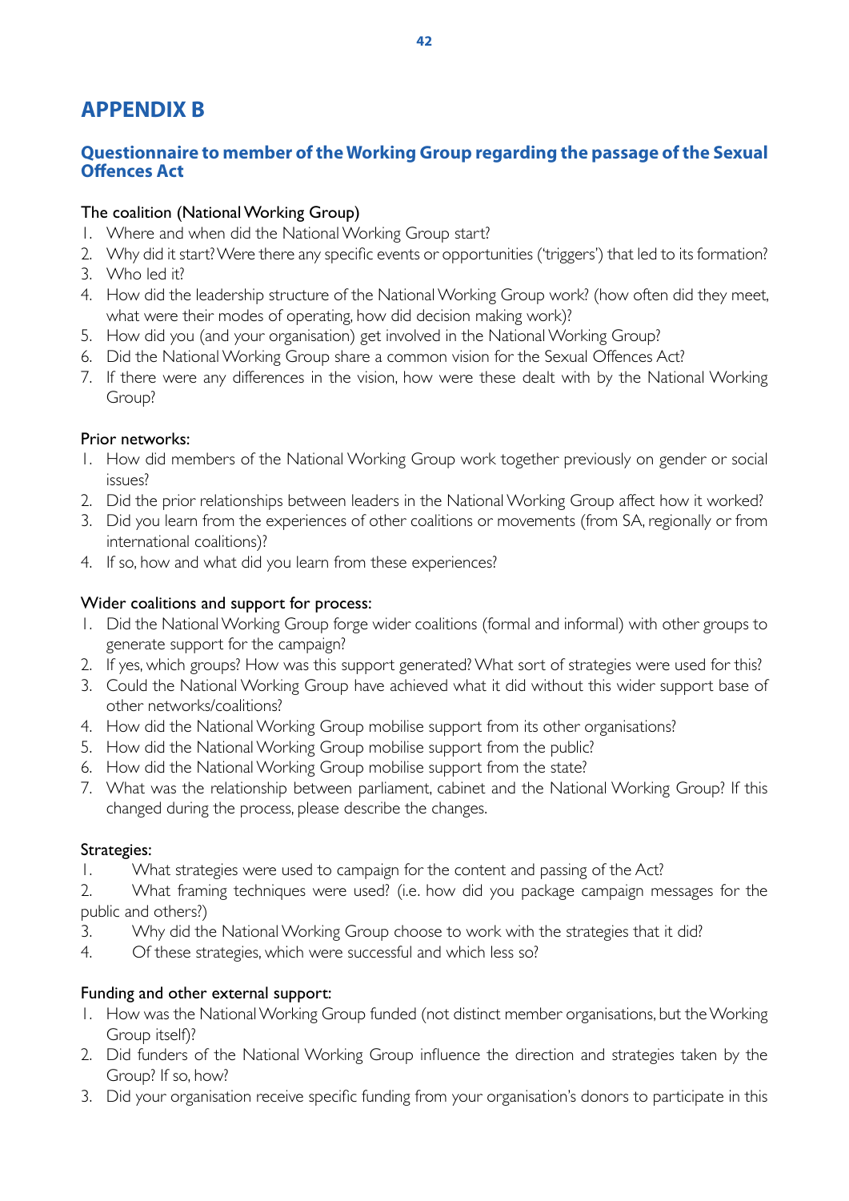# APPENDIX B

## Questionnaire to member of the Working Group regarding the passage of the Sexual Offences Act

### The coalition (National Working Group)

1. Where and when did the National Working Group start?
2. Why did it start? Were there any specific events or opportunities ('triggers') that led to its formation?
3. Who led it?
4. How did the leadership structure of the National Working Group work? (how often did they meet, what were their modes of operating, how did decision making work)?
5. How did you (and your organisation) get involved in the National Working Group?
6. Did the National Working Group share a common vision for the Sexual Offences Act?
7. If there were any differences in the vision, how were these dealt with by the National Working Group?

### Prior networks:

1. How did members of the National Working Group work together previously on gender or social issues?
2. Did the prior relationships between leaders in the National Working Group affect how it worked?
3. Did you learn from the experiences of other coalitions or movements (from SA, regionally or from international coalitions)?
4. If so, how and what did you learn from these experiences?

### Wider coalitions and support for process:

1. Did the National Working Group forge wider coalitions (formal and informal) with other groups to generate support for the campaign?
2. If yes, which groups? How was this support generated? What sort of strategies were used for this?
3. Could the National Working Group have achieved what it did without this wider support base of other networks/coalitions?
4. How did the National Working Group mobilise support from its other organisations?
5. How did the National Working Group mobilise support from the public?
6. How did the National Working Group mobilise support from the state?
7. What was the relationship between parliament, cabinet and the National Working Group? If this changed during the process, please describe the changes.

### Strategies:

1. What strategies were used to campaign for the content and passing of the Act?
2. What framing techniques were used? (i.e. how did you package campaign messages for the public and others?)
3. Why did the National Working Group choose to work with the strategies that it did?
4. Of these strategies, which were successful and which less so?

### Funding and other external support:

1. How was the National Working Group funded (not distinct member organisations, but the Working Group itself)?
2. Did funders of the National Working Group influence the direction and strategies taken by the Group? If so, how?
3. Did your organisation receive specific funding from your organisation's donors to participate in this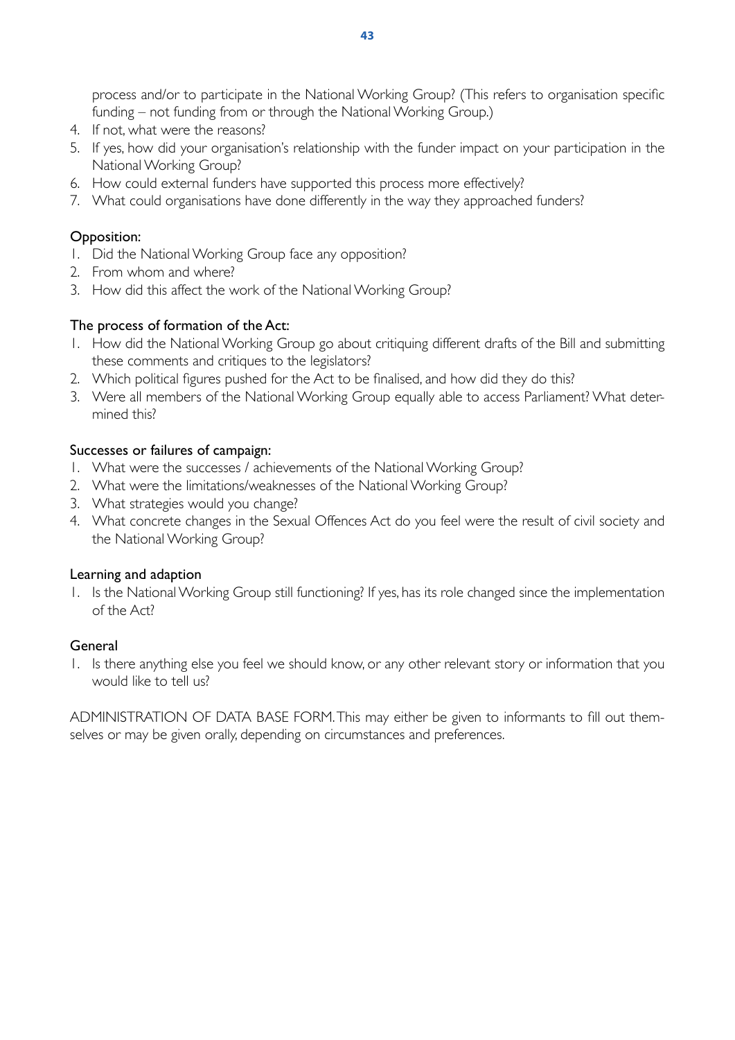process and/or to participate in the National Working Group? (This refers to organisation specific funding – not funding from or through the National Working Group.)

4. If not, what were the reasons?
5. If yes, how did your organisation's relationship with the funder impact on your participation in the National Working Group?
6. How could external funders have supported this process more effectively?
7. What could organisations have done differently in the way they approached funders?

### Opposition:

1. Did the National Working Group face any opposition?
2. From whom and where?
3. How did this affect the work of the National Working Group?

### The process of formation of the Act:

1. How did the National Working Group go about critiquing different drafts of the Bill and submitting these comments and critiques to the legislators?
2. Which political figures pushed for the Act to be finalised, and how did they do this?
3. Were all members of the National Working Group equally able to access Parliament? What determined this?

### Successes or failures of campaign:

1. What were the successes / achievements of the National Working Group?
2. What were the limitations/weaknesses of the National Working Group?
3. What strategies would you change?
4. What concrete changes in the Sexual Offences Act do you feel were the result of civil society and the National Working Group?

### Learning and adaption

1. Is the National Working Group still functioning? If yes, has its role changed since the implementation of the Act?

### General

1. Is there anything else you feel we should know, or any other relevant story or information that you would like to tell us?

ADMINISTRATION OF DATA BASE FORM. This may either be given to informants to fill out themselves or may be given orally, depending on circumstances and preferences.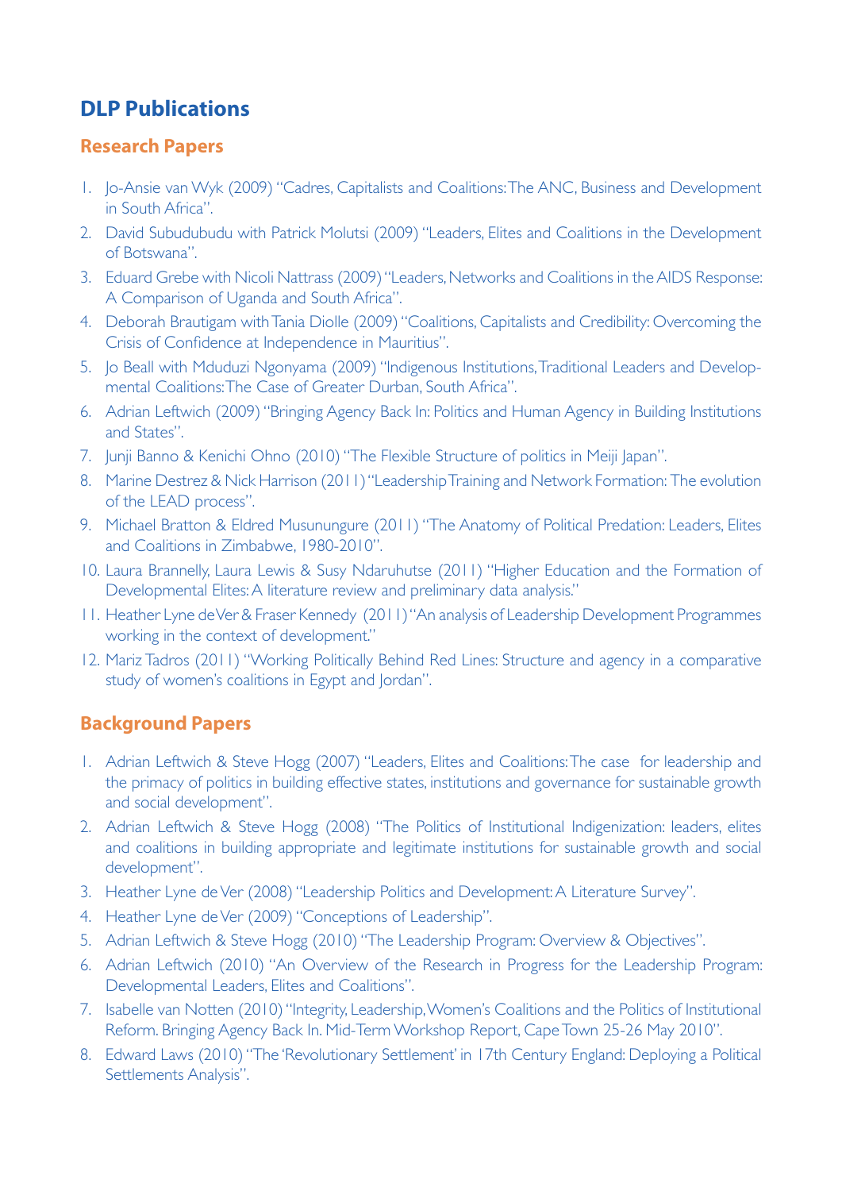# DLP Publications

## Research Papers

1. Jo-Ansie van Wyk (2009) "Cadres, Capitalists and Coalitions: The ANC, Business and Development in South Africa".
2. David Subudubudu with Patrick Molutsi (2009) "Leaders, Elites and Coalitions in the Development of Botswana".
3. Eduard Grebe with Nicoli Nattrass (2009) "Leaders, Networks and Coalitions in the AIDS Response: A Comparison of Uganda and South Africa".
4. Deborah Brautigam with Tania Diolle (2009) "Coalitions, Capitalists and Credibility: Overcoming the Crisis of Confidence at Independence in Mauritius".
5. Jo Beall with Mduduzi Ngonyama (2009) "Indigenous Institutions, Traditional Leaders and Developmental Coalitions: The Case of Greater Durban, South Africa".
6. Adrian Leftwich (2009) "Bringing Agency Back In: Politics and Human Agency in Building Institutions and States".
7. Junji Banno & Kenichi Ohno (2010) "The Flexible Structure of politics in Meiji Japan".
8. Marine Destrez & Nick Harrison (2011) "Leadership Training and Network Formation: The evolution of the LEAD process".
9. Michael Bratton & Eldred Musunungure (2011) "The Anatomy of Political Predation: Leaders, Elites and Coalitions in Zimbabwe, 1980-2010".
10. Laura Brannelly, Laura Lewis & Susy Ndaruhutse (2011) "Higher Education and the Formation of Developmental Elites: A literature review and preliminary data analysis."
11. Heather Lyne de Ver & Fraser Kennedy (2011) "An analysis of Leadership Development Programmes working in the context of development."
12. Mariz Tadros (2011) "Working Politically Behind Red Lines: Structure and agency in a comparative study of women's coalitions in Egypt and Jordan".

## Background Papers

1. Adrian Leftwich & Steve Hogg (2007) "Leaders, Elites and Coalitions: The case for leadership and the primacy of politics in building effective states, institutions and governance for sustainable growth and social development".
2. Adrian Leftwich & Steve Hogg (2008) "The Politics of Institutional Indigenization: leaders, elites and coalitions in building appropriate and legitimate institutions for sustainable growth and social development".
3. Heather Lyne de Ver (2008) "Leadership Politics and Development: A Literature Survey".
4. Heather Lyne de Ver (2009) "Conceptions of Leadership".
5. Adrian Leftwich & Steve Hogg (2010) "The Leadership Program: Overview & Objectives".
6. Adrian Leftwich (2010) "An Overview of the Research in Progress for the Leadership Program: Developmental Leaders, Elites and Coalitions".
7. Isabelle van Notten (2010) "Integrity, Leadership, Women's Coalitions and the Politics of Institutional Reform. Bringing Agency Back In. Mid-Term Workshop Report, Cape Town 25-26 May 2010".
8. Edward Laws (2010) "The 'Revolutionary Settlement' in 17th Century England: Deploying a Political Settlements Analysis".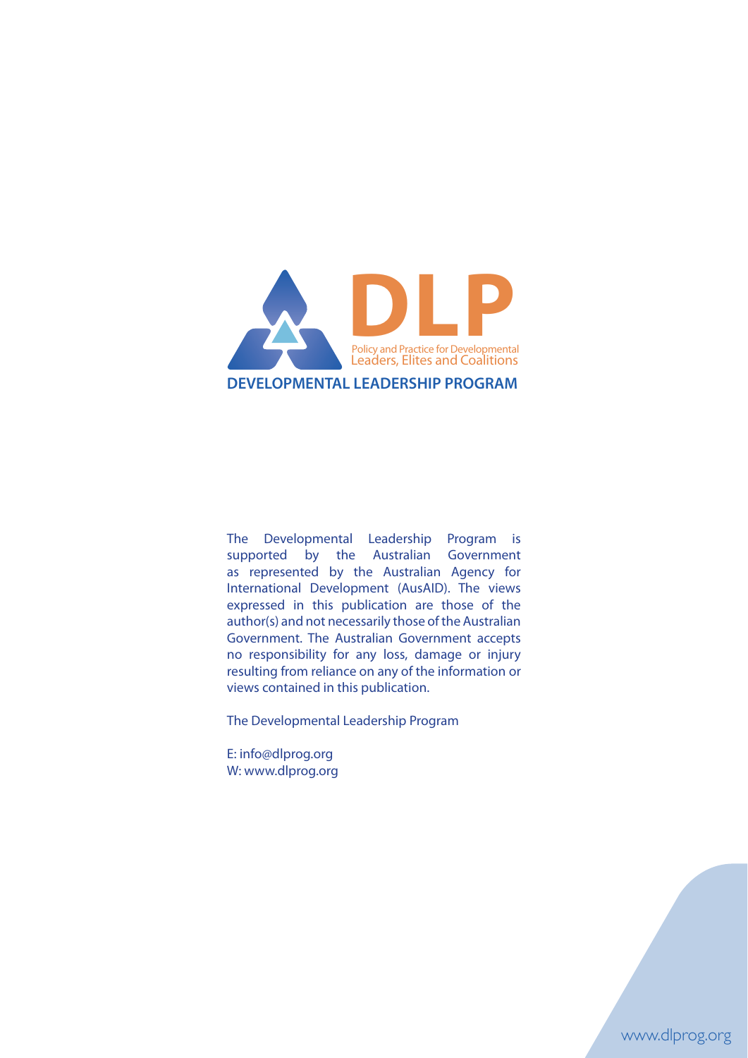DLP

Policy and Practice for Developmental Leaders, Elites and Coalitions

**DEVELOPMENTAL LEADERSHIP PROGRAM**

The Developmental Leadership Program is supported by the Australian Government as represented by the Australian Agency for International Development (AusAID). The views expressed in this publication are those of the author(s) and not necessarily those of the Australian Government. The Australian Government accepts no responsibility for any loss, damage or injury resulting from reliance on any of the information or views contained in this publication.

The Developmental Leadership Program

E: info@dlprog.org
W: www.dlprog.org

www.dlprog.org